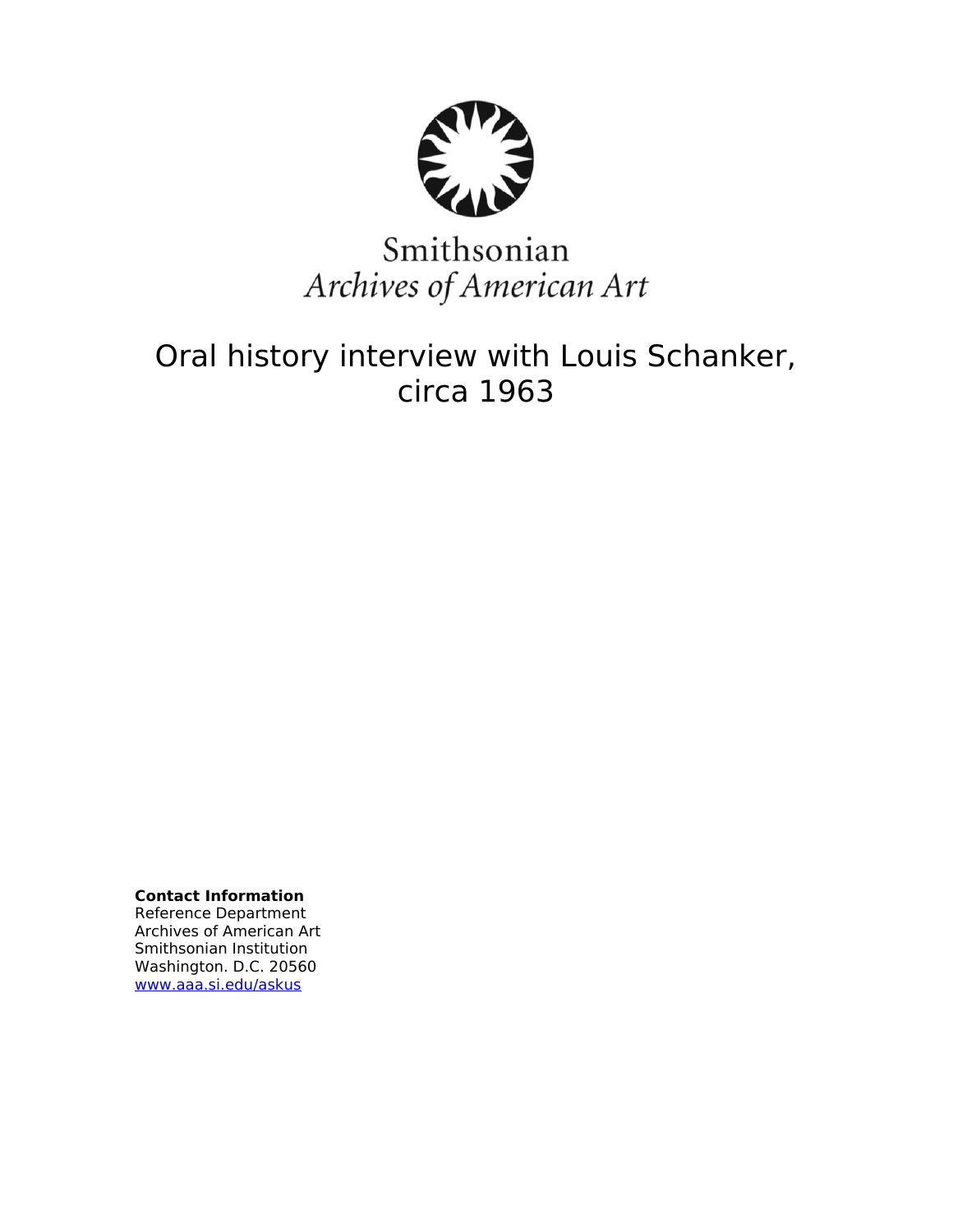Smithsonian
*Archives of American Art*

# Oral history interview with Louis Schanker, circa 1963

**Contact Information**
Reference Department
Archives of American Art
Smithsonian Institution
Washington. D.C. 20560
www.aaa.si.edu/askus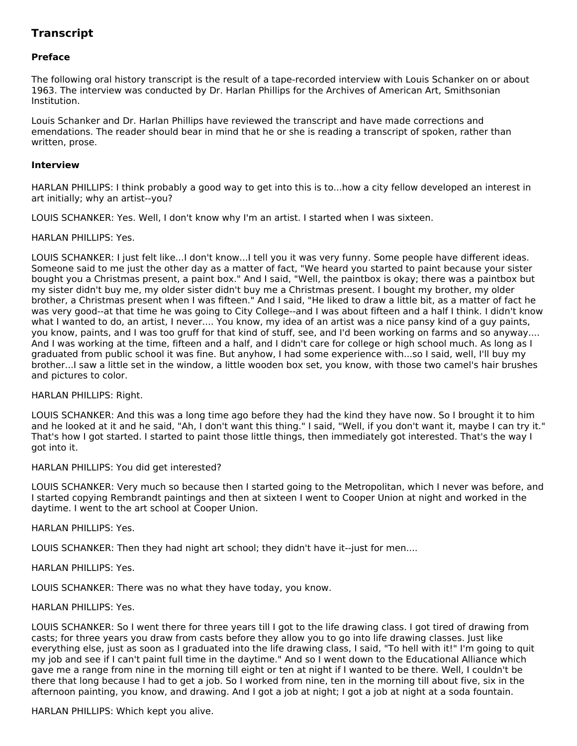## Transcript

### Preface

The following oral history transcript is the result of a tape-recorded interview with Louis Schanker on or about 1963. The interview was conducted by Dr. Harlan Phillips for the Archives of American Art, Smithsonian Institution.

Louis Schanker and Dr. Harlan Phillips have reviewed the transcript and have made corrections and emendations. The reader should bear in mind that he or she is reading a transcript of spoken, rather than written, prose.

### Interview

HARLAN PHILLIPS: I think probably a good way to get into this is to...how a city fellow developed an interest in art initially; why an artist--you?

LOUIS SCHANKER: Yes. Well, I don't know why I'm an artist. I started when I was sixteen.

HARLAN PHILLIPS: Yes.

LOUIS SCHANKER: I just felt like...I don't know...I tell you it was very funny. Some people have different ideas. Someone said to me just the other day as a matter of fact, "We heard you started to paint because your sister bought you a Christmas present, a paint box." And I said, "Well, the paintbox is okay; there was a paintbox but my sister didn't buy me, my older sister didn't buy me a Christmas present. I bought my brother, my older brother, a Christmas present when I was fifteen." And I said, "He liked to draw a little bit, as a matter of fact he was very good--at that time he was going to City College--and I was about fifteen and a half I think. I didn't know what I wanted to do, an artist, I never.... You know, my idea of an artist was a nice pansy kind of a guy paints, you know, paints, and I was too gruff for that kind of stuff, see, and I'd been working on farms and so anyway.... And I was working at the time, fifteen and a half, and I didn't care for college or high school much. As long as I graduated from public school it was fine. But anyhow, I had some experience with...so I said, well, I'll buy my brother...I saw a little set in the window, a little wooden box set, you know, with those two camel's hair brushes and pictures to color.

HARLAN PHILLIPS: Right.

LOUIS SCHANKER: And this was a long time ago before they had the kind they have now. So I brought it to him and he looked at it and he said, "Ah, I don't want this thing." I said, "Well, if you don't want it, maybe I can try it." That's how I got started. I started to paint those little things, then immediately got interested. That's the way I got into it.

HARLAN PHILLIPS: You did get interested?

LOUIS SCHANKER: Very much so because then I started going to the Metropolitan, which I never was before, and I started copying Rembrandt paintings and then at sixteen I went to Cooper Union at night and worked in the daytime. I went to the art school at Cooper Union.

HARLAN PHILLIPS: Yes.

LOUIS SCHANKER: Then they had night art school; they didn't have it--just for men....

HARLAN PHILLIPS: Yes.

LOUIS SCHANKER: There was no what they have today, you know.

HARLAN PHILLIPS: Yes.

LOUIS SCHANKER: So I went there for three years till I got to the life drawing class. I got tired of drawing from casts; for three years you draw from casts before they allow you to go into life drawing classes. Just like everything else, just as soon as I graduated into the life drawing class, I said, "To hell with it!" I'm going to quit my job and see if I can't paint full time in the daytime." And so I went down to the Educational Alliance which gave me a range from nine in the morning till eight or ten at night if I wanted to be there. Well, I couldn't be there that long because I had to get a job. So I worked from nine, ten in the morning till about five, six in the afternoon painting, you know, and drawing. And I got a job at night; I got a job at night at a soda fountain.

HARLAN PHILLIPS: Which kept you alive.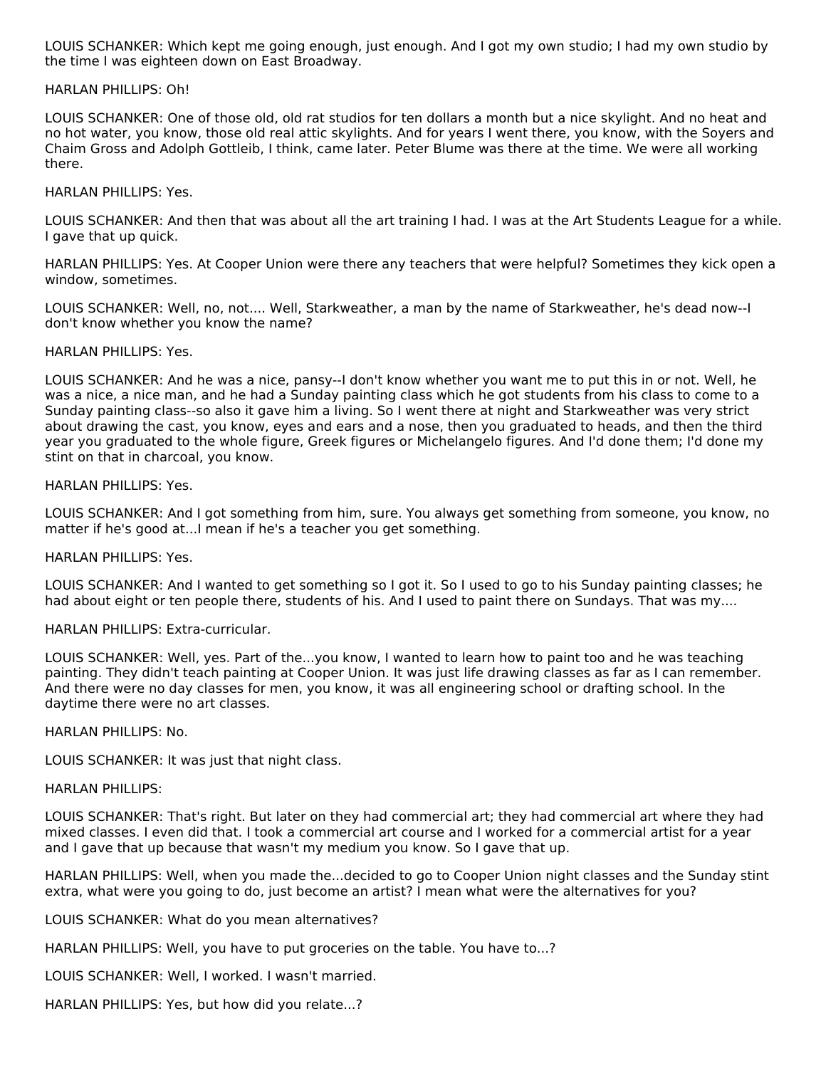LOUIS SCHANKER: Which kept me going enough, just enough. And I got my own studio; I had my own studio by the time I was eighteen down on East Broadway.

HARLAN PHILLIPS: Oh!

LOUIS SCHANKER: One of those old, old rat studios for ten dollars a month but a nice skylight. And no heat and no hot water, you know, those old real attic skylights. And for years I went there, you know, with the Soyers and Chaim Gross and Adolph Gottleib, I think, came later. Peter Blume was there at the time. We were all working there.

HARLAN PHILLIPS: Yes.

LOUIS SCHANKER: And then that was about all the art training I had. I was at the Art Students League for a while. I gave that up quick.

HARLAN PHILLIPS: Yes. At Cooper Union were there any teachers that were helpful? Sometimes they kick open a window, sometimes.

LOUIS SCHANKER: Well, no, not.... Well, Starkweather, a man by the name of Starkweather, he's dead now--I don't know whether you know the name?

HARLAN PHILLIPS: Yes.

LOUIS SCHANKER: And he was a nice, pansy--I don't know whether you want me to put this in or not. Well, he was a nice, a nice man, and he had a Sunday painting class which he got students from his class to come to a Sunday painting class--so also it gave him a living. So I went there at night and Starkweather was very strict about drawing the cast, you know, eyes and ears and a nose, then you graduated to heads, and then the third year you graduated to the whole figure, Greek figures or Michelangelo figures. And I'd done them; I'd done my stint on that in charcoal, you know.

HARLAN PHILLIPS: Yes.

LOUIS SCHANKER: And I got something from him, sure. You always get something from someone, you know, no matter if he's good at...I mean if he's a teacher you get something.

HARLAN PHILLIPS: Yes.

LOUIS SCHANKER: And I wanted to get something so I got it. So I used to go to his Sunday painting classes; he had about eight or ten people there, students of his. And I used to paint there on Sundays. That was my....

HARLAN PHILLIPS: Extra-curricular.

LOUIS SCHANKER: Well, yes. Part of the...you know, I wanted to learn how to paint too and he was teaching painting. They didn't teach painting at Cooper Union. It was just life drawing classes as far as I can remember. And there were no day classes for men, you know, it was all engineering school or drafting school. In the daytime there were no art classes.

HARLAN PHILLIPS: No.

LOUIS SCHANKER: It was just that night class.

HARLAN PHILLIPS:

LOUIS SCHANKER: That's right. But later on they had commercial art; they had commercial art where they had mixed classes. I even did that. I took a commercial art course and I worked for a commercial artist for a year and I gave that up because that wasn't my medium you know. So I gave that up.

HARLAN PHILLIPS: Well, when you made the...decided to go to Cooper Union night classes and the Sunday stint extra, what were you going to do, just become an artist? I mean what were the alternatives for you?

LOUIS SCHANKER: What do you mean alternatives?

HARLAN PHILLIPS: Well, you have to put groceries on the table. You have to...?

LOUIS SCHANKER: Well, I worked. I wasn't married.

HARLAN PHILLIPS: Yes, but how did you relate...?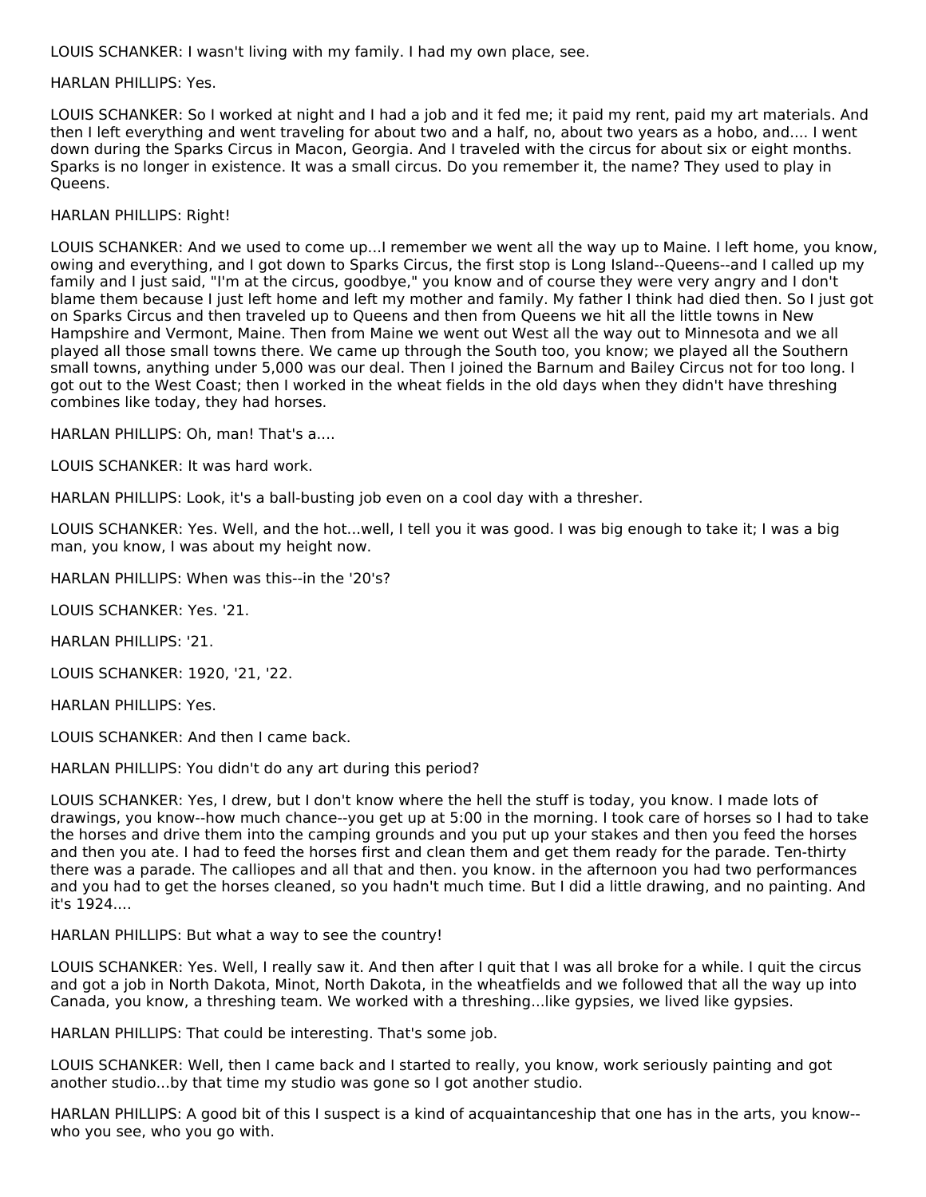LOUIS SCHANKER: I wasn't living with my family. I had my own place, see.

HARLAN PHILLIPS: Yes.

LOUIS SCHANKER: So I worked at night and I had a job and it fed me; it paid my rent, paid my art materials. And then I left everything and went traveling for about two and a half, no, about two years as a hobo, and.... I went down during the Sparks Circus in Macon, Georgia. And I traveled with the circus for about six or eight months. Sparks is no longer in existence. It was a small circus. Do you remember it, the name? They used to play in Queens.

HARLAN PHILLIPS: Right!

LOUIS SCHANKER: And we used to come up...I remember we went all the way up to Maine. I left home, you know, owing and everything, and I got down to Sparks Circus, the first stop is Long Island--Queens--and I called up my family and I just said, "I'm at the circus, goodbye," you know and of course they were very angry and I don't blame them because I just left home and left my mother and family. My father I think had died then. So I just got on Sparks Circus and then traveled up to Queens and then from Queens we hit all the little towns in New Hampshire and Vermont, Maine. Then from Maine we went out West all the way out to Minnesota and we all played all those small towns there. We came up through the South too, you know; we played all the Southern small towns, anything under 5,000 was our deal. Then I joined the Barnum and Bailey Circus not for too long. I got out to the West Coast; then I worked in the wheat fields in the old days when they didn't have threshing combines like today, they had horses.

HARLAN PHILLIPS: Oh, man! That's a....

LOUIS SCHANKER: It was hard work.

HARLAN PHILLIPS: Look, it's a ball-busting job even on a cool day with a thresher.

LOUIS SCHANKER: Yes. Well, and the hot...well, I tell you it was good. I was big enough to take it; I was a big man, you know, I was about my height now.

HARLAN PHILLIPS: When was this--in the '20's?

LOUIS SCHANKER: Yes. '21.

HARLAN PHILLIPS: '21.

LOUIS SCHANKER: 1920, '21, '22.

HARLAN PHILLIPS: Yes.

LOUIS SCHANKER: And then I came back.

HARLAN PHILLIPS: You didn't do any art during this period?

LOUIS SCHANKER: Yes, I drew, but I don't know where the hell the stuff is today, you know. I made lots of drawings, you know--how much chance--you get up at 5:00 in the morning. I took care of horses so I had to take the horses and drive them into the camping grounds and you put up your stakes and then you feed the horses and then you ate. I had to feed the horses first and clean them and get them ready for the parade. Ten-thirty there was a parade. The calliopes and all that and then. you know. in the afternoon you had two performances and you had to get the horses cleaned, so you hadn't much time. But I did a little drawing, and no painting. And it's 1924....

HARLAN PHILLIPS: But what a way to see the country!

LOUIS SCHANKER: Yes. Well, I really saw it. And then after I quit that I was all broke for a while. I quit the circus and got a job in North Dakota, Minot, North Dakota, in the wheatfields and we followed that all the way up into Canada, you know, a threshing team. We worked with a threshing...like gypsies, we lived like gypsies.

HARLAN PHILLIPS: That could be interesting. That's some job.

LOUIS SCHANKER: Well, then I came back and I started to really, you know, work seriously painting and got another studio...by that time my studio was gone so I got another studio.

HARLAN PHILLIPS: A good bit of this I suspect is a kind of acquaintanceship that one has in the arts, you know--who you see, who you go with.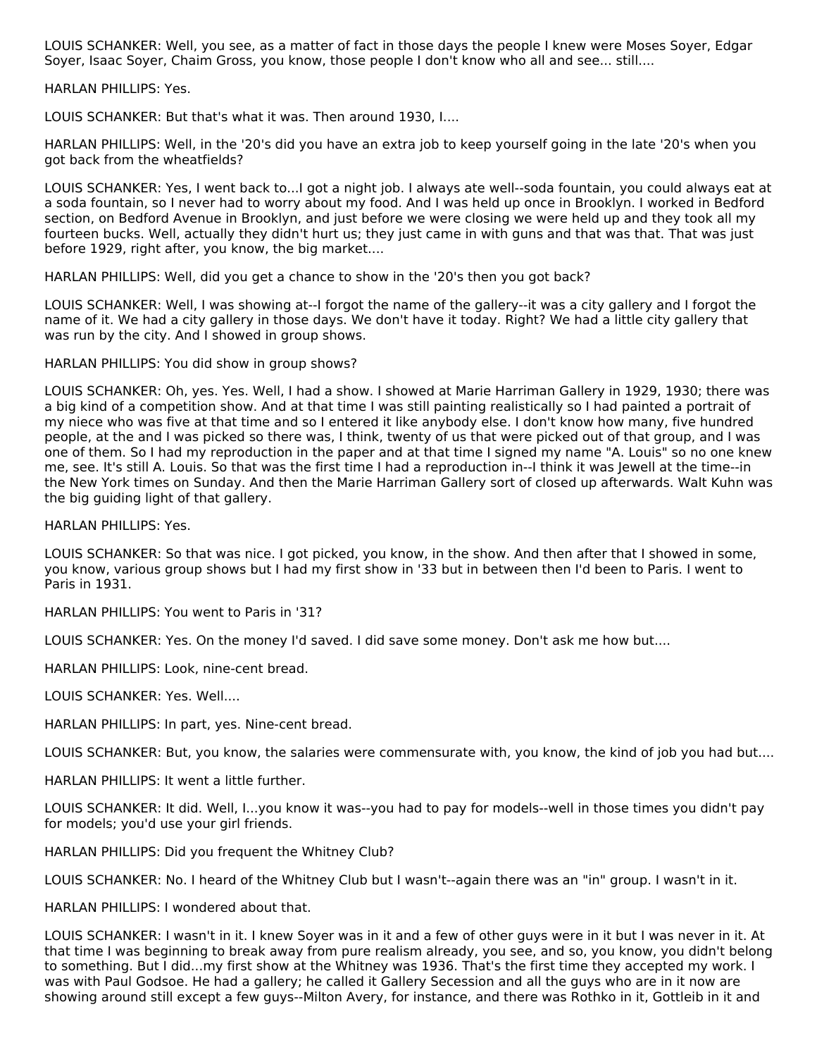LOUIS SCHANKER: Well, you see, as a matter of fact in those days the people I knew were Moses Soyer, Edgar Soyer, Isaac Soyer, Chaim Gross, you know, those people I don't know who all and see... still....

HARLAN PHILLIPS: Yes.

LOUIS SCHANKER: But that's what it was. Then around 1930, I....

HARLAN PHILLIPS: Well, in the '20's did you have an extra job to keep yourself going in the late '20's when you got back from the wheatfields?

LOUIS SCHANKER: Yes, I went back to...I got a night job. I always ate well--soda fountain, you could always eat at a soda fountain, so I never had to worry about my food. And I was held up once in Brooklyn. I worked in Bedford section, on Bedford Avenue in Brooklyn, and just before we were closing we were held up and they took all my fourteen bucks. Well, actually they didn't hurt us; they just came in with guns and that was that. That was just before 1929, right after, you know, the big market....

HARLAN PHILLIPS: Well, did you get a chance to show in the '20's then you got back?

LOUIS SCHANKER: Well, I was showing at--I forgot the name of the gallery--it was a city gallery and I forgot the name of it. We had a city gallery in those days. We don't have it today. Right? We had a little city gallery that was run by the city. And I showed in group shows.

HARLAN PHILLIPS: You did show in group shows?

LOUIS SCHANKER: Oh, yes. Yes. Well, I had a show. I showed at Marie Harriman Gallery in 1929, 1930; there was a big kind of a competition show. And at that time I was still painting realistically so I had painted a portrait of my niece who was five at that time and so I entered it like anybody else. I don't know how many, five hundred people, at the and I was picked so there was, I think, twenty of us that were picked out of that group, and I was one of them. So I had my reproduction in the paper and at that time I signed my name "A. Louis" so no one knew me, see. It's still A. Louis. So that was the first time I had a reproduction in--I think it was Jewell at the time--in the New York times on Sunday. And then the Marie Harriman Gallery sort of closed up afterwards. Walt Kuhn was the big guiding light of that gallery.

HARLAN PHILLIPS: Yes.

LOUIS SCHANKER: So that was nice. I got picked, you know, in the show. And then after that I showed in some, you know, various group shows but I had my first show in '33 but in between then I'd been to Paris. I went to Paris in 1931.

HARLAN PHILLIPS: You went to Paris in '31?

LOUIS SCHANKER: Yes. On the money I'd saved. I did save some money. Don't ask me how but....

HARLAN PHILLIPS: Look, nine-cent bread.

LOUIS SCHANKER: Yes. Well....

HARLAN PHILLIPS: In part, yes. Nine-cent bread.

LOUIS SCHANKER: But, you know, the salaries were commensurate with, you know, the kind of job you had but....

HARLAN PHILLIPS: It went a little further.

LOUIS SCHANKER: It did. Well, I...you know it was--you had to pay for models--well in those times you didn't pay for models; you'd use your girl friends.

HARLAN PHILLIPS: Did you frequent the Whitney Club?

LOUIS SCHANKER: No. I heard of the Whitney Club but I wasn't--again there was an "in" group. I wasn't in it.

HARLAN PHILLIPS: I wondered about that.

LOUIS SCHANKER: I wasn't in it. I knew Soyer was in it and a few of other guys were in it but I was never in it. At that time I was beginning to break away from pure realism already, you see, and so, you know, you didn't belong to something. But I did...my first show at the Whitney was 1936. That's the first time they accepted my work. I was with Paul Godsoe. He had a gallery; he called it Gallery Secession and all the guys who are in it now are showing around still except a few guys--Milton Avery, for instance, and there was Rothko in it, Gottleib in it and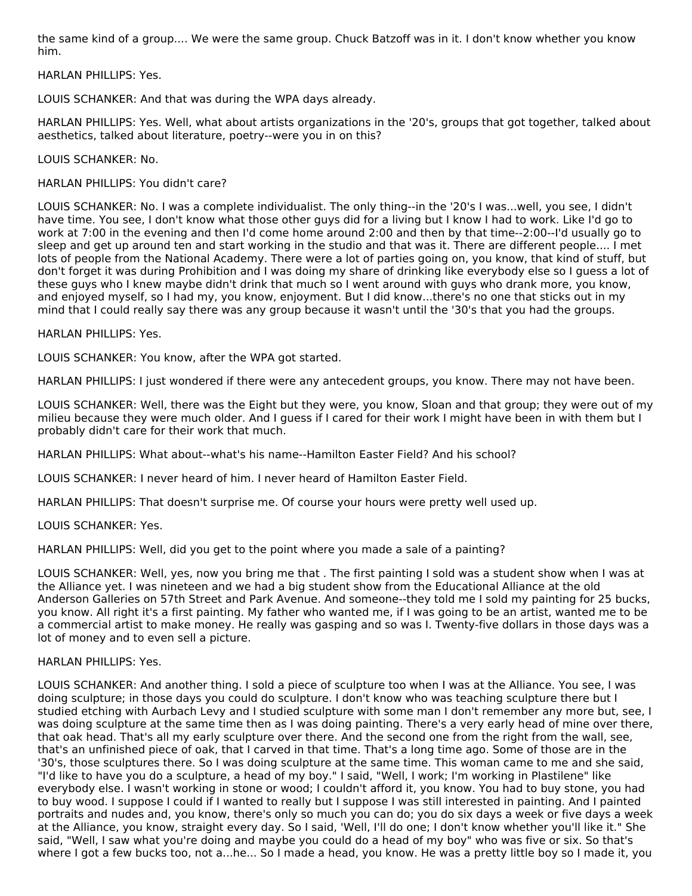the same kind of a group.... We were the same group. Chuck Batzoff was in it. I don't know whether you know him.

HARLAN PHILLIPS: Yes.

LOUIS SCHANKER: And that was during the WPA days already.

HARLAN PHILLIPS: Yes. Well, what about artists organizations in the '20's, groups that got together, talked about aesthetics, talked about literature, poetry--were you in on this?

LOUIS SCHANKER: No.

HARLAN PHILLIPS: You didn't care?

LOUIS SCHANKER: No. I was a complete individualist. The only thing--in the '20's I was...well, you see, I didn't have time. You see, I don't know what those other guys did for a living but I know I had to work. Like I'd go to work at 7:00 in the evening and then I'd come home around 2:00 and then by that time--2:00--I'd usually go to sleep and get up around ten and start working in the studio and that was it. There are different people.... I met lots of people from the National Academy. There were a lot of parties going on, you know, that kind of stuff, but don't forget it was during Prohibition and I was doing my share of drinking like everybody else so I guess a lot of these guys who I knew maybe didn't drink that much so I went around with guys who drank more, you know, and enjoyed myself, so I had my, you know, enjoyment. But I did know...there's no one that sticks out in my mind that I could really say there was any group because it wasn't until the '30's that you had the groups.

HARLAN PHILLIPS: Yes.

LOUIS SCHANKER: You know, after the WPA got started.

HARLAN PHILLIPS: I just wondered if there were any antecedent groups, you know. There may not have been.

LOUIS SCHANKER: Well, there was the Eight but they were, you know, Sloan and that group; they were out of my milieu because they were much older. And I guess if I cared for their work I might have been in with them but I probably didn't care for their work that much.

HARLAN PHILLIPS: What about--what's his name--Hamilton Easter Field? And his school?

LOUIS SCHANKER: I never heard of him. I never heard of Hamilton Easter Field.

HARLAN PHILLIPS: That doesn't surprise me. Of course your hours were pretty well used up.

LOUIS SCHANKER: Yes.

HARLAN PHILLIPS: Well, did you get to the point where you made a sale of a painting?

LOUIS SCHANKER: Well, yes, now you bring me that . The first painting I sold was a student show when I was at the Alliance yet. I was nineteen and we had a big student show from the Educational Alliance at the old Anderson Galleries on 57th Street and Park Avenue. And someone--they told me I sold my painting for 25 bucks, you know. All right it's a first painting. My father who wanted me, if I was going to be an artist, wanted me to be a commercial artist to make money. He really was gasping and so was I. Twenty-five dollars in those days was a lot of money and to even sell a picture.

HARLAN PHILLIPS: Yes.

LOUIS SCHANKER: And another thing. I sold a piece of sculpture too when I was at the Alliance. You see, I was doing sculpture; in those days you could do sculpture. I don't know who was teaching sculpture there but I studied etching with Aurbach Levy and I studied sculpture with some man I don't remember any more but, see, I was doing sculpture at the same time then as I was doing painting. There's a very early head of mine over there, that oak head. That's all my early sculpture over there. And the second one from the right from the wall, see, that's an unfinished piece of oak, that I carved in that time. That's a long time ago. Some of those are in the '30's, those sculptures there. So I was doing sculpture at the same time. This woman came to me and she said, "I'd like to have you do a sculpture, a head of my boy." I said, "Well, I work; I'm working in Plastilene" like everybody else. I wasn't working in stone or wood; I couldn't afford it, you know. You had to buy stone, you had to buy wood. I suppose I could if I wanted to really but I suppose I was still interested in painting. And I painted portraits and nudes and, you know, there's only so much you can do; you do six days a week or five days a week at the Alliance, you know, straight every day. So I said, 'Well, I'll do one; I don't know whether you'll like it." She said, "Well, I saw what you're doing and maybe you could do a head of my boy" who was five or six. So that's where I got a few bucks too, not a...he... So I made a head, you know. He was a pretty little boy so I made it, you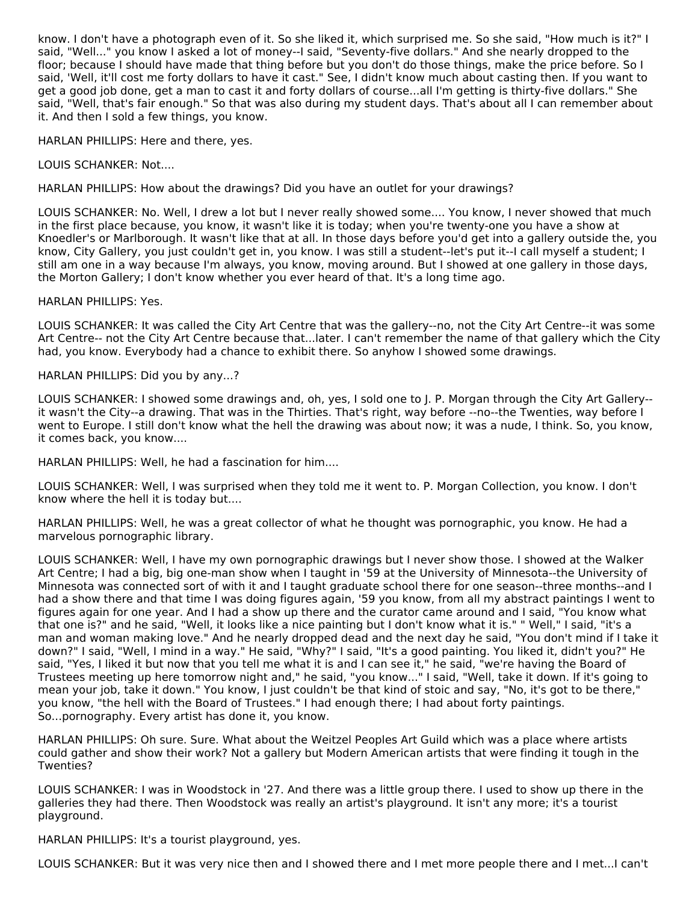know. I don't have a photograph even of it. So she liked it, which surprised me. So she said, "How much is it?" I said, "Well..." you know I asked a lot of money--I said, "Seventy-five dollars." And she nearly dropped to the floor; because I should have made that thing before but you don't do those things, make the price before. So I said, 'Well, it'll cost me forty dollars to have it cast." See, I didn't know much about casting then. If you want to get a good job done, get a man to cast it and forty dollars of course...all I'm getting is thirty-five dollars." She said, "Well, that's fair enough." So that was also during my student days. That's about all I can remember about it. And then I sold a few things, you know.

HARLAN PHILLIPS: Here and there, yes.

LOUIS SCHANKER: Not....

HARLAN PHILLIPS: How about the drawings? Did you have an outlet for your drawings?

LOUIS SCHANKER: No. Well, I drew a lot but I never really showed some.... You know, I never showed that much in the first place because, you know, it wasn't like it is today; when you're twenty-one you have a show at Knoedler's or Marlborough. It wasn't like that at all. In those days before you'd get into a gallery outside the, you know, City Gallery, you just couldn't get in, you know. I was still a student--let's put it--I call myself a student; I still am one in a way because I'm always, you know, moving around. But I showed at one gallery in those days, the Morton Gallery; I don't know whether you ever heard of that. It's a long time ago.

HARLAN PHILLIPS: Yes.

LOUIS SCHANKER: It was called the City Art Centre that was the gallery--no, not the City Art Centre--it was some Art Centre-- not the City Art Centre because that...later. I can't remember the name of that gallery which the City had, you know. Everybody had a chance to exhibit there. So anyhow I showed some drawings.

HARLAN PHILLIPS: Did you by any...?

LOUIS SCHANKER: I showed some drawings and, oh, yes, I sold one to J. P. Morgan through the City Art Gallery--it wasn't the City--a drawing. That was in the Thirties. That's right, way before --no--the Twenties, way before I went to Europe. I still don't know what the hell the drawing was about now; it was a nude, I think. So, you know, it comes back, you know....

HARLAN PHILLIPS: Well, he had a fascination for him....

LOUIS SCHANKER: Well, I was surprised when they told me it went to. P. Morgan Collection, you know. I don't know where the hell it is today but....

HARLAN PHILLIPS: Well, he was a great collector of what he thought was pornographic, you know. He had a marvelous pornographic library.

LOUIS SCHANKER: Well, I have my own pornographic drawings but I never show those. I showed at the Walker Art Centre; I had a big, big one-man show when I taught in '59 at the University of Minnesota--the University of Minnesota was connected sort of with it and I taught graduate school there for one season--three months--and I had a show there and that time I was doing figures again, '59 you know, from all my abstract paintings I went to figures again for one year. And I had a show up there and the curator came around and I said, "You know what that one is?" and he said, "Well, it looks like a nice painting but I don't know what it is." " Well," I said, "it's a man and woman making love." And he nearly dropped dead and the next day he said, "You don't mind if I take it down?" I said, "Well, I mind in a way." He said, "Why?" I said, "It's a good painting. You liked it, didn't you?" He said, "Yes, I liked it but now that you tell me what it is and I can see it," he said, "we're having the Board of Trustees meeting up here tomorrow night and," he said, "you know..." I said, "Well, take it down. If it's going to mean your job, take it down." You know, I just couldn't be that kind of stoic and say, "No, it's got to be there," you know, "the hell with the Board of Trustees." I had enough there; I had about forty paintings. So...pornography. Every artist has done it, you know.

HARLAN PHILLIPS: Oh sure. Sure. What about the Weitzel Peoples Art Guild which was a place where artists could gather and show their work? Not a gallery but Modern American artists that were finding it tough in the Twenties?

LOUIS SCHANKER: I was in Woodstock in '27. And there was a little group there. I used to show up there in the galleries they had there. Then Woodstock was really an artist's playground. It isn't any more; it's a tourist playground.

HARLAN PHILLIPS: It's a tourist playground, yes.

LOUIS SCHANKER: But it was very nice then and I showed there and I met more people there and I met...I can't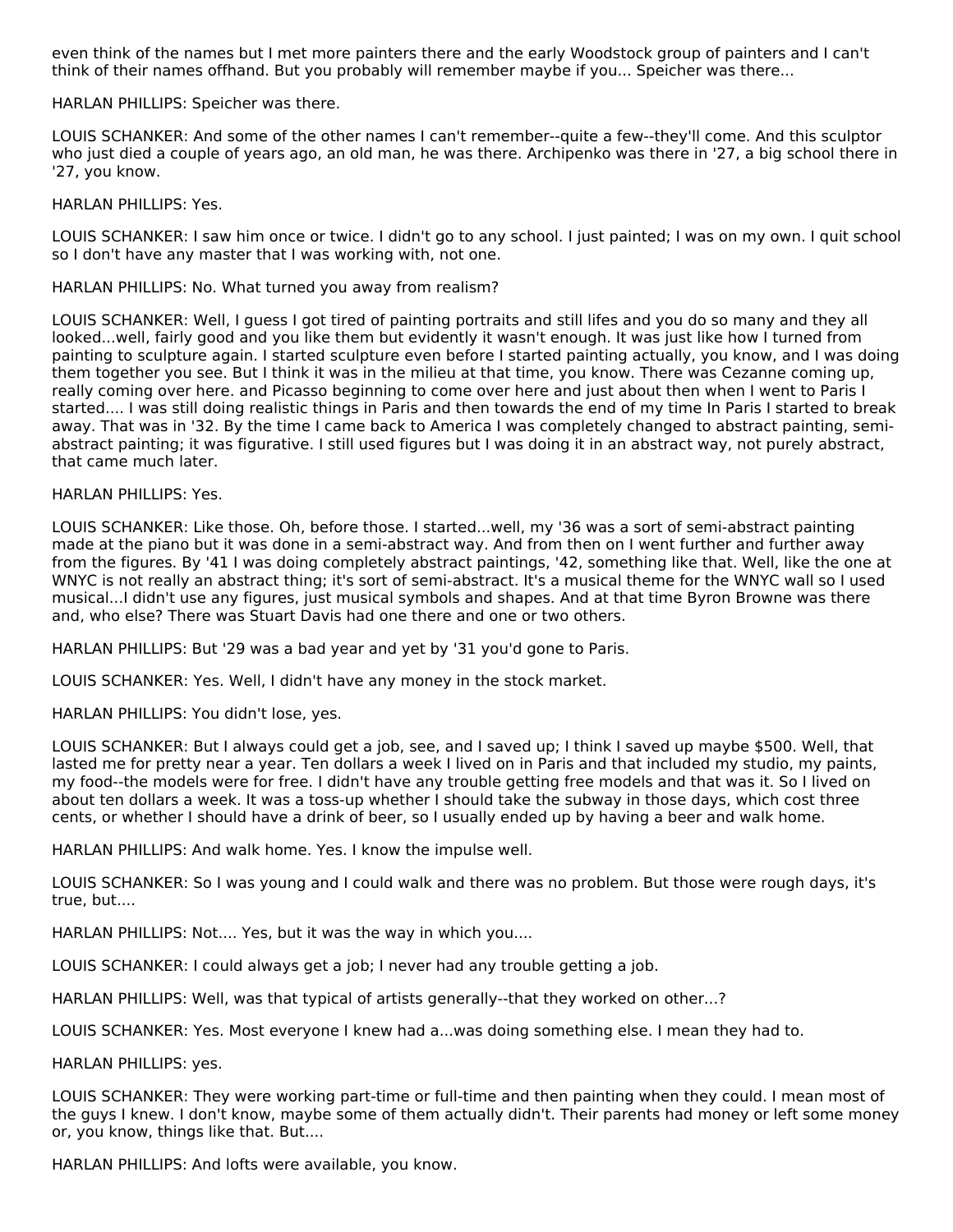even think of the names but I met more painters there and the early Woodstock group of painters and I can't think of their names offhand. But you probably will remember maybe if you... Speicher was there...

HARLAN PHILLIPS: Speicher was there.

LOUIS SCHANKER: And some of the other names I can't remember--quite a few--they'll come. And this sculptor who just died a couple of years ago, an old man, he was there. Archipenko was there in '27, a big school there in '27, you know.

HARLAN PHILLIPS: Yes.

LOUIS SCHANKER: I saw him once or twice. I didn't go to any school. I just painted; I was on my own. I quit school so I don't have any master that I was working with, not one.

HARLAN PHILLIPS: No. What turned you away from realism?

LOUIS SCHANKER: Well, I guess I got tired of painting portraits and still lifes and you do so many and they all looked...well, fairly good and you like them but evidently it wasn't enough. It was just like how I turned from painting to sculpture again. I started sculpture even before I started painting actually, you know, and I was doing them together you see. But I think it was in the milieu at that time, you know. There was Cezanne coming up, really coming over here. and Picasso beginning to come over here and just about then when I went to Paris I started.... I was still doing realistic things in Paris and then towards the end of my time In Paris I started to break away. That was in '32. By the time I came back to America I was completely changed to abstract painting, semi-abstract painting; it was figurative. I still used figures but I was doing it in an abstract way, not purely abstract, that came much later.

HARLAN PHILLIPS: Yes.

LOUIS SCHANKER: Like those. Oh, before those. I started...well, my '36 was a sort of semi-abstract painting made at the piano but it was done in a semi-abstract way. And from then on I went further and further away from the figures. By '41 I was doing completely abstract paintings, '42, something like that. Well, like the one at WNYC is not really an abstract thing; it's sort of semi-abstract. It's a musical theme for the WNYC wall so I used musical...I didn't use any figures, just musical symbols and shapes. And at that time Byron Browne was there and, who else? There was Stuart Davis had one there and one or two others.

HARLAN PHILLIPS: But '29 was a bad year and yet by '31 you'd gone to Paris.

LOUIS SCHANKER: Yes. Well, I didn't have any money in the stock market.

HARLAN PHILLIPS: You didn't lose, yes.

LOUIS SCHANKER: But I always could get a job, see, and I saved up; I think I saved up maybe $500. Well, that lasted me for pretty near a year. Ten dollars a week I lived on in Paris and that included my studio, my paints, my food--the models were for free. I didn't have any trouble getting free models and that was it. So I lived on about ten dollars a week. It was a toss-up whether I should take the subway in those days, which cost three cents, or whether I should have a drink of beer, so I usually ended up by having a beer and walk home.

HARLAN PHILLIPS: And walk home. Yes. I know the impulse well.

LOUIS SCHANKER: So I was young and I could walk and there was no problem. But those were rough days, it's true, but....

HARLAN PHILLIPS: Not.... Yes, but it was the way in which you....

LOUIS SCHANKER: I could always get a job; I never had any trouble getting a job.

HARLAN PHILLIPS: Well, was that typical of artists generally--that they worked on other...?

LOUIS SCHANKER: Yes. Most everyone I knew had a...was doing something else. I mean they had to.

HARLAN PHILLIPS: yes.

LOUIS SCHANKER: They were working part-time or full-time and then painting when they could. I mean most of the guys I knew. I don't know, maybe some of them actually didn't. Their parents had money or left some money or, you know, things like that. But....

HARLAN PHILLIPS: And lofts were available, you know.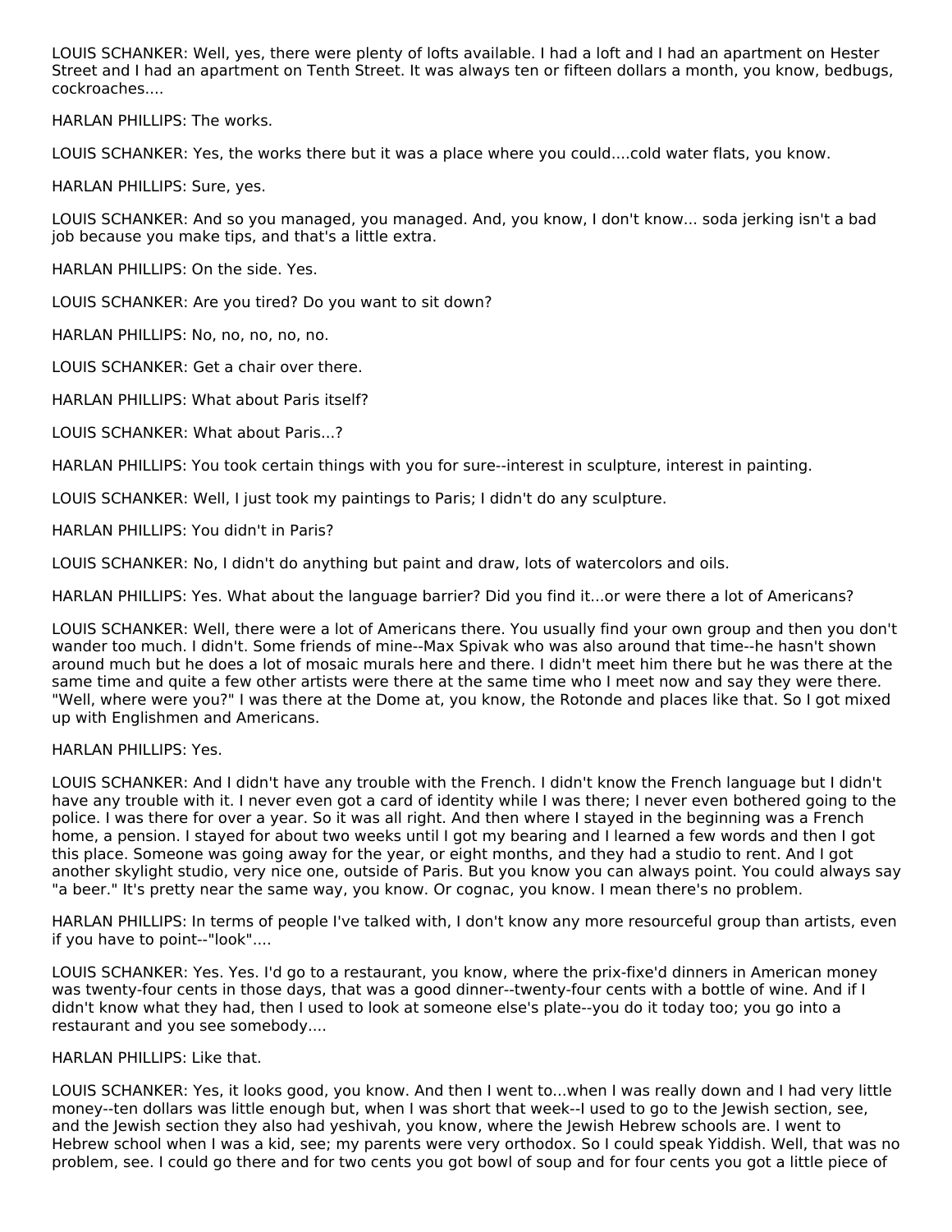LOUIS SCHANKER: Well, yes, there were plenty of lofts available. I had a loft and I had an apartment on Hester Street and I had an apartment on Tenth Street. It was always ten or fifteen dollars a month, you know, bedbugs, cockroaches....

HARLAN PHILLIPS: The works.

LOUIS SCHANKER: Yes, the works there but it was a place where you could....cold water flats, you know.

HARLAN PHILLIPS: Sure, yes.

LOUIS SCHANKER: And so you managed, you managed. And, you know, I don't know... soda jerking isn't a bad job because you make tips, and that's a little extra.

HARLAN PHILLIPS: On the side. Yes.

LOUIS SCHANKER: Are you tired? Do you want to sit down?

HARLAN PHILLIPS: No, no, no, no, no.

LOUIS SCHANKER: Get a chair over there.

HARLAN PHILLIPS: What about Paris itself?

LOUIS SCHANKER: What about Paris...?

HARLAN PHILLIPS: You took certain things with you for sure--interest in sculpture, interest in painting.

LOUIS SCHANKER: Well, I just took my paintings to Paris; I didn't do any sculpture.

HARLAN PHILLIPS: You didn't in Paris?

LOUIS SCHANKER: No, I didn't do anything but paint and draw, lots of watercolors and oils.

HARLAN PHILLIPS: Yes. What about the language barrier? Did you find it...or were there a lot of Americans?

LOUIS SCHANKER: Well, there were a lot of Americans there. You usually find your own group and then you don't wander too much. I didn't. Some friends of mine--Max Spivak who was also around that time--he hasn't shown around much but he does a lot of mosaic murals here and there. I didn't meet him there but he was there at the same time and quite a few other artists were there at the same time who I meet now and say they were there. "Well, where were you?" I was there at the Dome at, you know, the Rotonde and places like that. So I got mixed up with Englishmen and Americans.

HARLAN PHILLIPS: Yes.

LOUIS SCHANKER: And I didn't have any trouble with the French. I didn't know the French language but I didn't have any trouble with it. I never even got a card of identity while I was there; I never even bothered going to the police. I was there for over a year. So it was all right. And then where I stayed in the beginning was a French home, a pension. I stayed for about two weeks until I got my bearing and I learned a few words and then I got this place. Someone was going away for the year, or eight months, and they had a studio to rent. And I got another skylight studio, very nice one, outside of Paris. But you know you can always point. You could always say "a beer." It's pretty near the same way, you know. Or cognac, you know. I mean there's no problem.

HARLAN PHILLIPS: In terms of people I've talked with, I don't know any more resourceful group than artists, even if you have to point--"look"....

LOUIS SCHANKER: Yes. Yes. I'd go to a restaurant, you know, where the prix-fixe'd dinners in American money was twenty-four cents in those days, that was a good dinner--twenty-four cents with a bottle of wine. And if I didn't know what they had, then I used to look at someone else's plate--you do it today too; you go into a restaurant and you see somebody....

HARLAN PHILLIPS: Like that.

LOUIS SCHANKER: Yes, it looks good, you know. And then I went to...when I was really down and I had very little money--ten dollars was little enough but, when I was short that week--I used to go to the Jewish section, see, and the Jewish section they also had yeshivah, you know, where the Jewish Hebrew schools are. I went to Hebrew school when I was a kid, see; my parents were very orthodox. So I could speak Yiddish. Well, that was no problem, see. I could go there and for two cents you got bowl of soup and for four cents you got a little piece of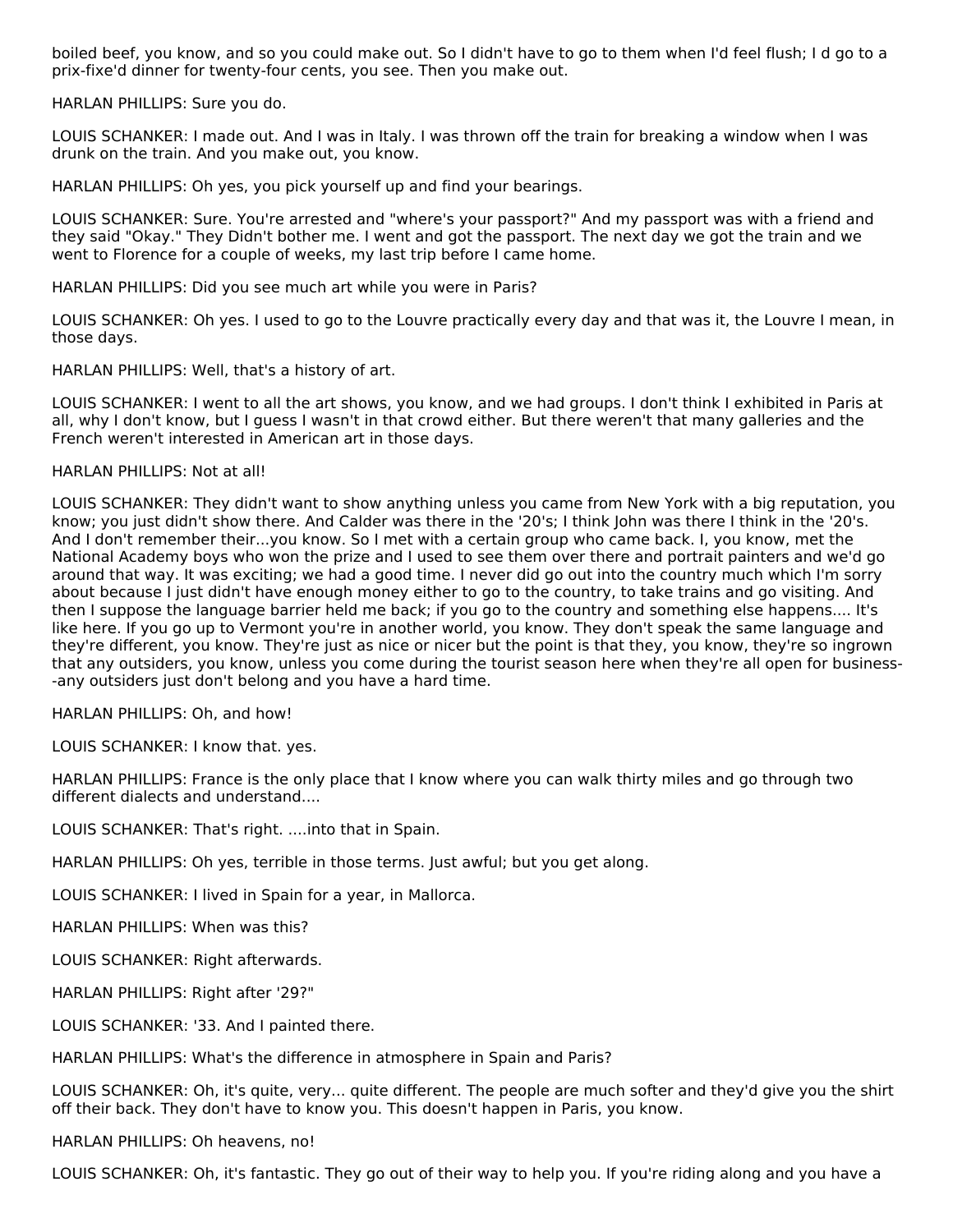boiled beef, you know, and so you could make out. So I didn't have to go to them when I'd feel flush; I d go to a prix-fixe'd dinner for twenty-four cents, you see. Then you make out.

HARLAN PHILLIPS: Sure you do.

LOUIS SCHANKER: I made out. And I was in Italy. I was thrown off the train for breaking a window when I was drunk on the train. And you make out, you know.

HARLAN PHILLIPS: Oh yes, you pick yourself up and find your bearings.

LOUIS SCHANKER: Sure. You're arrested and "where's your passport?" And my passport was with a friend and they said "Okay." They Didn't bother me. I went and got the passport. The next day we got the train and we went to Florence for a couple of weeks, my last trip before I came home.

HARLAN PHILLIPS: Did you see much art while you were in Paris?

LOUIS SCHANKER: Oh yes. I used to go to the Louvre practically every day and that was it, the Louvre I mean, in those days.

HARLAN PHILLIPS: Well, that's a history of art.

LOUIS SCHANKER: I went to all the art shows, you know, and we had groups. I don't think I exhibited in Paris at all, why I don't know, but I guess I wasn't in that crowd either. But there weren't that many galleries and the French weren't interested in American art in those days.

HARLAN PHILLIPS: Not at all!

LOUIS SCHANKER: They didn't want to show anything unless you came from New York with a big reputation, you know; you just didn't show there. And Calder was there in the '20's; I think John was there I think in the '20's. And I don't remember their...you know. So I met with a certain group who came back. I, you know, met the National Academy boys who won the prize and I used to see them over there and portrait painters and we'd go around that way. It was exciting; we had a good time. I never did go out into the country much which I'm sorry about because I just didn't have enough money either to go to the country, to take trains and go visiting. And then I suppose the language barrier held me back; if you go to the country and something else happens.... It's like here. If you go up to Vermont you're in another world, you know. They don't speak the same language and they're different, you know. They're just as nice or nicer but the point is that they, you know, they're so ingrown that any outsiders, you know, unless you come during the tourist season here when they're all open for business--any outsiders just don't belong and you have a hard time.

HARLAN PHILLIPS: Oh, and how!

LOUIS SCHANKER: I know that. yes.

HARLAN PHILLIPS: France is the only place that I know where you can walk thirty miles and go through two different dialects and understand....

LOUIS SCHANKER: That's right. ....into that in Spain.

HARLAN PHILLIPS: Oh yes, terrible in those terms. Just awful; but you get along.

LOUIS SCHANKER: I lived in Spain for a year, in Mallorca.

HARLAN PHILLIPS: When was this?

LOUIS SCHANKER: Right afterwards.

HARLAN PHILLIPS: Right after '29?"

LOUIS SCHANKER: '33. And I painted there.

HARLAN PHILLIPS: What's the difference in atmosphere in Spain and Paris?

LOUIS SCHANKER: Oh, it's quite, very... quite different. The people are much softer and they'd give you the shirt off their back. They don't have to know you. This doesn't happen in Paris, you know.

HARLAN PHILLIPS: Oh heavens, no!

LOUIS SCHANKER: Oh, it's fantastic. They go out of their way to help you. If you're riding along and you have a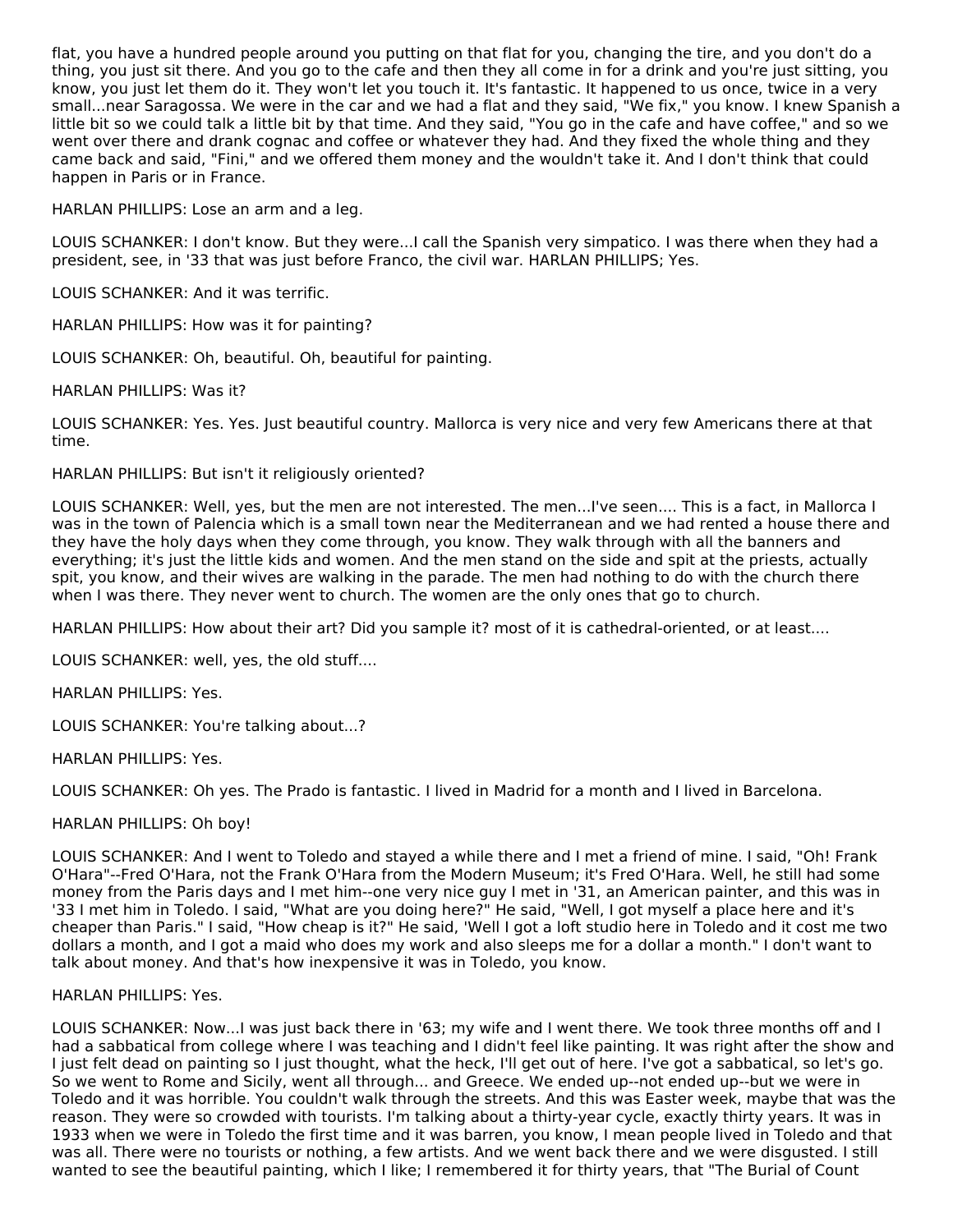flat, you have a hundred people around you putting on that flat for you, changing the tire, and you don't do a thing, you just sit there. And you go to the cafe and then they all come in for a drink and you're just sitting, you know, you just let them do it. They won't let you touch it. It's fantastic. It happened to us once, twice in a very small...near Saragossa. We were in the car and we had a flat and they said, "We fix," you know. I knew Spanish a little bit so we could talk a little bit by that time. And they said, "You go in the cafe and have coffee," and so we went over there and drank cognac and coffee or whatever they had. And they fixed the whole thing and they came back and said, "Fini," and we offered them money and the wouldn't take it. And I don't think that could happen in Paris or in France.

HARLAN PHILLIPS: Lose an arm and a leg.

LOUIS SCHANKER: I don't know. But they were...I call the Spanish very simpatico. I was there when they had a president, see, in '33 that was just before Franco, the civil war. HARLAN PHILLIPS; Yes.

LOUIS SCHANKER: And it was terrific.

HARLAN PHILLIPS: How was it for painting?

LOUIS SCHANKER: Oh, beautiful. Oh, beautiful for painting.

HARLAN PHILLIPS: Was it?

LOUIS SCHANKER: Yes. Yes. Just beautiful country. Mallorca is very nice and very few Americans there at that time.

HARLAN PHILLIPS: But isn't it religiously oriented?

LOUIS SCHANKER: Well, yes, but the men are not interested. The men...I've seen.... This is a fact, in Mallorca I was in the town of Palencia which is a small town near the Mediterranean and we had rented a house there and they have the holy days when they come through, you know. They walk through with all the banners and everything; it's just the little kids and women. And the men stand on the side and spit at the priests, actually spit, you know, and their wives are walking in the parade. The men had nothing to do with the church there when I was there. They never went to church. The women are the only ones that go to church.

HARLAN PHILLIPS: How about their art? Did you sample it? most of it is cathedral-oriented, or at least....

LOUIS SCHANKER: well, yes, the old stuff....

HARLAN PHILLIPS: Yes.

LOUIS SCHANKER: You're talking about...?

HARLAN PHILLIPS: Yes.

LOUIS SCHANKER: Oh yes. The Prado is fantastic. I lived in Madrid for a month and I lived in Barcelona.

HARLAN PHILLIPS: Oh boy!

LOUIS SCHANKER: And I went to Toledo and stayed a while there and I met a friend of mine. I said, "Oh! Frank O'Hara"--Fred O'Hara, not the Frank O'Hara from the Modern Museum; it's Fred O'Hara. Well, he still had some money from the Paris days and I met him--one very nice guy I met in '31, an American painter, and this was in '33 I met him in Toledo. I said, "What are you doing here?" He said, "Well, I got myself a place here and it's cheaper than Paris." I said, "How cheap is it?" He said, 'Well I got a loft studio here in Toledo and it cost me two dollars a month, and I got a maid who does my work and also sleeps me for a dollar a month." I don't want to talk about money. And that's how inexpensive it was in Toledo, you know.

HARLAN PHILLIPS: Yes.

LOUIS SCHANKER: Now...I was just back there in '63; my wife and I went there. We took three months off and I had a sabbatical from college where I was teaching and I didn't feel like painting. It was right after the show and I just felt dead on painting so I just thought, what the heck, I'll get out of here. I've got a sabbatical, so let's go. So we went to Rome and Sicily, went all through... and Greece. We ended up--not ended up--but we were in Toledo and it was horrible. You couldn't walk through the streets. And this was Easter week, maybe that was the reason. They were so crowded with tourists. I'm talking about a thirty-year cycle, exactly thirty years. It was in 1933 when we were in Toledo the first time and it was barren, you know, I mean people lived in Toledo and that was all. There were no tourists or nothing, a few artists. And we went back there and we were disgusted. I still wanted to see the beautiful painting, which I like; I remembered it for thirty years, that "The Burial of Count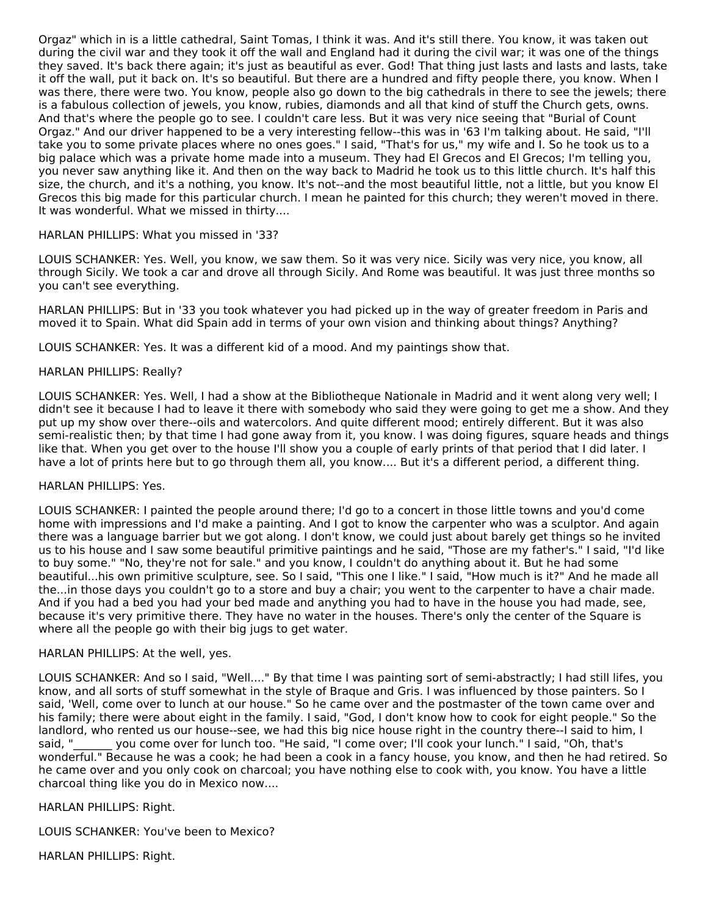Orgaz" which in is a little cathedral, Saint Tomas, I think it was. And it's still there. You know, it was taken out during the civil war and they took it off the wall and England had it during the civil war; it was one of the things they saved. It's back there again; it's just as beautiful as ever. God! That thing just lasts and lasts and lasts, take it off the wall, put it back on. It's so beautiful. But there are a hundred and fifty people there, you know. When I was there, there were two. You know, people also go down to the big cathedrals in there to see the jewels; there is a fabulous collection of jewels, you know, rubies, diamonds and all that kind of stuff the Church gets, owns. And that's where the people go to see. I couldn't care less. But it was very nice seeing that "Burial of Count Orgaz." And our driver happened to be a very interesting fellow--this was in '63 I'm talking about. He said, "I'll take you to some private places where no ones goes." I said, "That's for us," my wife and I. So he took us to a big palace which was a private home made into a museum. They had El Grecos and El Grecos; I'm telling you, you never saw anything like it. And then on the way back to Madrid he took us to this little church. It's half this size, the church, and it's a nothing, you know. It's not--and the most beautiful little, not a little, but you know El Grecos this big made for this particular church. I mean he painted for this church; they weren't moved in there. It was wonderful. What we missed in thirty....

HARLAN PHILLIPS: What you missed in '33?

LOUIS SCHANKER: Yes. Well, you know, we saw them. So it was very nice. Sicily was very nice, you know, all through Sicily. We took a car and drove all through Sicily. And Rome was beautiful. It was just three months so you can't see everything.

HARLAN PHILLIPS: But in '33 you took whatever you had picked up in the way of greater freedom in Paris and moved it to Spain. What did Spain add in terms of your own vision and thinking about things? Anything?

LOUIS SCHANKER: Yes. It was a different kid of a mood. And my paintings show that.

HARLAN PHILLIPS: Really?

LOUIS SCHANKER: Yes. Well, I had a show at the Bibliotheque Nationale in Madrid and it went along very well; I didn't see it because I had to leave it there with somebody who said they were going to get me a show. And they put up my show over there--oils and watercolors. And quite different mood; entirely different. But it was also semi-realistic then; by that time I had gone away from it, you know. I was doing figures, square heads and things like that. When you get over to the house I'll show you a couple of early prints of that period that I did later. I have a lot of prints here but to go through them all, you know.... But it's a different period, a different thing.

HARLAN PHILLIPS: Yes.

LOUIS SCHANKER: I painted the people around there; I'd go to a concert in those little towns and you'd come home with impressions and I'd make a painting. And I got to know the carpenter who was a sculptor. And again there was a language barrier but we got along. I don't know, we could just about barely get things so he invited us to his house and I saw some beautiful primitive paintings and he said, "Those are my father's." I said, "I'd like to buy some." "No, they're not for sale." and you know, I couldn't do anything about it. But he had some beautiful...his own primitive sculpture, see. So I said, "This one I like." I said, "How much is it?" And he made all the...in those days you couldn't go to a store and buy a chair; you went to the carpenter to have a chair made. And if you had a bed you had your bed made and anything you had to have in the house you had made, see, because it's very primitive there. They have no water in the houses. There's only the center of the Square is where all the people go with their big jugs to get water.

HARLAN PHILLIPS: At the well, yes.

LOUIS SCHANKER: And so I said, "Well...." By that time I was painting sort of semi-abstractly; I had still lifes, you know, and all sorts of stuff somewhat in the style of Braque and Gris. I was influenced by those painters. So I said, 'Well, come over to lunch at our house." So he came over and the postmaster of the town came over and his family; there were about eight in the family. I said, "God, I don't know how to cook for eight people." So the landlord, who rented us our house--see, we had this big nice house right in the country there--I said to him, I said, "_______ you come over for lunch too. "He said, "I come over; I'll cook your lunch." I said, "Oh, that's wonderful." Because he was a cook; he had been a cook in a fancy house, you know, and then he had retired. So he came over and you only cook on charcoal; you have nothing else to cook with, you know. You have a little charcoal thing like you do in Mexico now....

HARLAN PHILLIPS: Right.

LOUIS SCHANKER: You've been to Mexico?

HARLAN PHILLIPS: Right.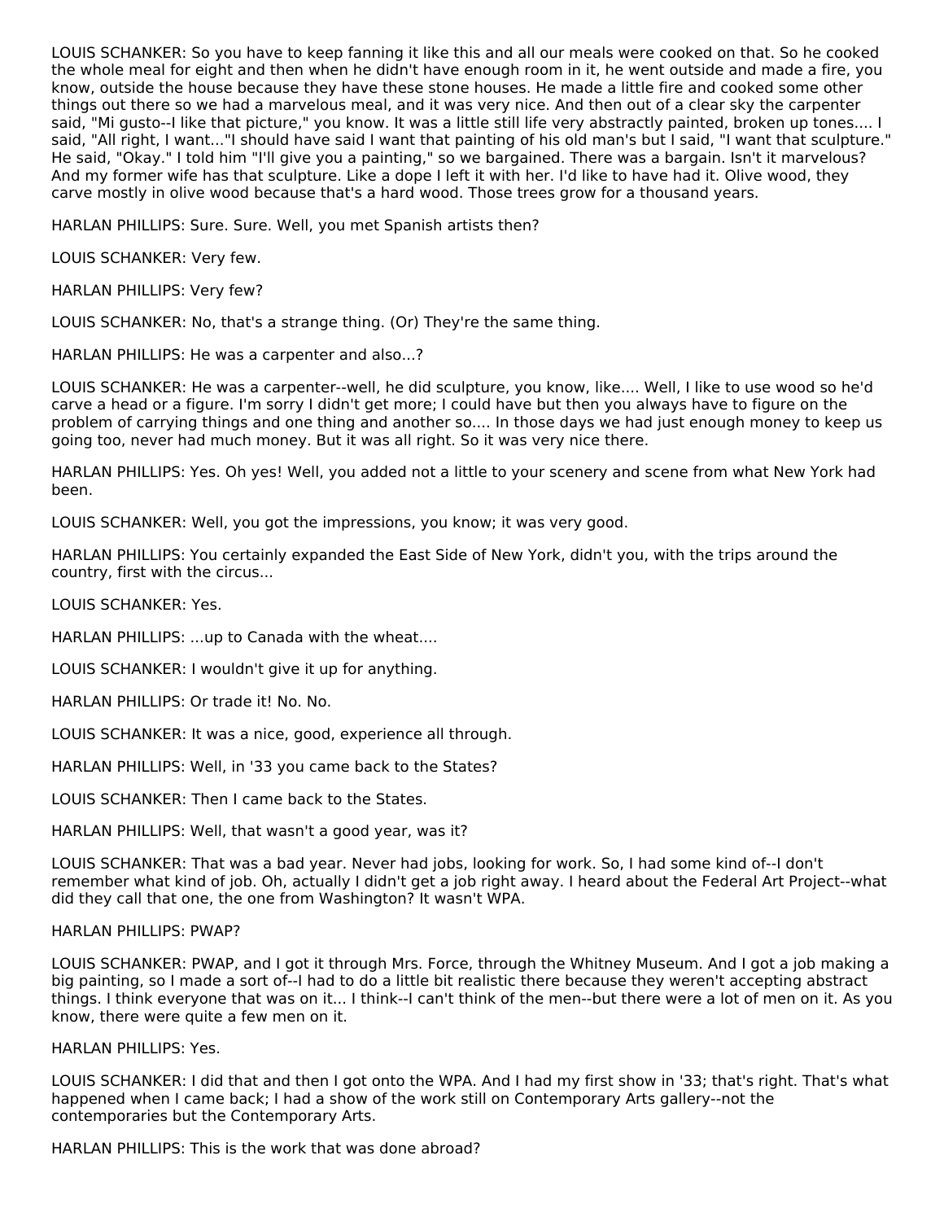LOUIS SCHANKER: So you have to keep fanning it like this and all our meals were cooked on that. So he cooked the whole meal for eight and then when he didn't have enough room in it, he went outside and made a fire, you know, outside the house because they have these stone houses. He made a little fire and cooked some other things out there so we had a marvelous meal, and it was very nice. And then out of a clear sky the carpenter said, "Mi gusto--I like that picture," you know. It was a little still life very abstractly painted, broken up tones.... I said, "All right, I want..."I should have said I want that painting of his old man's but I said, "I want that sculpture." He said, "Okay." I told him "I'll give you a painting," so we bargained. There was a bargain. Isn't it marvelous? And my former wife has that sculpture. Like a dope I left it with her. I'd like to have had it. Olive wood, they carve mostly in olive wood because that's a hard wood. Those trees grow for a thousand years.

HARLAN PHILLIPS: Sure. Sure. Well, you met Spanish artists then?

LOUIS SCHANKER: Very few.

HARLAN PHILLIPS: Very few?

LOUIS SCHANKER: No, that's a strange thing. (Or) They're the same thing.

HARLAN PHILLIPS: He was a carpenter and also...?

LOUIS SCHANKER: He was a carpenter--well, he did sculpture, you know, like.... Well, I like to use wood so he'd carve a head or a figure. I'm sorry I didn't get more; I could have but then you always have to figure on the problem of carrying things and one thing and another so.... In those days we had just enough money to keep us going too, never had much money. But it was all right. So it was very nice there.

HARLAN PHILLIPS: Yes. Oh yes! Well, you added not a little to your scenery and scene from what New York had been.

LOUIS SCHANKER: Well, you got the impressions, you know; it was very good.

HARLAN PHILLIPS: You certainly expanded the East Side of New York, didn't you, with the trips around the country, first with the circus...

LOUIS SCHANKER: Yes.

HARLAN PHILLIPS: ...up to Canada with the wheat....

LOUIS SCHANKER: I wouldn't give it up for anything.

HARLAN PHILLIPS: Or trade it! No. No.

LOUIS SCHANKER: It was a nice, good, experience all through.

HARLAN PHILLIPS: Well, in '33 you came back to the States?

LOUIS SCHANKER: Then I came back to the States.

HARLAN PHILLIPS: Well, that wasn't a good year, was it?

LOUIS SCHANKER: That was a bad year. Never had jobs, looking for work. So, I had some kind of--I don't remember what kind of job. Oh, actually I didn't get a job right away. I heard about the Federal Art Project--what did they call that one, the one from Washington? It wasn't WPA.

HARLAN PHILLIPS: PWAP?

LOUIS SCHANKER: PWAP, and I got it through Mrs. Force, through the Whitney Museum. And I got a job making a big painting, so I made a sort of--I had to do a little bit realistic there because they weren't accepting abstract things. I think everyone that was on it... I think--I can't think of the men--but there were a lot of men on it. As you know, there were quite a few men on it.

HARLAN PHILLIPS: Yes.

LOUIS SCHANKER: I did that and then I got onto the WPA. And I had my first show in '33; that's right. That's what happened when I came back; I had a show of the work still on Contemporary Arts gallery--not the contemporaries but the Contemporary Arts.

HARLAN PHILLIPS: This is the work that was done abroad?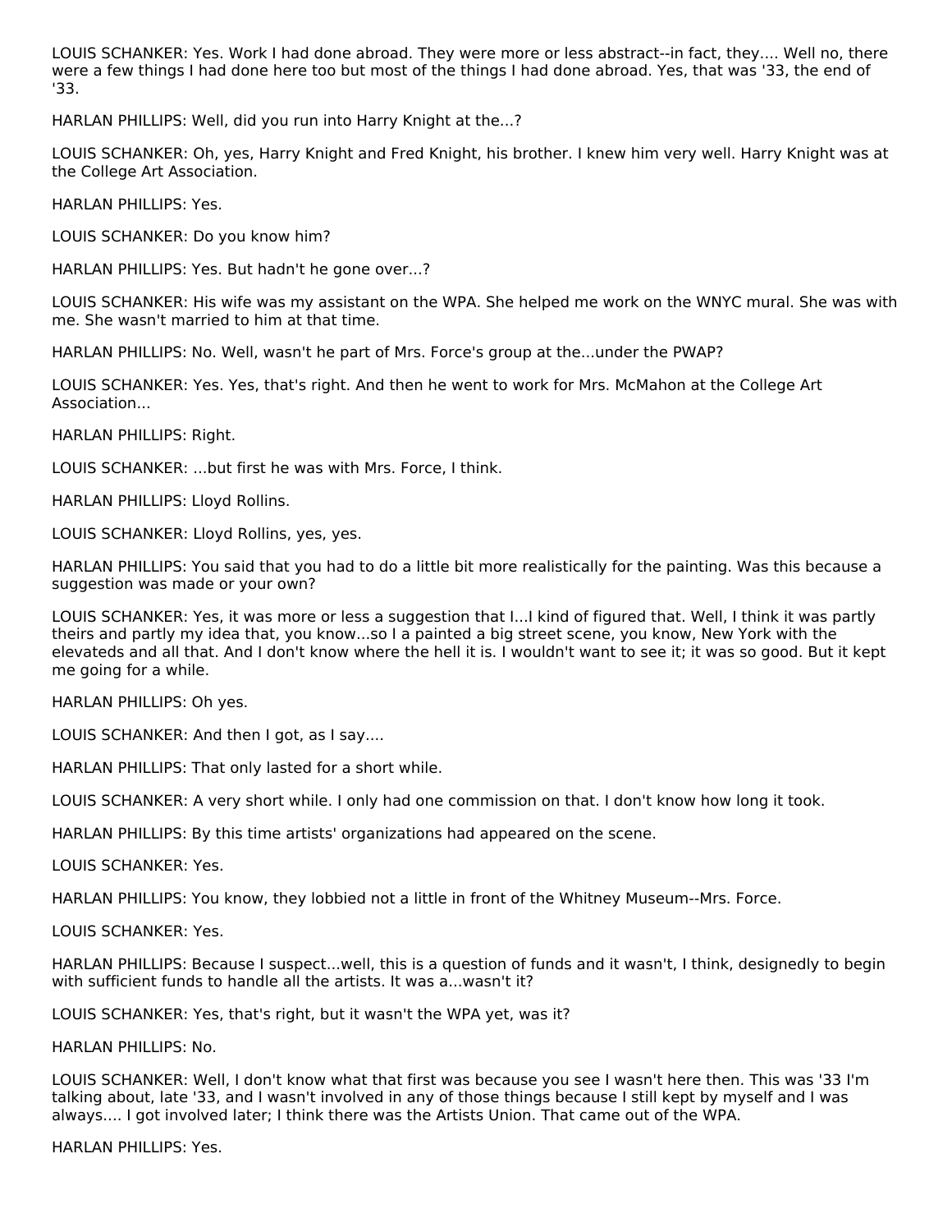LOUIS SCHANKER: Yes. Work I had done abroad. They were more or less abstract--in fact, they.... Well no, there were a few things I had done here too but most of the things I had done abroad. Yes, that was '33, the end of '33.

HARLAN PHILLIPS: Well, did you run into Harry Knight at the...?

LOUIS SCHANKER: Oh, yes, Harry Knight and Fred Knight, his brother. I knew him very well. Harry Knight was at the College Art Association.

HARLAN PHILLIPS: Yes.

LOUIS SCHANKER: Do you know him?

HARLAN PHILLIPS: Yes. But hadn't he gone over...?

LOUIS SCHANKER: His wife was my assistant on the WPA. She helped me work on the WNYC mural. She was with me. She wasn't married to him at that time.

HARLAN PHILLIPS: No. Well, wasn't he part of Mrs. Force's group at the...under the PWAP?

LOUIS SCHANKER: Yes. Yes, that's right. And then he went to work for Mrs. McMahon at the College Art Association...

HARLAN PHILLIPS: Right.

LOUIS SCHANKER: ...but first he was with Mrs. Force, I think.

HARLAN PHILLIPS: Lloyd Rollins.

LOUIS SCHANKER: Lloyd Rollins, yes, yes.

HARLAN PHILLIPS: You said that you had to do a little bit more realistically for the painting. Was this because a suggestion was made or your own?

LOUIS SCHANKER: Yes, it was more or less a suggestion that I...I kind of figured that. Well, I think it was partly theirs and partly my idea that, you know...so I painted a big street scene, you know, New York with the elevateds and all that. And I don't know where the hell it is. I wouldn't want to see it; it was so good. But it kept me going for a while.

HARLAN PHILLIPS: Oh yes.

LOUIS SCHANKER: And then I got, as I say....

HARLAN PHILLIPS: That only lasted for a short while.

LOUIS SCHANKER: A very short while. I only had one commission on that. I don't know how long it took.

HARLAN PHILLIPS: By this time artists' organizations had appeared on the scene.

LOUIS SCHANKER: Yes.

HARLAN PHILLIPS: You know, they lobbied not a little in front of the Whitney Museum--Mrs. Force.

LOUIS SCHANKER: Yes.

HARLAN PHILLIPS: Because I suspect...well, this is a question of funds and it wasn't, I think, designedly to begin with sufficient funds to handle all the artists. It was a...wasn't it?

LOUIS SCHANKER: Yes, that's right, but it wasn't the WPA yet, was it?

HARLAN PHILLIPS: No.

LOUIS SCHANKER: Well, I don't know what that first was because you see I wasn't here then. This was '33 I'm talking about, late '33, and I wasn't involved in any of those things because I still kept by myself and I was always.... I got involved later; I think there was the Artists Union. That came out of the WPA.

HARLAN PHILLIPS: Yes.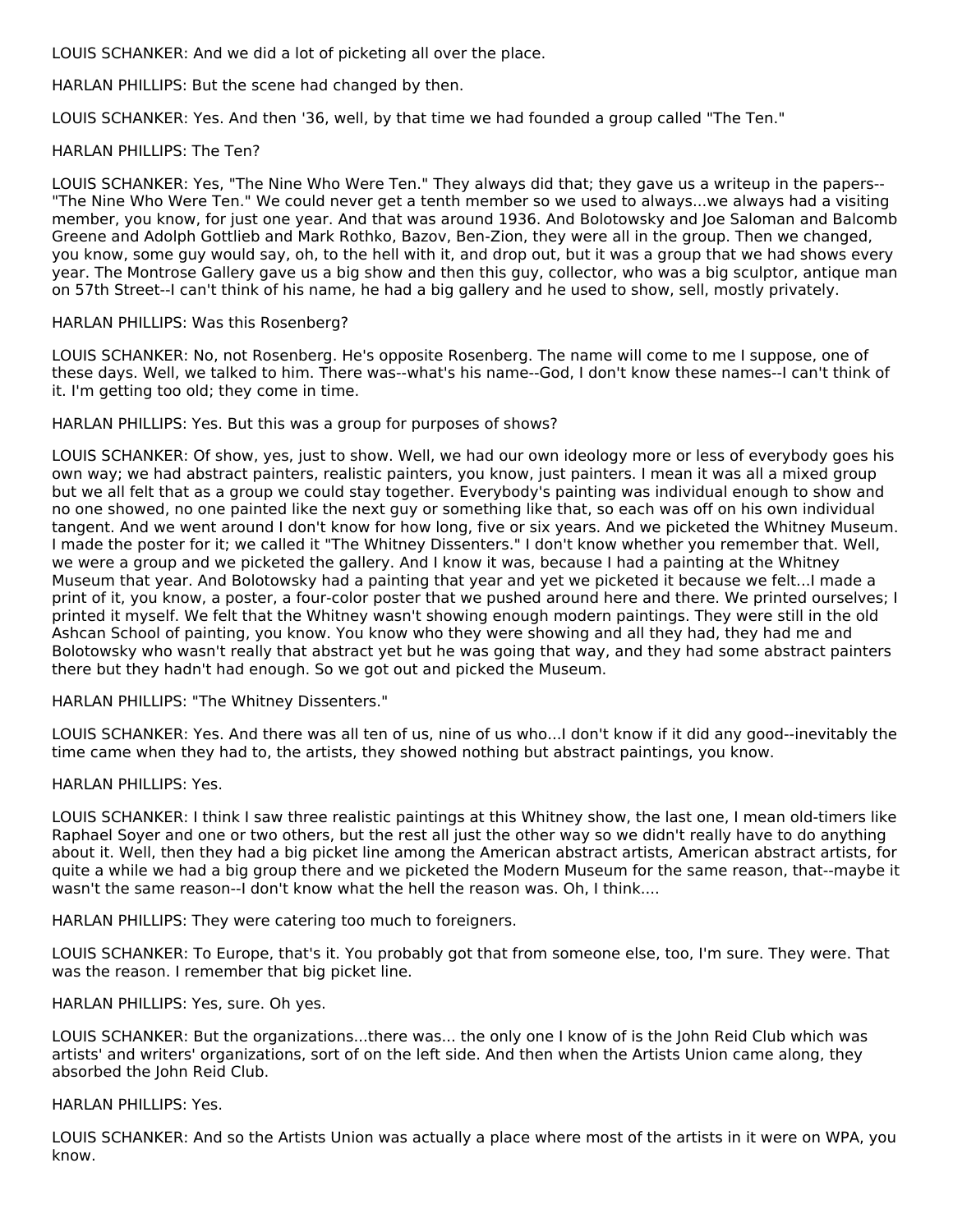LOUIS SCHANKER: And we did a lot of picketing all over the place.

HARLAN PHILLIPS: But the scene had changed by then.

LOUIS SCHANKER: Yes. And then '36, well, by that time we had founded a group called "The Ten."

HARLAN PHILLIPS: The Ten?

LOUIS SCHANKER: Yes, "The Nine Who Were Ten." They always did that; they gave us a writeup in the papers--"The Nine Who Were Ten." We could never get a tenth member so we used to always...we always had a visiting member, you know, for just one year. And that was around 1936. And Bolotowsky and Joe Saloman and Balcomb Greene and Adolph Gottlieb and Mark Rothko, Bazov, Ben-Zion, they were all in the group. Then we changed, you know, some guy would say, oh, to the hell with it, and drop out, but it was a group that we had shows every year. The Montrose Gallery gave us a big show and then this guy, collector, who was a big sculptor, antique man on 57th Street--I can't think of his name, he had a big gallery and he used to show, sell, mostly privately.

HARLAN PHILLIPS: Was this Rosenberg?

LOUIS SCHANKER: No, not Rosenberg. He's opposite Rosenberg. The name will come to me I suppose, one of these days. Well, we talked to him. There was--what's his name--God, I don't know these names--I can't think of it. I'm getting too old; they come in time.

HARLAN PHILLIPS: Yes. But this was a group for purposes of shows?

LOUIS SCHANKER: Of show, yes, just to show. Well, we had our own ideology more or less of everybody goes his own way; we had abstract painters, realistic painters, you know, just painters. I mean it was all a mixed group but we all felt that as a group we could stay together. Everybody's painting was individual enough to show and no one showed, no one painted like the next guy or something like that, so each was off on his own individual tangent. And we went around I don't know for how long, five or six years. And we picketed the Whitney Museum. I made the poster for it; we called it "The Whitney Dissenters." I don't know whether you remember that. Well, we were a group and we picketed the gallery. And I know it was, because I had a painting at the Whitney Museum that year. And Bolotowsky had a painting that year and yet we picketed it because we felt...I made a print of it, you know, a poster, a four-color poster that we pushed around here and there. We printed ourselves; I printed it myself. We felt that the Whitney wasn't showing enough modern paintings. They were still in the old Ashcan School of painting, you know. You know who they were showing and all they had, they had me and Bolotowsky who wasn't really that abstract yet but he was going that way, and they had some abstract painters there but they hadn't had enough. So we got out and picked the Museum.

HARLAN PHILLIPS: "The Whitney Dissenters."

LOUIS SCHANKER: Yes. And there was all ten of us, nine of us who...I don't know if it did any good--inevitably the time came when they had to, the artists, they showed nothing but abstract paintings, you know.

HARLAN PHILLIPS: Yes.

LOUIS SCHANKER: I think I saw three realistic paintings at this Whitney show, the last one, I mean old-timers like Raphael Soyer and one or two others, but the rest all just the other way so we didn't really have to do anything about it. Well, then they had a big picket line among the American abstract artists, American abstract artists, for quite a while we had a big group there and we picketed the Modern Museum for the same reason, that--maybe it wasn't the same reason--I don't know what the hell the reason was. Oh, I think....

HARLAN PHILLIPS: They were catering too much to foreigners.

LOUIS SCHANKER: To Europe, that's it. You probably got that from someone else, too, I'm sure. They were. That was the reason. I remember that big picket line.

HARLAN PHILLIPS: Yes, sure. Oh yes.

LOUIS SCHANKER: But the organizations...there was... the only one I know of is the John Reid Club which was artists' and writers' organizations, sort of on the left side. And then when the Artists Union came along, they absorbed the John Reid Club.

HARLAN PHILLIPS: Yes.

LOUIS SCHANKER: And so the Artists Union was actually a place where most of the artists in it were on WPA, you know.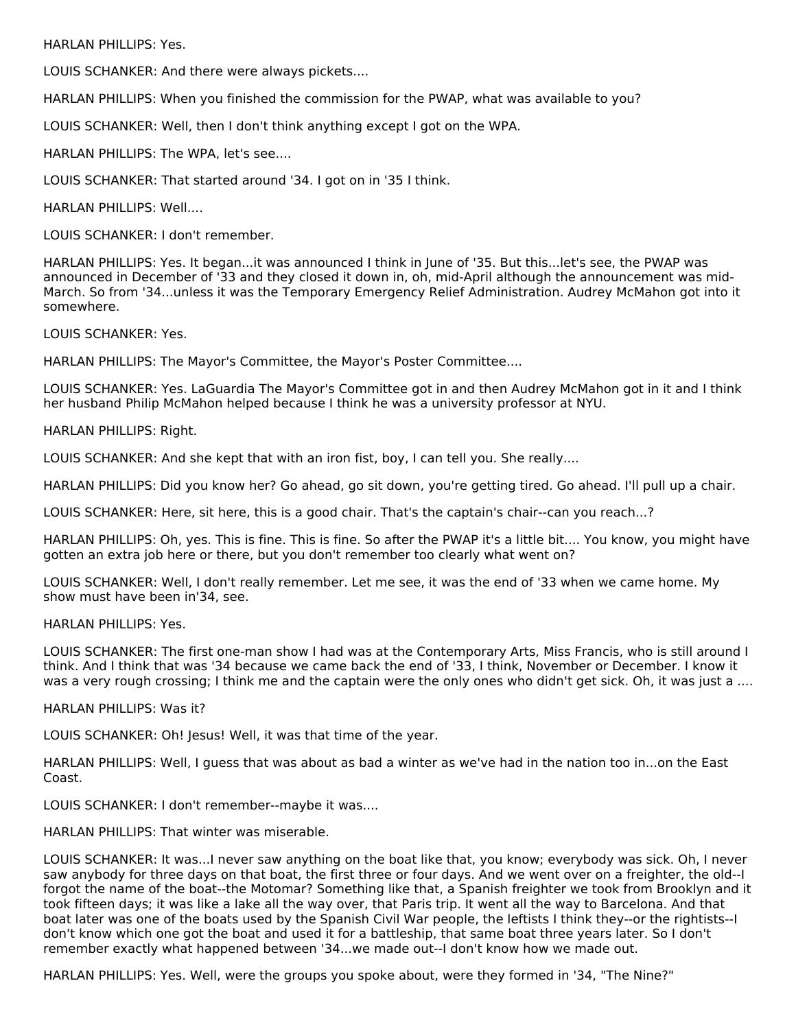HARLAN PHILLIPS: Yes.

LOUIS SCHANKER: And there were always pickets....

HARLAN PHILLIPS: When you finished the commission for the PWAP, what was available to you?

LOUIS SCHANKER: Well, then I don't think anything except I got on the WPA.

HARLAN PHILLIPS: The WPA, let's see....

LOUIS SCHANKER: That started around '34. I got on in '35 I think.

HARLAN PHILLIPS: Well....

LOUIS SCHANKER: I don't remember.

HARLAN PHILLIPS: Yes. It began...it was announced I think in June of '35. But this...let's see, the PWAP was announced in December of '33 and they closed it down in, oh, mid-April although the announcement was mid-March. So from '34...unless it was the Temporary Emergency Relief Administration. Audrey McMahon got into it somewhere.

LOUIS SCHANKER: Yes.

HARLAN PHILLIPS: The Mayor's Committee, the Mayor's Poster Committee....

LOUIS SCHANKER: Yes. LaGuardia The Mayor's Committee got in and then Audrey McMahon got in it and I think her husband Philip McMahon helped because I think he was a university professor at NYU.

HARLAN PHILLIPS: Right.

LOUIS SCHANKER: And she kept that with an iron fist, boy, I can tell you. She really....

HARLAN PHILLIPS: Did you know her? Go ahead, go sit down, you're getting tired. Go ahead. I'll pull up a chair.

LOUIS SCHANKER: Here, sit here, this is a good chair. That's the captain's chair--can you reach...?

HARLAN PHILLIPS: Oh, yes. This is fine. This is fine. So after the PWAP it's a little bit.... You know, you might have gotten an extra job here or there, but you don't remember too clearly what went on?

LOUIS SCHANKER: Well, I don't really remember. Let me see, it was the end of '33 when we came home. My show must have been in'34, see.

HARLAN PHILLIPS: Yes.

LOUIS SCHANKER: The first one-man show I had was at the Contemporary Arts, Miss Francis, who is still around I think. And I think that was '34 because we came back the end of '33, I think, November or December. I know it was a very rough crossing; I think me and the captain were the only ones who didn't get sick. Oh, it was just a ....

HARLAN PHILLIPS: Was it?

LOUIS SCHANKER: Oh! Jesus! Well, it was that time of the year.

HARLAN PHILLIPS: Well, I guess that was about as bad a winter as we've had in the nation too in...on the East Coast.

LOUIS SCHANKER: I don't remember--maybe it was....

HARLAN PHILLIPS: That winter was miserable.

LOUIS SCHANKER: It was...I never saw anything on the boat like that, you know; everybody was sick. Oh, I never saw anybody for three days on that boat, the first three or four days. And we went over on a freighter, the old--I forgot the name of the boat--the Motomar? Something like that, a Spanish freighter we took from Brooklyn and it took fifteen days; it was like a lake all the way over, that Paris trip. It went all the way to Barcelona. And that boat later was one of the boats used by the Spanish Civil War people, the leftists I think they--or the rightists--I don't know which one got the boat and used it for a battleship, that same boat three years later. So I don't remember exactly what happened between '34...we made out--I don't know how we made out.

HARLAN PHILLIPS: Yes. Well, were the groups you spoke about, were they formed in '34, "The Nine?"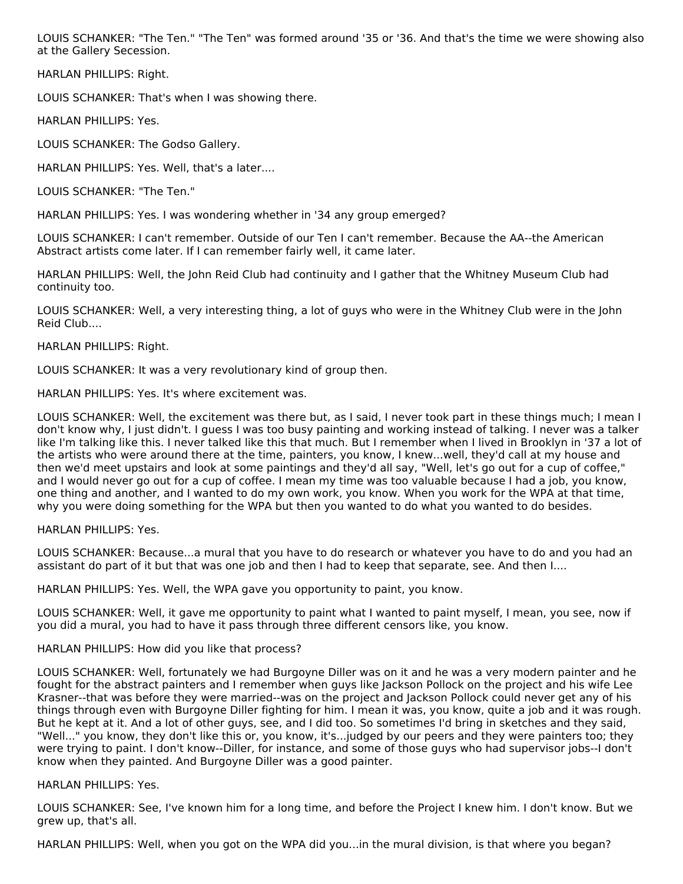LOUIS SCHANKER: "The Ten." "The Ten" was formed around '35 or '36. And that's the time we were showing also at the Gallery Secession.

HARLAN PHILLIPS: Right.

LOUIS SCHANKER: That's when I was showing there.

HARLAN PHILLIPS: Yes.

LOUIS SCHANKER: The Godso Gallery.

HARLAN PHILLIPS: Yes. Well, that's a later....

LOUIS SCHANKER: "The Ten."

HARLAN PHILLIPS: Yes. I was wondering whether in '34 any group emerged?

LOUIS SCHANKER: I can't remember. Outside of our Ten I can't remember. Because the AA--the American Abstract artists come later. If I can remember fairly well, it came later.

HARLAN PHILLIPS: Well, the John Reid Club had continuity and I gather that the Whitney Museum Club had continuity too.

LOUIS SCHANKER: Well, a very interesting thing, a lot of guys who were in the Whitney Club were in the John Reid Club....

HARLAN PHILLIPS: Right.

LOUIS SCHANKER: It was a very revolutionary kind of group then.

HARLAN PHILLIPS: Yes. It's where excitement was.

LOUIS SCHANKER: Well, the excitement was there but, as I said, I never took part in these things much; I mean I don't know why, I just didn't. I guess I was too busy painting and working instead of talking. I never was a talker like I'm talking like this. I never talked like this that much. But I remember when I lived in Brooklyn in '37 a lot of the artists who were around there at the time, painters, you know, I knew...well, they'd call at my house and then we'd meet upstairs and look at some paintings and they'd all say, "Well, let's go out for a cup of coffee," and I would never go out for a cup of coffee. I mean my time was too valuable because I had a job, you know, one thing and another, and I wanted to do my own work, you know. When you work for the WPA at that time, why you were doing something for the WPA but then you wanted to do what you wanted to do besides.

HARLAN PHILLIPS: Yes.

LOUIS SCHANKER: Because...a mural that you have to do research or whatever you have to do and you had an assistant do part of it but that was one job and then I had to keep that separate, see. And then I....

HARLAN PHILLIPS: Yes. Well, the WPA gave you opportunity to paint, you know.

LOUIS SCHANKER: Well, it gave me opportunity to paint what I wanted to paint myself, I mean, you see, now if you did a mural, you had to have it pass through three different censors like, you know.

HARLAN PHILLIPS: How did you like that process?

LOUIS SCHANKER: Well, fortunately we had Burgoyne Diller was on it and he was a very modern painter and he fought for the abstract painters and I remember when guys like Jackson Pollock on the project and his wife Lee Krasner--that was before they were married--was on the project and Jackson Pollock could never get any of his things through even with Burgoyne Diller fighting for him. I mean it was, you know, quite a job and it was rough. But he kept at it. And a lot of other guys, see, and I did too. So sometimes I'd bring in sketches and they said, "Well..." you know, they don't like this or, you know, it's...judged by our peers and they were painters too; they were trying to paint. I don't know--Diller, for instance, and some of those guys who had supervisor jobs--I don't know when they painted. And Burgoyne Diller was a good painter.

HARLAN PHILLIPS: Yes.

LOUIS SCHANKER: See, I've known him for a long time, and before the Project I knew him. I don't know. But we grew up, that's all.

HARLAN PHILLIPS: Well, when you got on the WPA did you...in the mural division, is that where you began?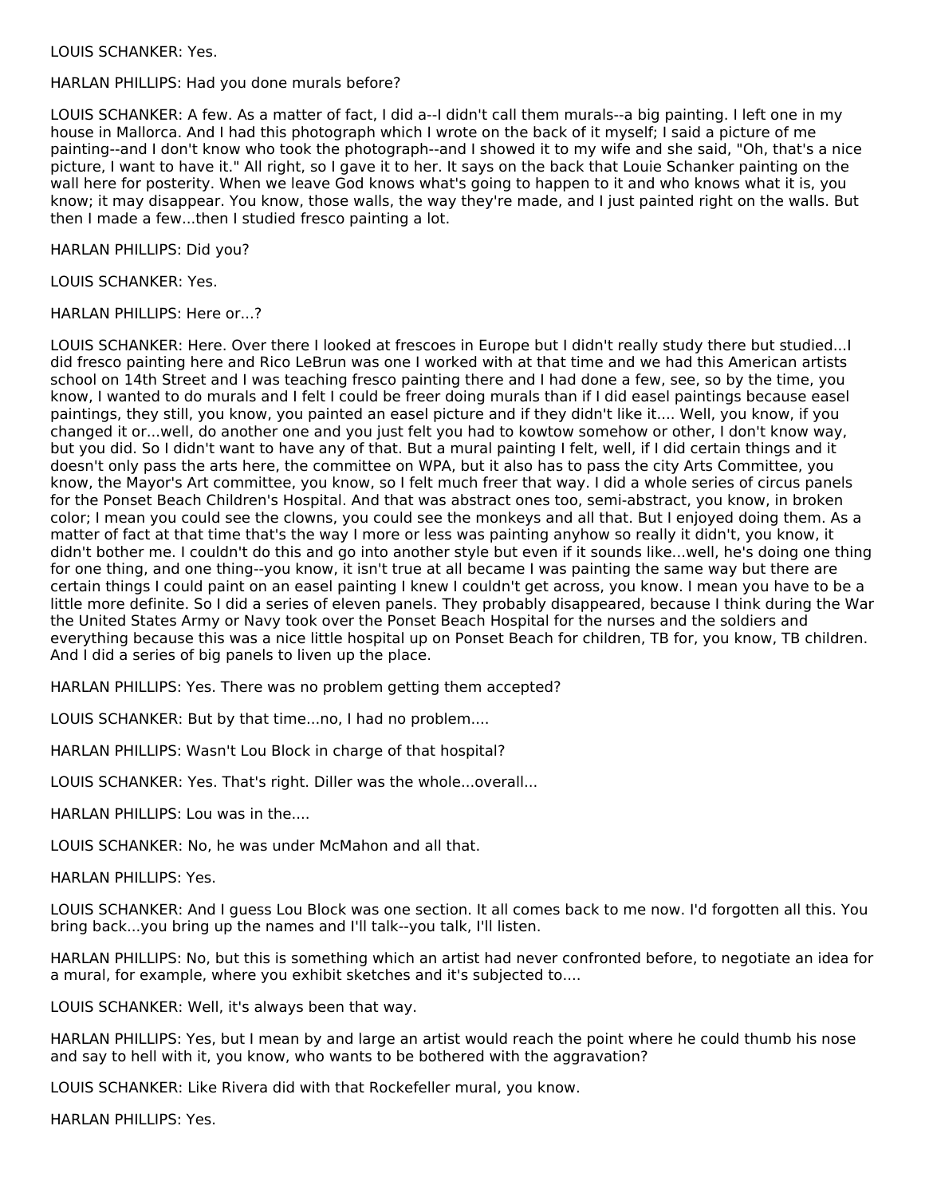LOUIS SCHANKER: Yes.

HARLAN PHILLIPS: Had you done murals before?

LOUIS SCHANKER: A few. As a matter of fact, I did a--I didn't call them murals--a big painting. I left one in my house in Mallorca. And I had this photograph which I wrote on the back of it myself; I said a picture of me painting--and I don't know who took the photograph--and I showed it to my wife and she said, "Oh, that's a nice picture, I want to have it." All right, so I gave it to her. It says on the back that Louie Schanker painting on the wall here for posterity. When we leave God knows what's going to happen to it and who knows what it is, you know; it may disappear. You know, those walls, the way they're made, and I just painted right on the walls. But then I made a few...then I studied fresco painting a lot.

HARLAN PHILLIPS: Did you?

LOUIS SCHANKER: Yes.

HARLAN PHILLIPS: Here or...?

LOUIS SCHANKER: Here. Over there I looked at frescoes in Europe but I didn't really study there but studied...I did fresco painting here and Rico LeBrun was one I worked with at that time and we had this American artists school on 14th Street and I was teaching fresco painting there and I had done a few, see, so by the time, you know, I wanted to do murals and I felt I could be freer doing murals than if I did easel paintings because easel paintings, they still, you know, you painted an easel picture and if they didn't like it.... Well, you know, if you changed it or...well, do another one and you just felt you had to kowtow somehow or other, I don't know way, but you did. So I didn't want to have any of that. But a mural painting I felt, well, if I did certain things and it doesn't only pass the arts here, the committee on WPA, but it also has to pass the city Arts Committee, you know, the Mayor's Art committee, you know, so I felt much freer that way. I did a whole series of circus panels for the Ponset Beach Children's Hospital. And that was abstract ones too, semi-abstract, you know, in broken color; I mean you could see the clowns, you could see the monkeys and all that. But I enjoyed doing them. As a matter of fact at that time that's the way I more or less was painting anyhow so really it didn't, you know, it didn't bother me. I couldn't do this and go into another style but even if it sounds like...well, he's doing one thing for one thing, and one thing--you know, it isn't true at all became I was painting the same way but there are certain things I could paint on an easel painting I knew I couldn't get across, you know. I mean you have to be a little more definite. So I did a series of eleven panels. They probably disappeared, because I think during the War the United States Army or Navy took over the Ponset Beach Hospital for the nurses and the soldiers and everything because this was a nice little hospital up on Ponset Beach for children, TB for, you know, TB children. And I did a series of big panels to liven up the place.

HARLAN PHILLIPS: Yes. There was no problem getting them accepted?

LOUIS SCHANKER: But by that time...no, I had no problem....

HARLAN PHILLIPS: Wasn't Lou Block in charge of that hospital?

LOUIS SCHANKER: Yes. That's right. Diller was the whole...overall...

HARLAN PHILLIPS: Lou was in the....

LOUIS SCHANKER: No, he was under McMahon and all that.

HARLAN PHILLIPS: Yes.

LOUIS SCHANKER: And I guess Lou Block was one section. It all comes back to me now. I'd forgotten all this. You bring back...you bring up the names and I'll talk--you talk, I'll listen.

HARLAN PHILLIPS: No, but this is something which an artist had never confronted before, to negotiate an idea for a mural, for example, where you exhibit sketches and it's subjected to....

LOUIS SCHANKER: Well, it's always been that way.

HARLAN PHILLIPS: Yes, but I mean by and large an artist would reach the point where he could thumb his nose and say to hell with it, you know, who wants to be bothered with the aggravation?

LOUIS SCHANKER: Like Rivera did with that Rockefeller mural, you know.

HARLAN PHILLIPS: Yes.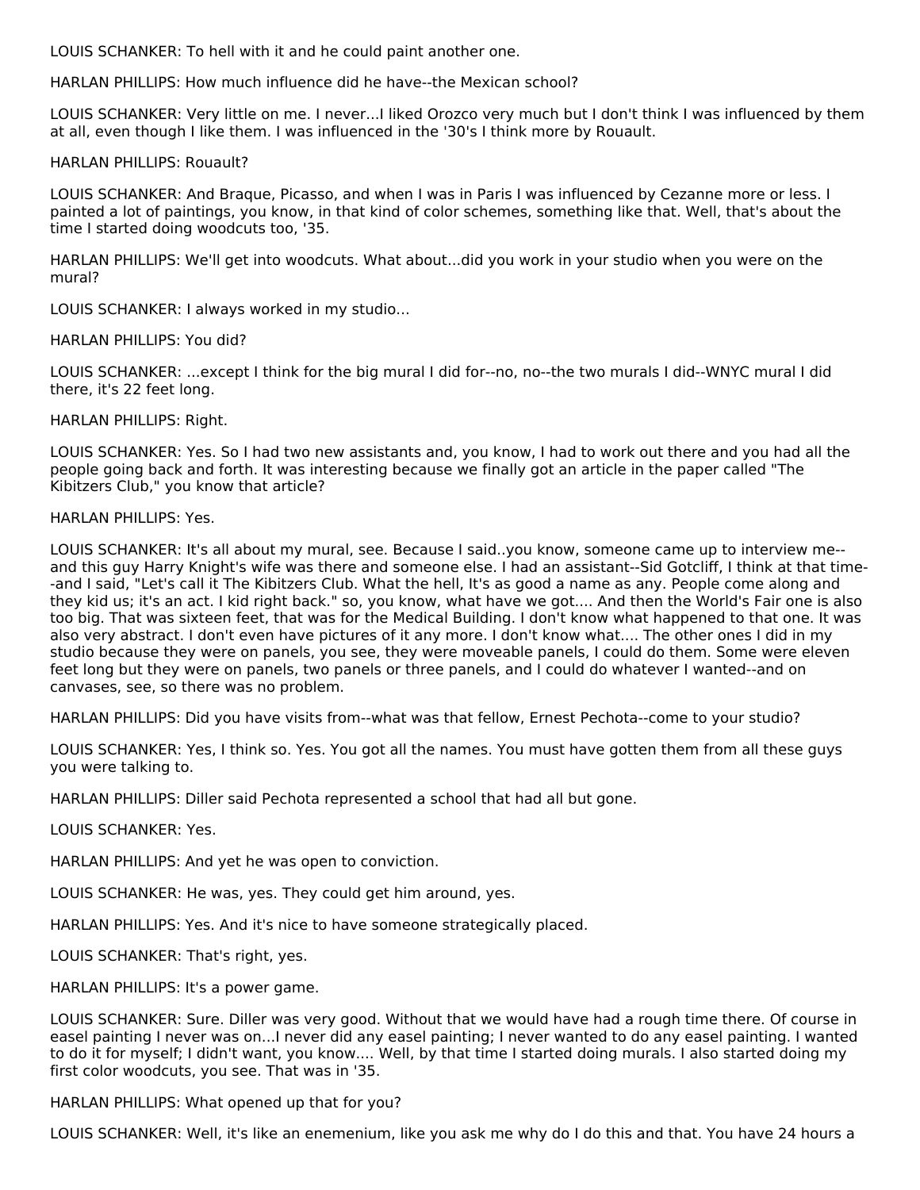LOUIS SCHANKER: To hell with it and he could paint another one.

HARLAN PHILLIPS: How much influence did he have--the Mexican school?

LOUIS SCHANKER: Very little on me. I never...I liked Orozco very much but I don't think I was influenced by them at all, even though I like them. I was influenced in the '30's I think more by Rouault.

HARLAN PHILLIPS: Rouault?

LOUIS SCHANKER: And Braque, Picasso, and when I was in Paris I was influenced by Cezanne more or less. I painted a lot of paintings, you know, in that kind of color schemes, something like that. Well, that's about the time I started doing woodcuts too, '35.

HARLAN PHILLIPS: We'll get into woodcuts. What about...did you work in your studio when you were on the mural?

LOUIS SCHANKER: I always worked in my studio...

HARLAN PHILLIPS: You did?

LOUIS SCHANKER: ...except I think for the big mural I did for--no, no--the two murals I did--WNYC mural I did there, it's 22 feet long.

HARLAN PHILLIPS: Right.

LOUIS SCHANKER: Yes. So I had two new assistants and, you know, I had to work out there and you had all the people going back and forth. It was interesting because we finally got an article in the paper called "The Kibitzers Club," you know that article?

HARLAN PHILLIPS: Yes.

LOUIS SCHANKER: It's all about my mural, see. Because I said..you know, someone came up to interview me--and this guy Harry Knight's wife was there and someone else. I had an assistant--Sid Gotcliff, I think at that time--and I said, "Let's call it The Kibitzers Club. What the hell, It's as good a name as any. People come along and they kid us; it's an act. I kid right back." so, you know, what have we got.... And then the World's Fair one is also too big. That was sixteen feet, that was for the Medical Building. I don't know what happened to that one. It was also very abstract. I don't even have pictures of it any more. I don't know what.... The other ones I did in my studio because they were on panels, you see, they were moveable panels, I could do them. Some were eleven feet long but they were on panels, two panels or three panels, and I could do whatever I wanted--and on canvases, see, so there was no problem.

HARLAN PHILLIPS: Did you have visits from--what was that fellow, Ernest Pechota--come to your studio?

LOUIS SCHANKER: Yes, I think so. Yes. You got all the names. You must have gotten them from all these guys you were talking to.

HARLAN PHILLIPS: Diller said Pechota represented a school that had all but gone.

LOUIS SCHANKER: Yes.

HARLAN PHILLIPS: And yet he was open to conviction.

LOUIS SCHANKER: He was, yes. They could get him around, yes.

HARLAN PHILLIPS: Yes. And it's nice to have someone strategically placed.

LOUIS SCHANKER: That's right, yes.

HARLAN PHILLIPS: It's a power game.

LOUIS SCHANKER: Sure. Diller was very good. Without that we would have had a rough time there. Of course in easel painting I never was on...I never did any easel painting; I never wanted to do any easel painting. I wanted to do it for myself; I didn't want, you know.... Well, by that time I started doing murals. I also started doing my first color woodcuts, you see. That was in '35.

HARLAN PHILLIPS: What opened up that for you?

LOUIS SCHANKER: Well, it's like an enemenium, like you ask me why do I do this and that. You have 24 hours a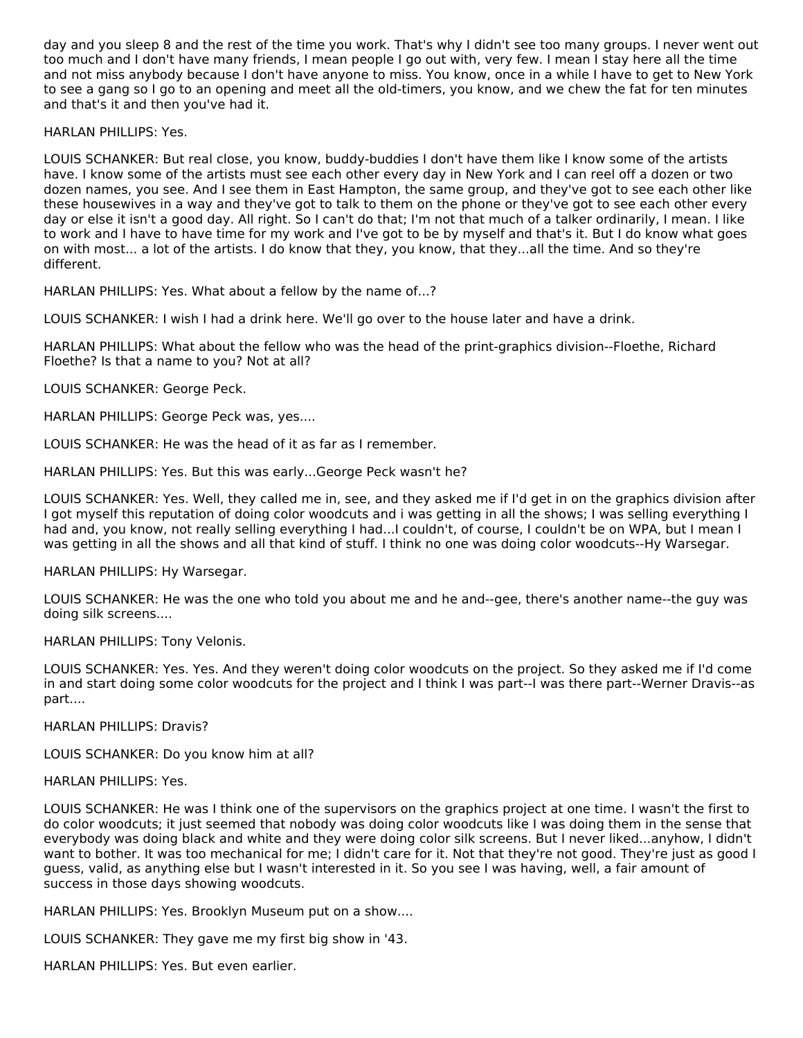day and you sleep 8 and the rest of the time you work. That's why I didn't see too many groups. I never went out too much and I don't have many friends, I mean people I go out with, very few. I mean I stay here all the time and not miss anybody because I don't have anyone to miss. You know, once in a while I have to get to New York to see a gang so I go to an opening and meet all the old-timers, you know, and we chew the fat for ten minutes and that's it and then you've had it.

HARLAN PHILLIPS: Yes.

LOUIS SCHANKER: But real close, you know, buddy-buddies I don't have them like I know some of the artists have. I know some of the artists must see each other every day in New York and I can reel off a dozen or two dozen names, you see. And I see them in East Hampton, the same group, and they've got to see each other like these housewives in a way and they've got to talk to them on the phone or they've got to see each other every day or else it isn't a good day. All right. So I can't do that; I'm not that much of a talker ordinarily, I mean. I like to work and I have to have time for my work and I've got to be by myself and that's it. But I do know what goes on with most... a lot of the artists. I do know that they, you know, that they...all the time. And so they're different.

HARLAN PHILLIPS: Yes. What about a fellow by the name of...?

LOUIS SCHANKER: I wish I had a drink here. We'll go over to the house later and have a drink.

HARLAN PHILLIPS: What about the fellow who was the head of the print-graphics division--Floethe, Richard Floethe? Is that a name to you? Not at all?

LOUIS SCHANKER: George Peck.

HARLAN PHILLIPS: George Peck was, yes....

LOUIS SCHANKER: He was the head of it as far as I remember.

HARLAN PHILLIPS: Yes. But this was early...George Peck wasn't he?

LOUIS SCHANKER: Yes. Well, they called me in, see, and they asked me if I'd get in on the graphics division after I got myself this reputation of doing color woodcuts and i was getting in all the shows; I was selling everything I had and, you know, not really selling everything I had...I couldn't, of course, I couldn't be on WPA, but I mean I was getting in all the shows and all that kind of stuff. I think no one was doing color woodcuts--Hy Warsegar.

HARLAN PHILLIPS: Hy Warsegar.

LOUIS SCHANKER: He was the one who told you about me and he and--gee, there's another name--the guy was doing silk screens....

HARLAN PHILLIPS: Tony Velonis.

LOUIS SCHANKER: Yes. Yes. And they weren't doing color woodcuts on the project. So they asked me if I'd come in and start doing some color woodcuts for the project and I think I was part--I was there part--Werner Dravis--as part....

HARLAN PHILLIPS: Dravis?

LOUIS SCHANKER: Do you know him at all?

HARLAN PHILLIPS: Yes.

LOUIS SCHANKER: He was I think one of the supervisors on the graphics project at one time. I wasn't the first to do color woodcuts; it just seemed that nobody was doing color woodcuts like I was doing them in the sense that everybody was doing black and white and they were doing color silk screens. But I never liked...anyhow, I didn't want to bother. It was too mechanical for me; I didn't care for it. Not that they're not good. They're just as good I guess, valid, as anything else but I wasn't interested in it. So you see I was having, well, a fair amount of success in those days showing woodcuts.

HARLAN PHILLIPS: Yes. Brooklyn Museum put on a show....

LOUIS SCHANKER: They gave me my first big show in '43.

HARLAN PHILLIPS: Yes. But even earlier.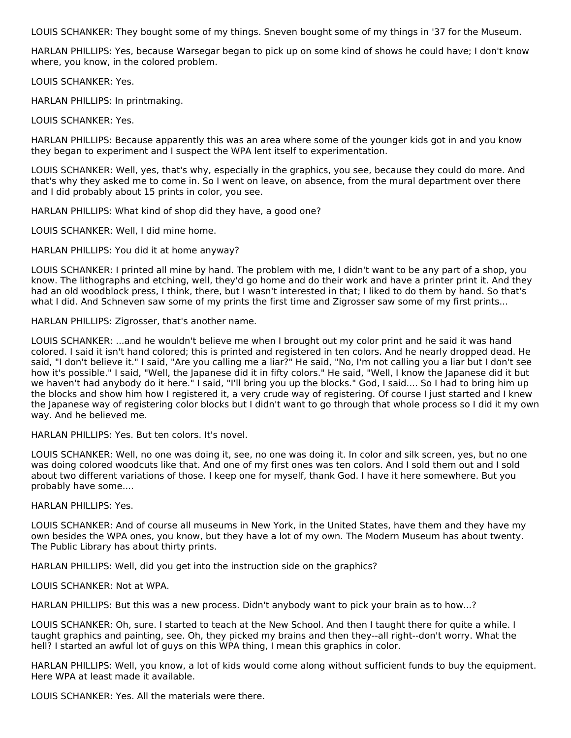LOUIS SCHANKER: They bought some of my things. Sneven bought some of my things in '37 for the Museum.

HARLAN PHILLIPS: Yes, because Warsegar began to pick up on some kind of shows he could have; I don't know where, you know, in the colored problem.

LOUIS SCHANKER: Yes.

HARLAN PHILLIPS: In printmaking.

LOUIS SCHANKER: Yes.

HARLAN PHILLIPS: Because apparently this was an area where some of the younger kids got in and you know they began to experiment and I suspect the WPA lent itself to experimentation.

LOUIS SCHANKER: Well, yes, that's why, especially in the graphics, you see, because they could do more. And that's why they asked me to come in. So I went on leave, on absence, from the mural department over there and I did probably about 15 prints in color, you see.

HARLAN PHILLIPS: What kind of shop did they have, a good one?

LOUIS SCHANKER: Well, I did mine home.

HARLAN PHILLIPS: You did it at home anyway?

LOUIS SCHANKER: I printed all mine by hand. The problem with me, I didn't want to be any part of a shop, you know. The lithographs and etching, well, they'd go home and do their work and have a printer print it. And they had an old woodblock press, I think, there, but I wasn't interested in that; I liked to do them by hand. So that's what I did. And Schneven saw some of my prints the first time and Zigrosser saw some of my first prints...

HARLAN PHILLIPS: Zigrosser, that's another name.

LOUIS SCHANKER: ...and he wouldn't believe me when I brought out my color print and he said it was hand colored. I said it isn't hand colored; this is printed and registered in ten colors. And he nearly dropped dead. He said, "I don't believe it." I said, "Are you calling me a liar?" He said, "No, I'm not calling you a liar but I don't see how it's possible." I said, "Well, the Japanese did it in fifty colors." He said, "Well, I know the Japanese did it but we haven't had anybody do it here." I said, "I'll bring you up the blocks." God, I said.... So I had to bring him up the blocks and show him how I registered it, a very crude way of registering. Of course I just started and I knew the Japanese way of registering color blocks but I didn't want to go through that whole process so I did it my own way. And he believed me.

HARLAN PHILLIPS: Yes. But ten colors. It's novel.

LOUIS SCHANKER: Well, no one was doing it, see, no one was doing it. In color and silk screen, yes, but no one was doing colored woodcuts like that. And one of my first ones was ten colors. And I sold them out and I sold about two different variations of those. I keep one for myself, thank God. I have it here somewhere. But you probably have some....

HARLAN PHILLIPS: Yes.

LOUIS SCHANKER: And of course all museums in New York, in the United States, have them and they have my own besides the WPA ones, you know, but they have a lot of my own. The Modern Museum has about twenty. The Public Library has about thirty prints.

HARLAN PHILLIPS: Well, did you get into the instruction side on the graphics?

LOUIS SCHANKER: Not at WPA.

HARLAN PHILLIPS: But this was a new process. Didn't anybody want to pick your brain as to how...?

LOUIS SCHANKER: Oh, sure. I started to teach at the New School. And then I taught there for quite a while. I taught graphics and painting, see. Oh, they picked my brains and then they--all right--don't worry. What the hell? I started an awful lot of guys on this WPA thing, I mean this graphics in color.

HARLAN PHILLIPS: Well, you know, a lot of kids would come along without sufficient funds to buy the equipment. Here WPA at least made it available.

LOUIS SCHANKER: Yes. All the materials were there.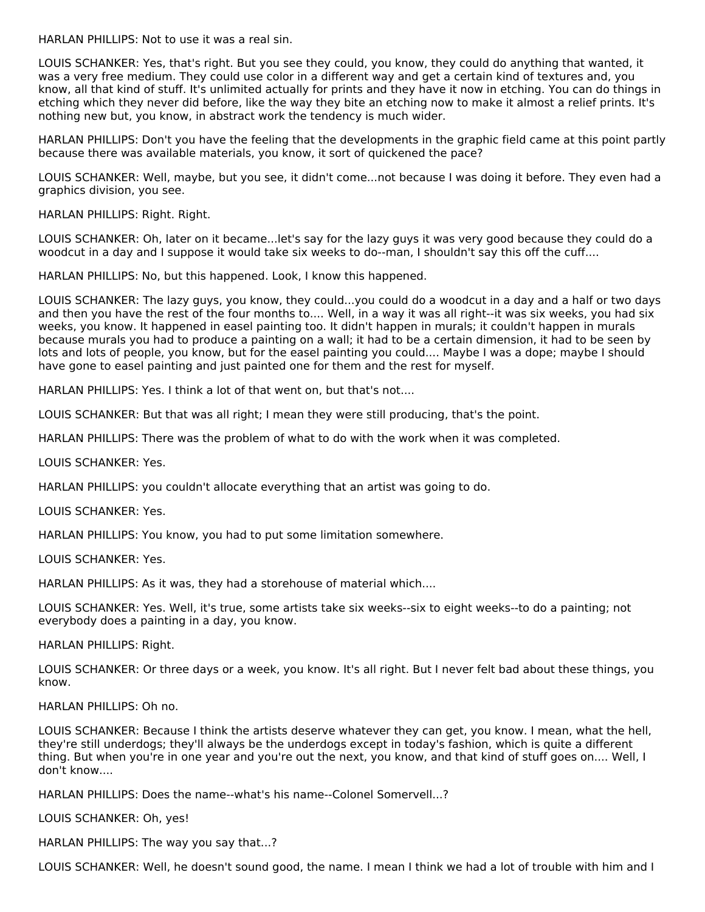HARLAN PHILLIPS: Not to use it was a real sin.

LOUIS SCHANKER: Yes, that's right. But you see they could, you know, they could do anything that wanted, it was a very free medium. They could use color in a different way and get a certain kind of textures and, you know, all that kind of stuff. It's unlimited actually for prints and they have it now in etching. You can do things in etching which they never did before, like the way they bite an etching now to make it almost a relief prints. It's nothing new but, you know, in abstract work the tendency is much wider.

HARLAN PHILLIPS: Don't you have the feeling that the developments in the graphic field came at this point partly because there was available materials, you know, it sort of quickened the pace?

LOUIS SCHANKER: Well, maybe, but you see, it didn't come...not because I was doing it before. They even had a graphics division, you see.

HARLAN PHILLIPS: Right. Right.

LOUIS SCHANKER: Oh, later on it became...let's say for the lazy guys it was very good because they could do a woodcut in a day and I suppose it would take six weeks to do--man, I shouldn't say this off the cuff....

HARLAN PHILLIPS: No, but this happened. Look, I know this happened.

LOUIS SCHANKER: The lazy guys, you know, they could...you could do a woodcut in a day and a half or two days and then you have the rest of the four months to.... Well, in a way it was all right--it was six weeks, you had six weeks, you know. It happened in easel painting too. It didn't happen in murals; it couldn't happen in murals because murals you had to produce a painting on a wall; it had to be a certain dimension, it had to be seen by lots and lots of people, you know, but for the easel painting you could.... Maybe I was a dope; maybe I should have gone to easel painting and just painted one for them and the rest for myself.

HARLAN PHILLIPS: Yes. I think a lot of that went on, but that's not....

LOUIS SCHANKER: But that was all right; I mean they were still producing, that's the point.

HARLAN PHILLIPS: There was the problem of what to do with the work when it was completed.

LOUIS SCHANKER: Yes.

HARLAN PHILLIPS: you couldn't allocate everything that an artist was going to do.

LOUIS SCHANKER: Yes.

HARLAN PHILLIPS: You know, you had to put some limitation somewhere.

LOUIS SCHANKER: Yes.

HARLAN PHILLIPS: As it was, they had a storehouse of material which....

LOUIS SCHANKER: Yes. Well, it's true, some artists take six weeks--six to eight weeks--to do a painting; not everybody does a painting in a day, you know.

HARLAN PHILLIPS: Right.

LOUIS SCHANKER: Or three days or a week, you know. It's all right. But I never felt bad about these things, you know.

HARLAN PHILLIPS: Oh no.

LOUIS SCHANKER: Because I think the artists deserve whatever they can get, you know. I mean, what the hell, they're still underdogs; they'll always be the underdogs except in today's fashion, which is quite a different thing. But when you're in one year and you're out the next, you know, and that kind of stuff goes on.... Well, I don't know....

HARLAN PHILLIPS: Does the name--what's his name--Colonel Somervell...?

LOUIS SCHANKER: Oh, yes!

HARLAN PHILLIPS: The way you say that...?

LOUIS SCHANKER: Well, he doesn't sound good, the name. I mean I think we had a lot of trouble with him and I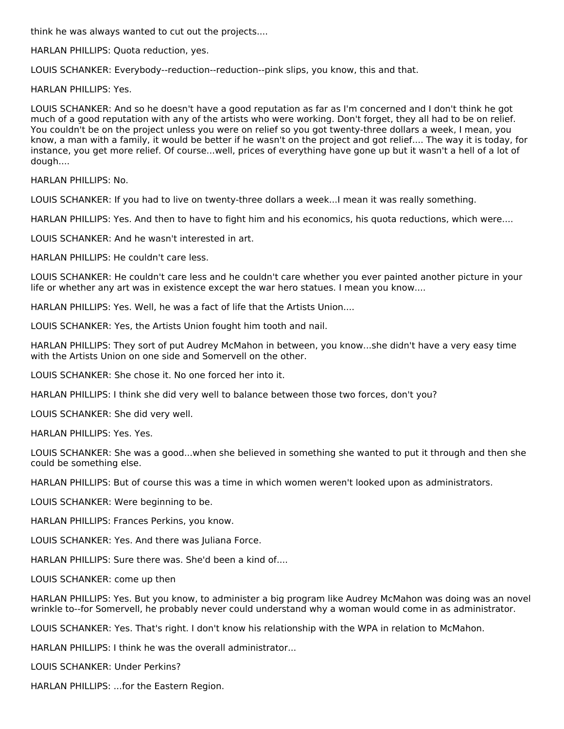think he was always wanted to cut out the projects....

HARLAN PHILLIPS: Quota reduction, yes.

LOUIS SCHANKER: Everybody--reduction--reduction--pink slips, you know, this and that.

HARLAN PHILLIPS: Yes.

LOUIS SCHANKER: And so he doesn't have a good reputation as far as I'm concerned and I don't think he got much of a good reputation with any of the artists who were working. Don't forget, they all had to be on relief. You couldn't be on the project unless you were on relief so you got twenty-three dollars a week, I mean, you know, a man with a family, it would be better if he wasn't on the project and got relief.... The way it is today, for instance, you get more relief. Of course...well, prices of everything have gone up but it wasn't a hell of a lot of dough....

HARLAN PHILLIPS: No.

LOUIS SCHANKER: If you had to live on twenty-three dollars a week...I mean it was really something.

HARLAN PHILLIPS: Yes. And then to have to fight him and his economics, his quota reductions, which were....

LOUIS SCHANKER: And he wasn't interested in art.

HARLAN PHILLIPS: He couldn't care less.

LOUIS SCHANKER: He couldn't care less and he couldn't care whether you ever painted another picture in your life or whether any art was in existence except the war hero statues. I mean you know....

HARLAN PHILLIPS: Yes. Well, he was a fact of life that the Artists Union....

LOUIS SCHANKER: Yes, the Artists Union fought him tooth and nail.

HARLAN PHILLIPS: They sort of put Audrey McMahon in between, you know...she didn't have a very easy time with the Artists Union on one side and Somervell on the other.

LOUIS SCHANKER: She chose it. No one forced her into it.

HARLAN PHILLIPS: I think she did very well to balance between those two forces, don't you?

LOUIS SCHANKER: She did very well.

HARLAN PHILLIPS: Yes. Yes.

LOUIS SCHANKER: She was a good...when she believed in something she wanted to put it through and then she could be something else.

HARLAN PHILLIPS: But of course this was a time in which women weren't looked upon as administrators.

LOUIS SCHANKER: Were beginning to be.

HARLAN PHILLIPS: Frances Perkins, you know.

LOUIS SCHANKER: Yes. And there was Juliana Force.

HARLAN PHILLIPS: Sure there was. She'd been a kind of....

LOUIS SCHANKER: come up then

HARLAN PHILLIPS: Yes. But you know, to administer a big program like Audrey McMahon was doing was an novel wrinkle to--for Somervell, he probably never could understand why a woman would come in as administrator.

LOUIS SCHANKER: Yes. That's right. I don't know his relationship with the WPA in relation to McMahon.

HARLAN PHILLIPS: I think he was the overall administrator...

LOUIS SCHANKER: Under Perkins?

HARLAN PHILLIPS: ...for the Eastern Region.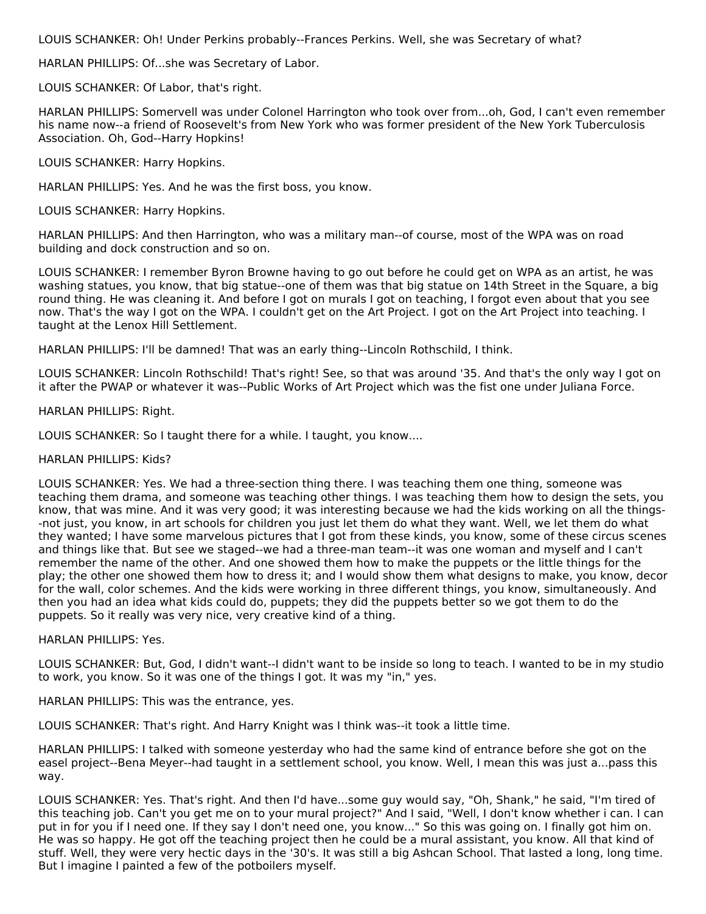LOUIS SCHANKER: Oh! Under Perkins probably--Frances Perkins. Well, she was Secretary of what?

HARLAN PHILLIPS: Of...she was Secretary of Labor.

LOUIS SCHANKER: Of Labor, that's right.

HARLAN PHILLIPS: Somervell was under Colonel Harrington who took over from...oh, God, I can't even remember his name now--a friend of Roosevelt's from New York who was former president of the New York Tuberculosis Association. Oh, God--Harry Hopkins!

LOUIS SCHANKER: Harry Hopkins.

HARLAN PHILLIPS: Yes. And he was the first boss, you know.

LOUIS SCHANKER: Harry Hopkins.

HARLAN PHILLIPS: And then Harrington, who was a military man--of course, most of the WPA was on road building and dock construction and so on.

LOUIS SCHANKER: I remember Byron Browne having to go out before he could get on WPA as an artist, he was washing statues, you know, that big statue--one of them was that big statue on 14th Street in the Square, a big round thing. He was cleaning it. And before I got on murals I got on teaching, I forgot even about that you see now. That's the way I got on the WPA. I couldn't get on the Art Project. I got on the Art Project into teaching. I taught at the Lenox Hill Settlement.

HARLAN PHILLIPS: I'll be damned! That was an early thing--Lincoln Rothschild, I think.

LOUIS SCHANKER: Lincoln Rothschild! That's right! See, so that was around '35. And that's the only way I got on it after the PWAP or whatever it was--Public Works of Art Project which was the fist one under Juliana Force.

HARLAN PHILLIPS: Right.

LOUIS SCHANKER: So I taught there for a while. I taught, you know....

HARLAN PHILLIPS: Kids?

LOUIS SCHANKER: Yes. We had a three-section thing there. I was teaching them one thing, someone was teaching them drama, and someone was teaching other things. I was teaching them how to design the sets, you know, that was mine. And it was very good; it was interesting because we had the kids working on all the things--not just, you know, in art schools for children you just let them do what they want. Well, we let them do what they wanted; I have some marvelous pictures that I got from these kinds, you know, some of these circus scenes and things like that. But see we staged--we had a three-man team--it was one woman and myself and I can't remember the name of the other. And one showed them how to make the puppets or the little things for the play; the other one showed them how to dress it; and I would show them what designs to make, you know, decor for the wall, color schemes. And the kids were working in three different things, you know, simultaneously. And then you had an idea what kids could do, puppets; they did the puppets better so we got them to do the puppets. So it really was very nice, very creative kind of a thing.

HARLAN PHILLIPS: Yes.

LOUIS SCHANKER: But, God, I didn't want--I didn't want to be inside so long to teach. I wanted to be in my studio to work, you know. So it was one of the things I got. It was my "in," yes.

HARLAN PHILLIPS: This was the entrance, yes.

LOUIS SCHANKER: That's right. And Harry Knight was I think was--it took a little time.

HARLAN PHILLIPS: I talked with someone yesterday who had the same kind of entrance before she got on the easel project--Bena Meyer--had taught in a settlement school, you know. Well, I mean this was just a...pass this way.

LOUIS SCHANKER: Yes. That's right. And then I'd have...some guy would say, "Oh, Shank," he said, "I'm tired of this teaching job. Can't you get me on to your mural project?" And I said, "Well, I don't know whether i can. I can put in for you if I need one. If they say I don't need one, you know..." So this was going on. I finally got him on. He was so happy. He got off the teaching project then he could be a mural assistant, you know. All that kind of stuff. Well, they were very hectic days in the '30's. It was still a big Ashcan School. That lasted a long, long time. But I imagine I painted a few of the potboilers myself.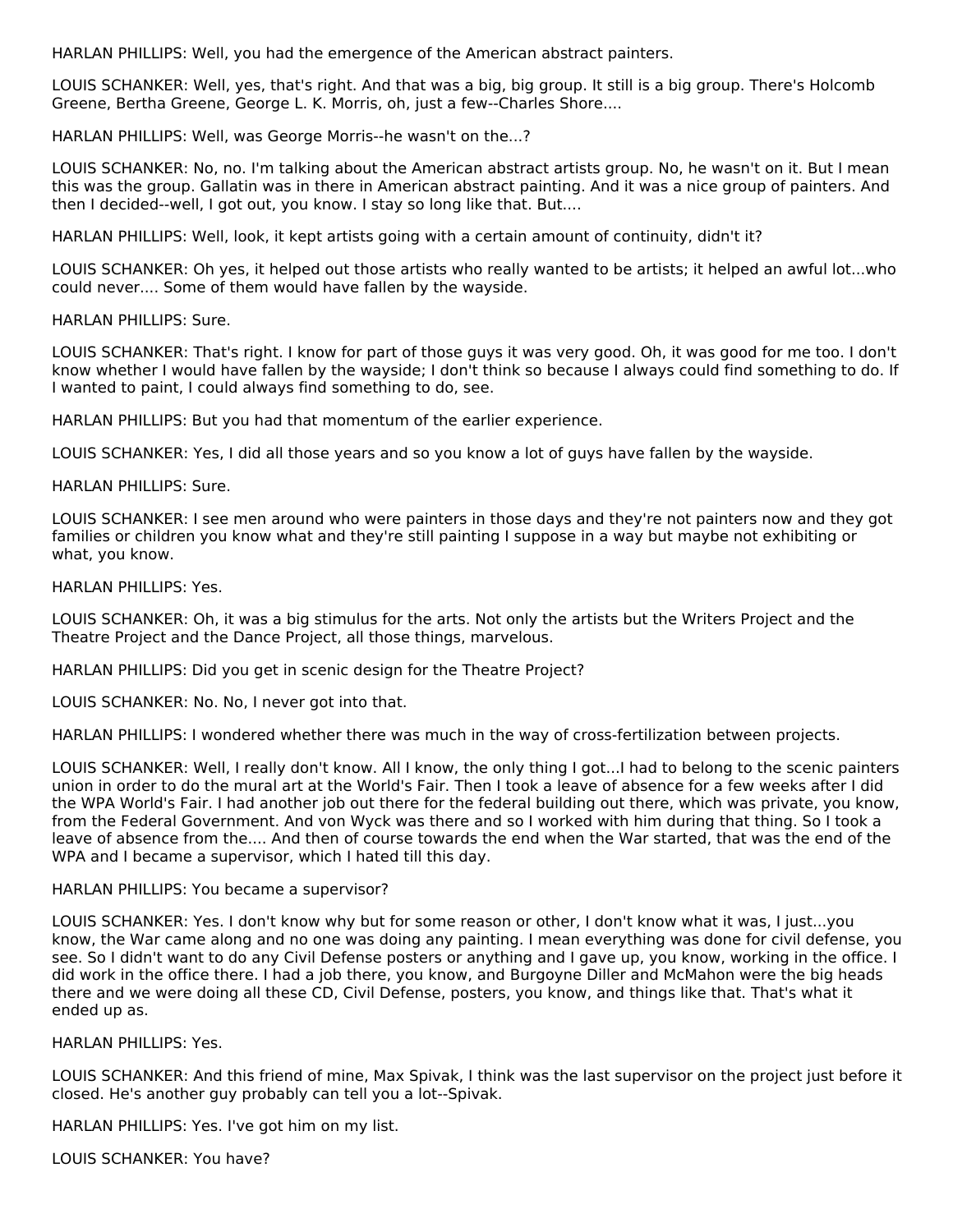HARLAN PHILLIPS: Well, you had the emergence of the American abstract painters.

LOUIS SCHANKER: Well, yes, that's right. And that was a big, big group. It still is a big group. There's Holcomb Greene, Bertha Greene, George L. K. Morris, oh, just a few--Charles Shore....

HARLAN PHILLIPS: Well, was George Morris--he wasn't on the...?

LOUIS SCHANKER: No, no. I'm talking about the American abstract artists group. No, he wasn't on it. But I mean this was the group. Gallatin was in there in American abstract painting. And it was a nice group of painters. And then I decided--well, I got out, you know. I stay so long like that. But....

HARLAN PHILLIPS: Well, look, it kept artists going with a certain amount of continuity, didn't it?

LOUIS SCHANKER: Oh yes, it helped out those artists who really wanted to be artists; it helped an awful lot...who could never.... Some of them would have fallen by the wayside.

HARLAN PHILLIPS: Sure.

LOUIS SCHANKER: That's right. I know for part of those guys it was very good. Oh, it was good for me too. I don't know whether I would have fallen by the wayside; I don't think so because I always could find something to do. If I wanted to paint, I could always find something to do, see.

HARLAN PHILLIPS: But you had that momentum of the earlier experience.

LOUIS SCHANKER: Yes, I did all those years and so you know a lot of guys have fallen by the wayside.

HARLAN PHILLIPS: Sure.

LOUIS SCHANKER: I see men around who were painters in those days and they're not painters now and they got families or children you know what and they're still painting I suppose in a way but maybe not exhibiting or what, you know.

HARLAN PHILLIPS: Yes.

LOUIS SCHANKER: Oh, it was a big stimulus for the arts. Not only the artists but the Writers Project and the Theatre Project and the Dance Project, all those things, marvelous.

HARLAN PHILLIPS: Did you get in scenic design for the Theatre Project?

LOUIS SCHANKER: No. No, I never got into that.

HARLAN PHILLIPS: I wondered whether there was much in the way of cross-fertilization between projects.

LOUIS SCHANKER: Well, I really don't know. All I know, the only thing I got...I had to belong to the scenic painters union in order to do the mural art at the World's Fair. Then I took a leave of absence for a few weeks after I did the WPA World's Fair. I had another job out there for the federal building out there, which was private, you know, from the Federal Government. And von Wyck was there and so I worked with him during that thing. So I took a leave of absence from the.... And then of course towards the end when the War started, that was the end of the WPA and I became a supervisor, which I hated till this day.

HARLAN PHILLIPS: You became a supervisor?

LOUIS SCHANKER: Yes. I don't know why but for some reason or other, I don't know what it was, I just...you know, the War came along and no one was doing any painting. I mean everything was done for civil defense, you see. So I didn't want to do any Civil Defense posters or anything and I gave up, you know, working in the office. I did work in the office there. I had a job there, you know, and Burgoyne Diller and McMahon were the big heads there and we were doing all these CD, Civil Defense, posters, you know, and things like that. That's what it ended up as.

HARLAN PHILLIPS: Yes.

LOUIS SCHANKER: And this friend of mine, Max Spivak, I think was the last supervisor on the project just before it closed. He's another guy probably can tell you a lot--Spivak.

HARLAN PHILLIPS: Yes. I've got him on my list.

LOUIS SCHANKER: You have?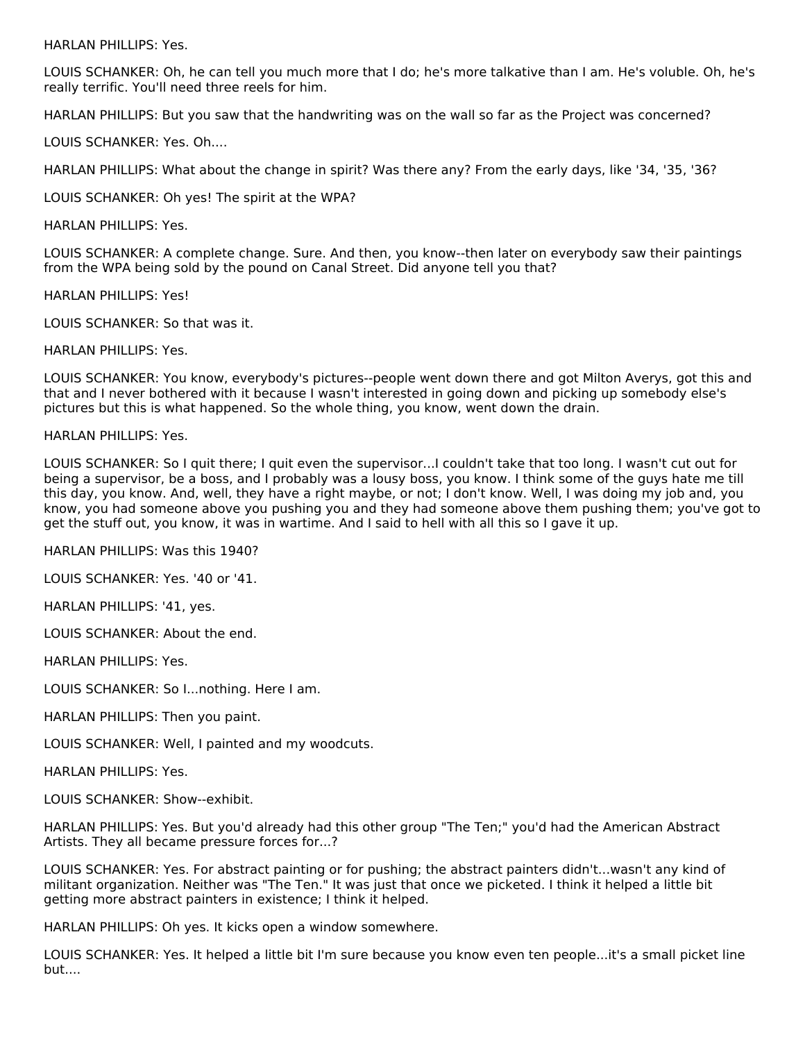HARLAN PHILLIPS: Yes.

LOUIS SCHANKER: Oh, he can tell you much more that I do; he's more talkative than I am. He's voluble. Oh, he's really terrific. You'll need three reels for him.

HARLAN PHILLIPS: But you saw that the handwriting was on the wall so far as the Project was concerned?

LOUIS SCHANKER: Yes. Oh....

HARLAN PHILLIPS: What about the change in spirit? Was there any? From the early days, like '34, '35, '36?

LOUIS SCHANKER: Oh yes! The spirit at the WPA?

HARLAN PHILLIPS: Yes.

LOUIS SCHANKER: A complete change. Sure. And then, you know--then later on everybody saw their paintings from the WPA being sold by the pound on Canal Street. Did anyone tell you that?

HARLAN PHILLIPS: Yes!

LOUIS SCHANKER: So that was it.

HARLAN PHILLIPS: Yes.

LOUIS SCHANKER: You know, everybody's pictures--people went down there and got Milton Averys, got this and that and I never bothered with it because I wasn't interested in going down and picking up somebody else's pictures but this is what happened. So the whole thing, you know, went down the drain.

HARLAN PHILLIPS: Yes.

LOUIS SCHANKER: So I quit there; I quit even the supervisor...I couldn't take that too long. I wasn't cut out for being a supervisor, be a boss, and I probably was a lousy boss, you know. I think some of the guys hate me till this day, you know. And, well, they have a right maybe, or not; I don't know. Well, I was doing my job and, you know, you had someone above you pushing you and they had someone above them pushing them; you've got to get the stuff out, you know, it was in wartime. And I said to hell with all this so I gave it up.

HARLAN PHILLIPS: Was this 1940?

LOUIS SCHANKER: Yes. '40 or '41.

HARLAN PHILLIPS: '41, yes.

LOUIS SCHANKER: About the end.

HARLAN PHILLIPS: Yes.

LOUIS SCHANKER: So I...nothing. Here I am.

HARLAN PHILLIPS: Then you paint.

LOUIS SCHANKER: Well, I painted and my woodcuts.

HARLAN PHILLIPS: Yes.

LOUIS SCHANKER: Show--exhibit.

HARLAN PHILLIPS: Yes. But you'd already had this other group "The Ten;" you'd had the American Abstract Artists. They all became pressure forces for...?

LOUIS SCHANKER: Yes. For abstract painting or for pushing; the abstract painters didn't...wasn't any kind of militant organization. Neither was "The Ten." It was just that once we picketed. I think it helped a little bit getting more abstract painters in existence; I think it helped.

HARLAN PHILLIPS: Oh yes. It kicks open a window somewhere.

LOUIS SCHANKER: Yes. It helped a little bit I'm sure because you know even ten people...it's a small picket line but....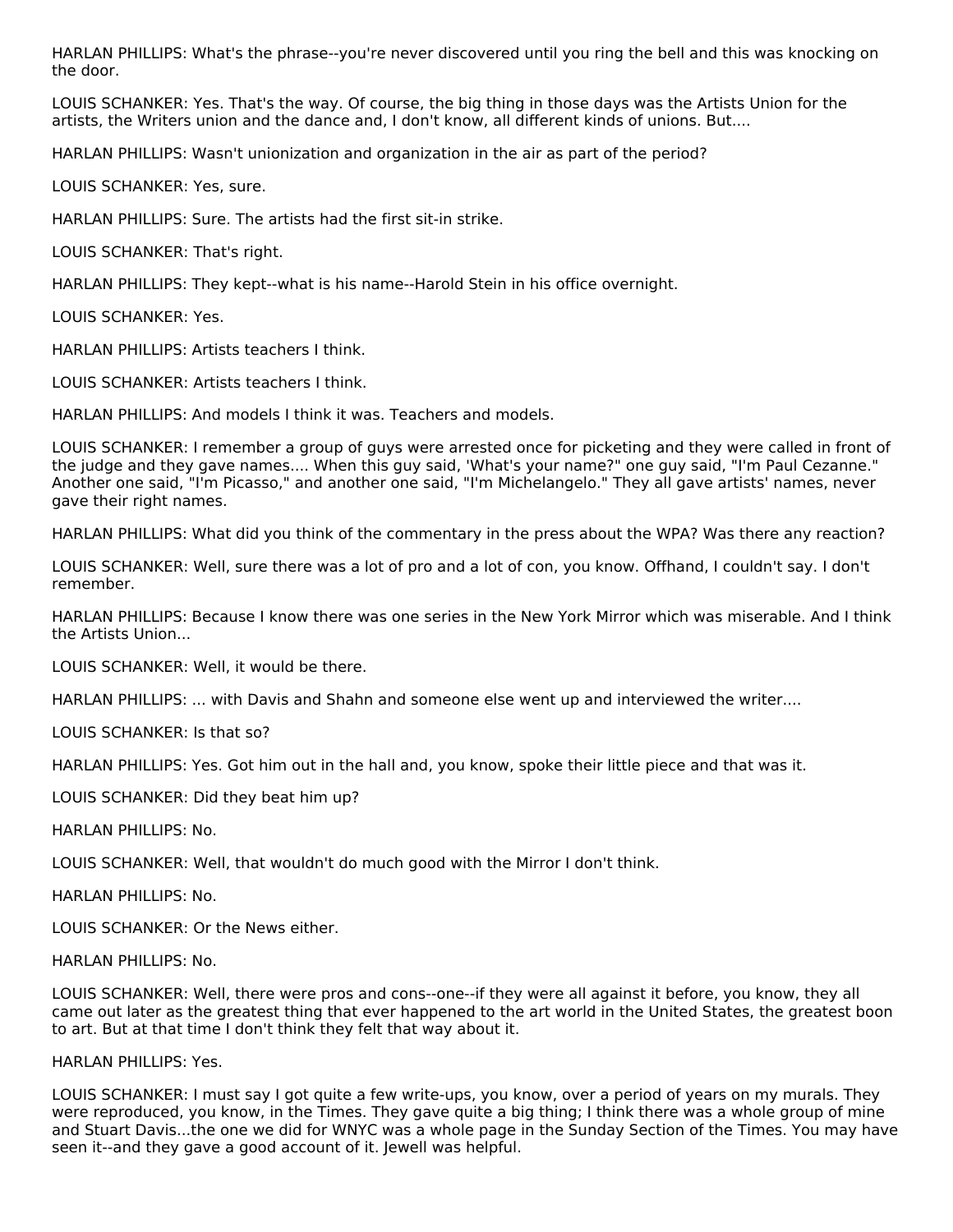HARLAN PHILLIPS: What's the phrase--you're never discovered until you ring the bell and this was knocking on the door.

LOUIS SCHANKER: Yes. That's the way. Of course, the big thing in those days was the Artists Union for the artists, the Writers union and the dance and, I don't know, all different kinds of unions. But....

HARLAN PHILLIPS: Wasn't unionization and organization in the air as part of the period?

LOUIS SCHANKER: Yes, sure.

HARLAN PHILLIPS: Sure. The artists had the first sit-in strike.

LOUIS SCHANKER: That's right.

HARLAN PHILLIPS: They kept--what is his name--Harold Stein in his office overnight.

LOUIS SCHANKER: Yes.

HARLAN PHILLIPS: Artists teachers I think.

LOUIS SCHANKER: Artists teachers I think.

HARLAN PHILLIPS: And models I think it was. Teachers and models.

LOUIS SCHANKER: I remember a group of guys were arrested once for picketing and they were called in front of the judge and they gave names.... When this guy said, 'What's your name?" one guy said, "I'm Paul Cezanne." Another one said, "I'm Picasso," and another one said, "I'm Michelangelo." They all gave artists' names, never gave their right names.

HARLAN PHILLIPS: What did you think of the commentary in the press about the WPA? Was there any reaction?

LOUIS SCHANKER: Well, sure there was a lot of pro and a lot of con, you know. Offhand, I couldn't say. I don't remember.

HARLAN PHILLIPS: Because I know there was one series in the New York Mirror which was miserable. And I think the Artists Union...

LOUIS SCHANKER: Well, it would be there.

HARLAN PHILLIPS: ... with Davis and Shahn and someone else went up and interviewed the writer....

LOUIS SCHANKER: Is that so?

HARLAN PHILLIPS: Yes. Got him out in the hall and, you know, spoke their little piece and that was it.

LOUIS SCHANKER: Did they beat him up?

HARLAN PHILLIPS: No.

LOUIS SCHANKER: Well, that wouldn't do much good with the Mirror I don't think.

HARLAN PHILLIPS: No.

LOUIS SCHANKER: Or the News either.

HARLAN PHILLIPS: No.

LOUIS SCHANKER: Well, there were pros and cons--one--if they were all against it before, you know, they all came out later as the greatest thing that ever happened to the art world in the United States, the greatest boon to art. But at that time I don't think they felt that way about it.

HARLAN PHILLIPS: Yes.

LOUIS SCHANKER: I must say I got quite a few write-ups, you know, over a period of years on my murals. They were reproduced, you know, in the Times. They gave quite a big thing; I think there was a whole group of mine and Stuart Davis...the one we did for WNYC was a whole page in the Sunday Section of the Times. You may have seen it--and they gave a good account of it. Jewell was helpful.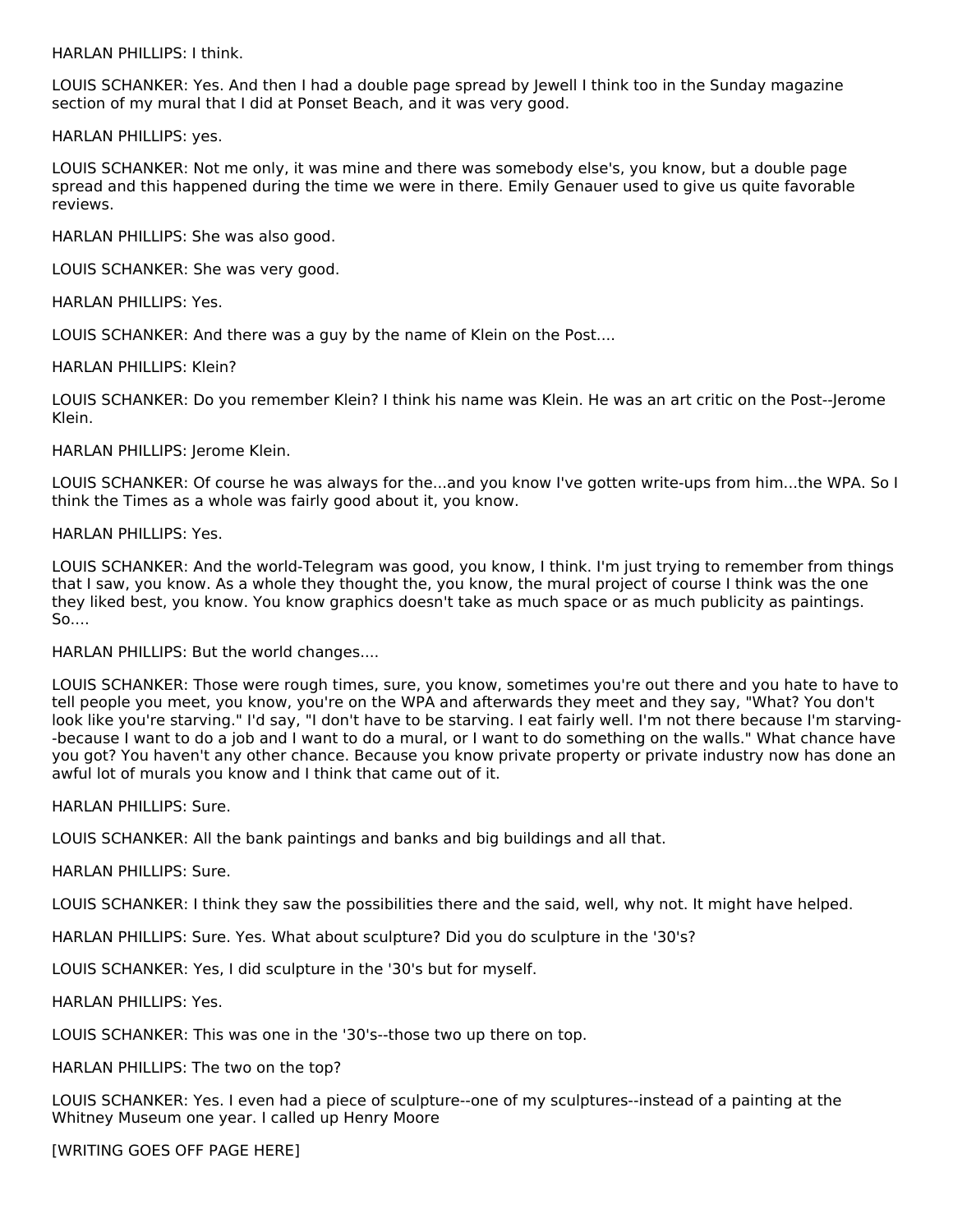HARLAN PHILLIPS: I think.

LOUIS SCHANKER: Yes. And then I had a double page spread by Jewell I think too in the Sunday magazine section of my mural that I did at Ponset Beach, and it was very good.

HARLAN PHILLIPS: yes.

LOUIS SCHANKER: Not me only, it was mine and there was somebody else's, you know, but a double page spread and this happened during the time we were in there. Emily Genauer used to give us quite favorable reviews.

HARLAN PHILLIPS: She was also good.

LOUIS SCHANKER: She was very good.

HARLAN PHILLIPS: Yes.

LOUIS SCHANKER: And there was a guy by the name of Klein on the Post....

HARLAN PHILLIPS: Klein?

LOUIS SCHANKER: Do you remember Klein? I think his name was Klein. He was an art critic on the Post--Jerome Klein.

HARLAN PHILLIPS: Jerome Klein.

LOUIS SCHANKER: Of course he was always for the...and you know I've gotten write-ups from him...the WPA. So I think the Times as a whole was fairly good about it, you know.

HARLAN PHILLIPS: Yes.

LOUIS SCHANKER: And the world-Telegram was good, you know, I think. I'm just trying to remember from things that I saw, you know. As a whole they thought the, you know, the mural project of course I think was the one they liked best, you know. You know graphics doesn't take as much space or as much publicity as paintings. So....

HARLAN PHILLIPS: But the world changes....

LOUIS SCHANKER: Those were rough times, sure, you know, sometimes you're out there and you hate to have to tell people you meet, you know, you're on the WPA and afterwards they meet and they say, "What? You don't look like you're starving." I'd say, "I don't have to be starving. I eat fairly well. I'm not there because I'm starving--because I want to do a job and I want to do a mural, or I want to do something on the walls." What chance have you got? You haven't any other chance. Because you know private property or private industry now has done an awful lot of murals you know and I think that came out of it.

HARLAN PHILLIPS: Sure.

LOUIS SCHANKER: All the bank paintings and banks and big buildings and all that.

HARLAN PHILLIPS: Sure.

LOUIS SCHANKER: I think they saw the possibilities there and the said, well, why not. It might have helped.

HARLAN PHILLIPS: Sure. Yes. What about sculpture? Did you do sculpture in the '30's?

LOUIS SCHANKER: Yes, I did sculpture in the '30's but for myself.

HARLAN PHILLIPS: Yes.

LOUIS SCHANKER: This was one in the '30's--those two up there on top.

HARLAN PHILLIPS: The two on the top?

LOUIS SCHANKER: Yes. I even had a piece of sculpture--one of my sculptures--instead of a painting at the Whitney Museum one year. I called up Henry Moore

[WRITING GOES OFF PAGE HERE]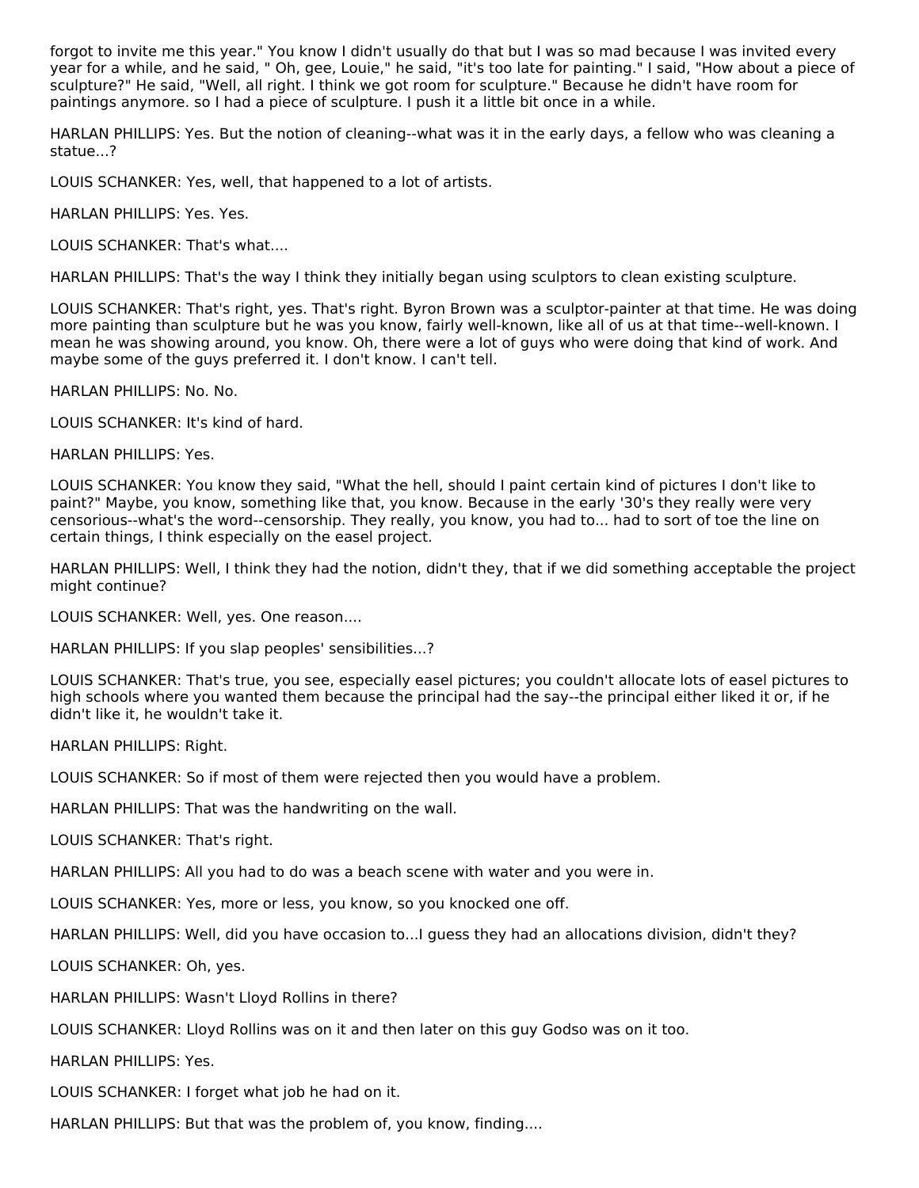forgot to invite me this year." You know I didn't usually do that but I was so mad because I was invited every year for a while, and he said, " Oh, gee, Louie," he said, "it's too late for painting." I said, "How about a piece of sculpture?" He said, "Well, all right. I think we got room for sculpture." Because he didn't have room for paintings anymore. so I had a piece of sculpture. I push it a little bit once in a while.

HARLAN PHILLIPS: Yes. But the notion of cleaning--what was it in the early days, a fellow who was cleaning a statue...?

LOUIS SCHANKER: Yes, well, that happened to a lot of artists.

HARLAN PHILLIPS: Yes. Yes.

LOUIS SCHANKER: That's what....

HARLAN PHILLIPS: That's the way I think they initially began using sculptors to clean existing sculpture.

LOUIS SCHANKER: That's right, yes. That's right. Byron Brown was a sculptor-painter at that time. He was doing more painting than sculpture but he was you know, fairly well-known, like all of us at that time--well-known. I mean he was showing around, you know. Oh, there were a lot of guys who were doing that kind of work. And maybe some of the guys preferred it. I don't know. I can't tell.

HARLAN PHILLIPS: No. No.

LOUIS SCHANKER: It's kind of hard.

HARLAN PHILLIPS: Yes.

LOUIS SCHANKER: You know they said, "What the hell, should I paint certain kind of pictures I don't like to paint?" Maybe, you know, something like that, you know. Because in the early '30's they really were very censorious--what's the word--censorship. They really, you know, you had to... had to sort of toe the line on certain things, I think especially on the easel project.

HARLAN PHILLIPS: Well, I think they had the notion, didn't they, that if we did something acceptable the project might continue?

LOUIS SCHANKER: Well, yes. One reason....

HARLAN PHILLIPS: If you slap peoples' sensibilities...?

LOUIS SCHANKER: That's true, you see, especially easel pictures; you couldn't allocate lots of easel pictures to high schools where you wanted them because the principal had the say--the principal either liked it or, if he didn't like it, he wouldn't take it.

HARLAN PHILLIPS: Right.

LOUIS SCHANKER: So if most of them were rejected then you would have a problem.

HARLAN PHILLIPS: That was the handwriting on the wall.

LOUIS SCHANKER: That's right.

HARLAN PHILLIPS: All you had to do was a beach scene with water and you were in.

LOUIS SCHANKER: Yes, more or less, you know, so you knocked one off.

HARLAN PHILLIPS: Well, did you have occasion to...I guess they had an allocations division, didn't they?

LOUIS SCHANKER: Oh, yes.

HARLAN PHILLIPS: Wasn't Lloyd Rollins in there?

LOUIS SCHANKER: Lloyd Rollins was on it and then later on this guy Godso was on it too.

HARLAN PHILLIPS: Yes.

LOUIS SCHANKER: I forget what job he had on it.

HARLAN PHILLIPS: But that was the problem of, you know, finding....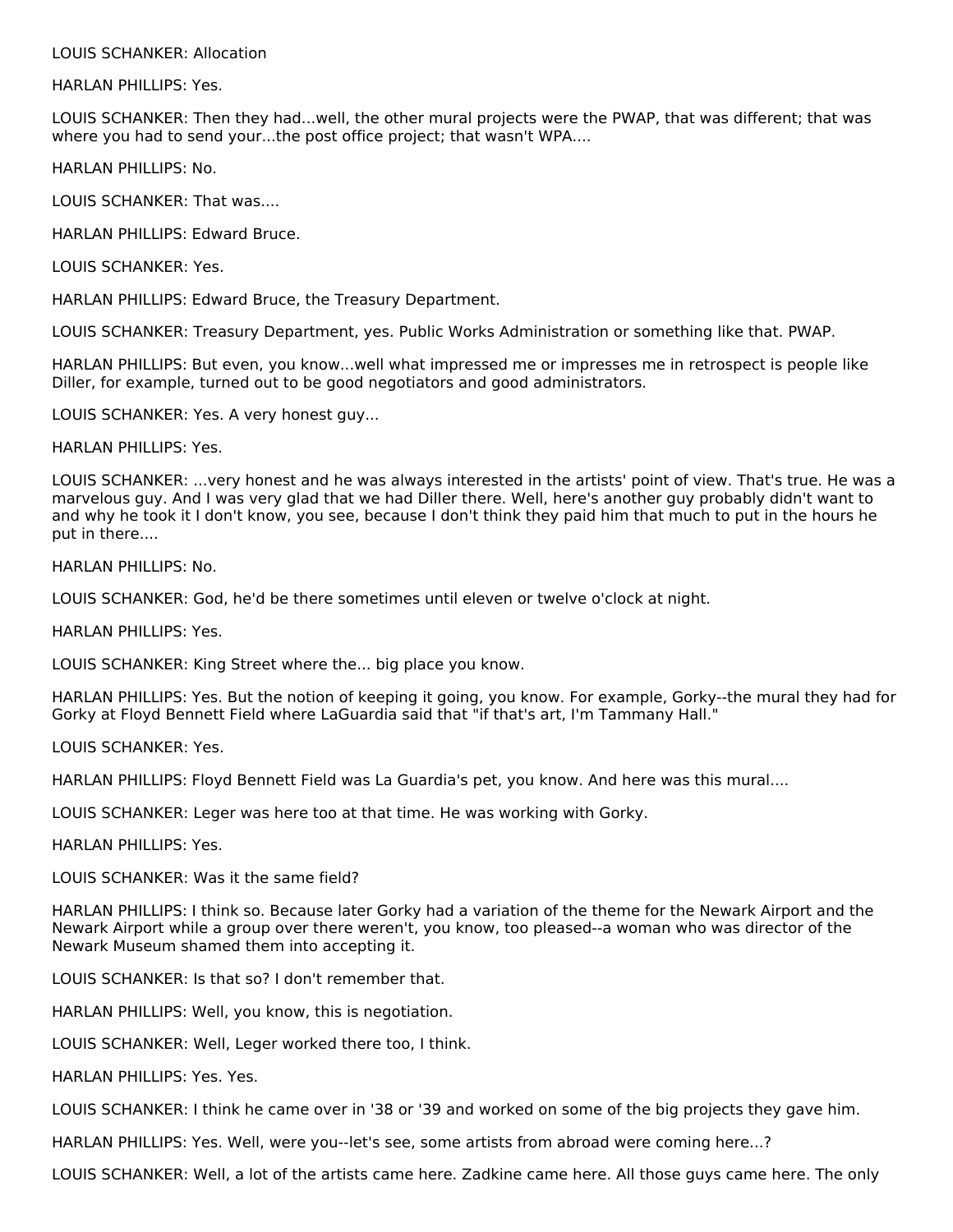LOUIS SCHANKER: Allocation

HARLAN PHILLIPS: Yes.

LOUIS SCHANKER: Then they had...well, the other mural projects were the PWAP, that was different; that was where you had to send your...the post office project; that wasn't WPA....

HARLAN PHILLIPS: No.

LOUIS SCHANKER: That was....

HARLAN PHILLIPS: Edward Bruce.

LOUIS SCHANKER: Yes.

HARLAN PHILLIPS: Edward Bruce, the Treasury Department.

LOUIS SCHANKER: Treasury Department, yes. Public Works Administration or something like that. PWAP.

HARLAN PHILLIPS: But even, you know...well what impressed me or impresses me in retrospect is people like Diller, for example, turned out to be good negotiators and good administrators.

LOUIS SCHANKER: Yes. A very honest guy...

HARLAN PHILLIPS: Yes.

LOUIS SCHANKER: ...very honest and he was always interested in the artists' point of view. That's true. He was a marvelous guy. And I was very glad that we had Diller there. Well, here's another guy probably didn't want to and why he took it I don't know, you see, because I don't think they paid him that much to put in the hours he put in there....

HARLAN PHILLIPS: No.

LOUIS SCHANKER: God, he'd be there sometimes until eleven or twelve o'clock at night.

HARLAN PHILLIPS: Yes.

LOUIS SCHANKER: King Street where the... big place you know.

HARLAN PHILLIPS: Yes. But the notion of keeping it going, you know. For example, Gorky--the mural they had for Gorky at Floyd Bennett Field where LaGuardia said that "if that's art, I'm Tammany Hall."

LOUIS SCHANKER: Yes.

HARLAN PHILLIPS: Floyd Bennett Field was La Guardia's pet, you know. And here was this mural....

LOUIS SCHANKER: Leger was here too at that time. He was working with Gorky.

HARLAN PHILLIPS: Yes.

LOUIS SCHANKER: Was it the same field?

HARLAN PHILLIPS: I think so. Because later Gorky had a variation of the theme for the Newark Airport and the Newark Airport while a group over there weren't, you know, too pleased--a woman who was director of the Newark Museum shamed them into accepting it.

LOUIS SCHANKER: Is that so? I don't remember that.

HARLAN PHILLIPS: Well, you know, this is negotiation.

LOUIS SCHANKER: Well, Leger worked there too, I think.

HARLAN PHILLIPS: Yes. Yes.

LOUIS SCHANKER: I think he came over in '38 or '39 and worked on some of the big projects they gave him.

HARLAN PHILLIPS: Yes. Well, were you--let's see, some artists from abroad were coming here...?

LOUIS SCHANKER: Well, a lot of the artists came here. Zadkine came here. All those guys came here. The only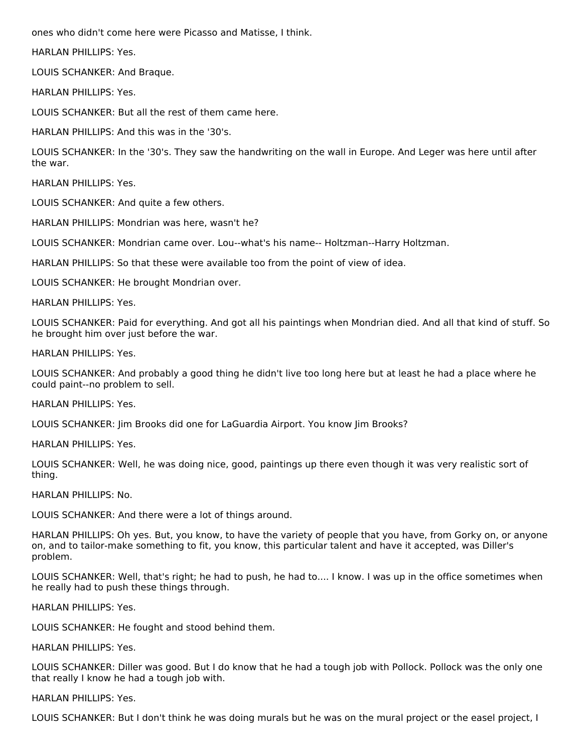ones who didn't come here were Picasso and Matisse, I think.

HARLAN PHILLIPS: Yes.

LOUIS SCHANKER: And Braque.

HARLAN PHILLIPS: Yes.

LOUIS SCHANKER: But all the rest of them came here.

HARLAN PHILLIPS: And this was in the '30's.

LOUIS SCHANKER: In the '30's. They saw the handwriting on the wall in Europe. And Leger was here until after the war.

HARLAN PHILLIPS: Yes.

LOUIS SCHANKER: And quite a few others.

HARLAN PHILLIPS: Mondrian was here, wasn't he?

LOUIS SCHANKER: Mondrian came over. Lou--what's his name-- Holtzman--Harry Holtzman.

HARLAN PHILLIPS: So that these were available too from the point of view of idea.

LOUIS SCHANKER: He brought Mondrian over.

HARLAN PHILLIPS: Yes.

LOUIS SCHANKER: Paid for everything. And got all his paintings when Mondrian died. And all that kind of stuff. So he brought him over just before the war.

HARLAN PHILLIPS: Yes.

LOUIS SCHANKER: And probably a good thing he didn't live too long here but at least he had a place where he could paint--no problem to sell.

HARLAN PHILLIPS: Yes.

LOUIS SCHANKER: Jim Brooks did one for LaGuardia Airport. You know Jim Brooks?

HARLAN PHILLIPS: Yes.

LOUIS SCHANKER: Well, he was doing nice, good, paintings up there even though it was very realistic sort of thing.

HARLAN PHILLIPS: No.

LOUIS SCHANKER: And there were a lot of things around.

HARLAN PHILLIPS: Oh yes. But, you know, to have the variety of people that you have, from Gorky on, or anyone on, and to tailor-make something to fit, you know, this particular talent and have it accepted, was Diller's problem.

LOUIS SCHANKER: Well, that's right; he had to push, he had to.... I know. I was up in the office sometimes when he really had to push these things through.

HARLAN PHILLIPS: Yes.

LOUIS SCHANKER: He fought and stood behind them.

HARLAN PHILLIPS: Yes.

LOUIS SCHANKER: Diller was good. But I do know that he had a tough job with Pollock. Pollock was the only one that really I know he had a tough job with.

HARLAN PHILLIPS: Yes.

LOUIS SCHANKER: But I don't think he was doing murals but he was on the mural project or the easel project, I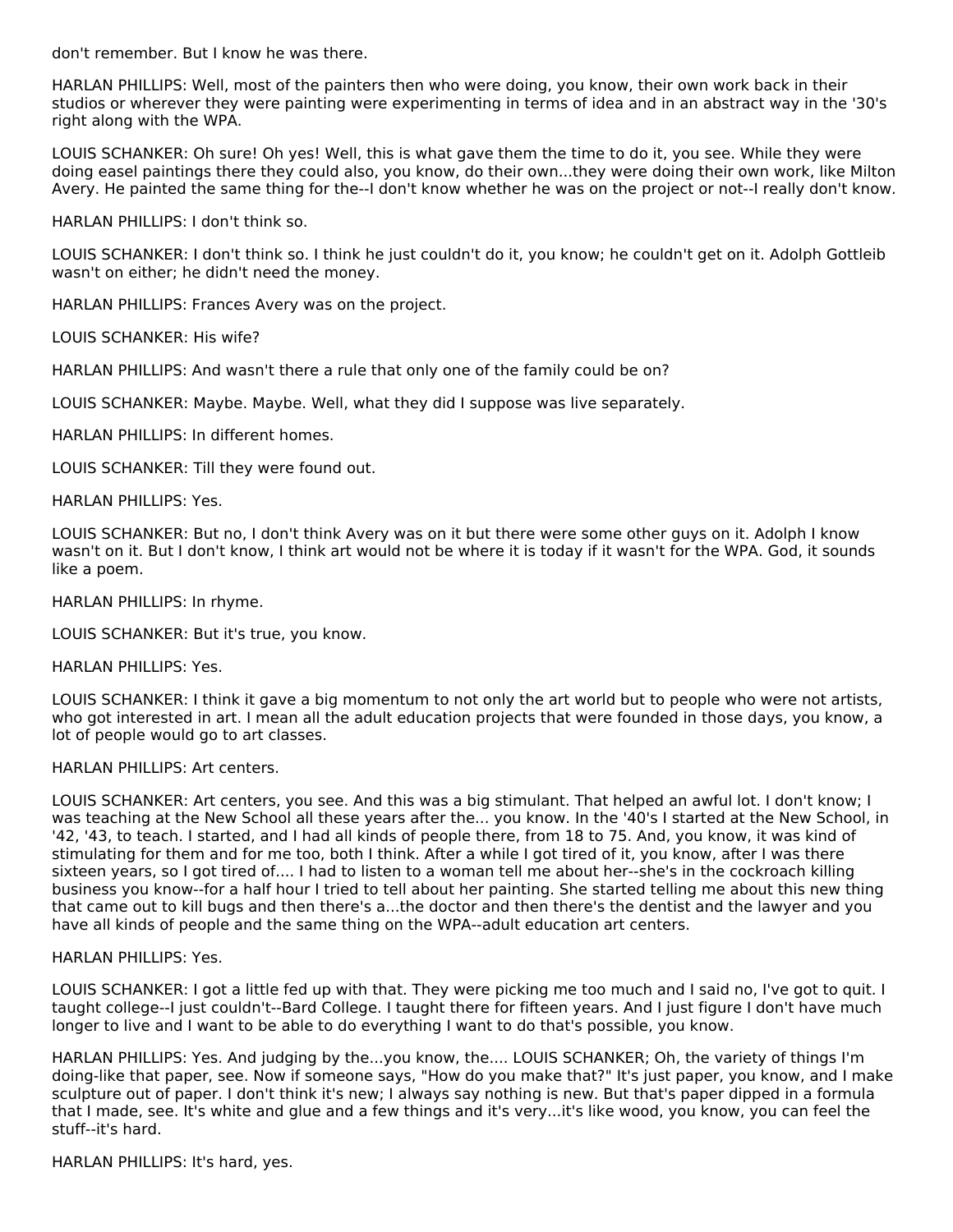don't remember. But I know he was there.

HARLAN PHILLIPS: Well, most of the painters then who were doing, you know, their own work back in their studios or wherever they were painting were experimenting in terms of idea and in an abstract way in the '30's right along with the WPA.

LOUIS SCHANKER: Oh sure! Oh yes! Well, this is what gave them the time to do it, you see. While they were doing easel paintings there they could also, you know, do their own...they were doing their own work, like Milton Avery. He painted the same thing for the--I don't know whether he was on the project or not--I really don't know.

HARLAN PHILLIPS: I don't think so.

LOUIS SCHANKER: I don't think so. I think he just couldn't do it, you know; he couldn't get on it. Adolph Gottlieb wasn't on either; he didn't need the money.

HARLAN PHILLIPS: Frances Avery was on the project.

LOUIS SCHANKER: His wife?

HARLAN PHILLIPS: And wasn't there a rule that only one of the family could be on?

LOUIS SCHANKER: Maybe. Maybe. Well, what they did I suppose was live separately.

HARLAN PHILLIPS: In different homes.

LOUIS SCHANKER: Till they were found out.

HARLAN PHILLIPS: Yes.

LOUIS SCHANKER: But no, I don't think Avery was on it but there were some other guys on it. Adolph I know wasn't on it. But I don't know, I think art would not be where it is today if it wasn't for the WPA. God, it sounds like a poem.

HARLAN PHILLIPS: In rhyme.

LOUIS SCHANKER: But it's true, you know.

HARLAN PHILLIPS: Yes.

LOUIS SCHANKER: I think it gave a big momentum to not only the art world but to people who were not artists, who got interested in art. I mean all the adult education projects that were founded in those days, you know, a lot of people would go to art classes.

HARLAN PHILLIPS: Art centers.

LOUIS SCHANKER: Art centers, you see. And this was a big stimulant. That helped an awful lot. I don't know; I was teaching at the New School all these years after the... you know. In the '40's I started at the New School, in '42, '43, to teach. I started, and I had all kinds of people there, from 18 to 75. And, you know, it was kind of stimulating for them and for me too, both I think. After a while I got tired of it, you know, after I was there sixteen years, so I got tired of.... I had to listen to a woman tell me about her--she's in the cockroach killing business you know--for a half hour I tried to tell about her painting. She started telling me about this new thing that came out to kill bugs and then there's a...the doctor and then there's the dentist and the lawyer and you have all kinds of people and the same thing on the WPA--adult education art centers.

HARLAN PHILLIPS: Yes.

LOUIS SCHANKER: I got a little fed up with that. They were picking me too much and I said no, I've got to quit. I taught college--I just couldn't--Bard College. I taught there for fifteen years. And I just figure I don't have much longer to live and I want to be able to do everything I want to do that's possible, you know.

HARLAN PHILLIPS: Yes. And judging by the...you know, the.... LOUIS SCHANKER; Oh, the variety of things I'm doing-like that paper, see. Now if someone says, "How do you make that?" It's just paper, you know, and I make sculpture out of paper. I don't think it's new; I always say nothing is new. But that's paper dipped in a formula that I made, see. It's white and glue and a few things and it's very...it's like wood, you know, you can feel the stuff--it's hard.

HARLAN PHILLIPS: It's hard, yes.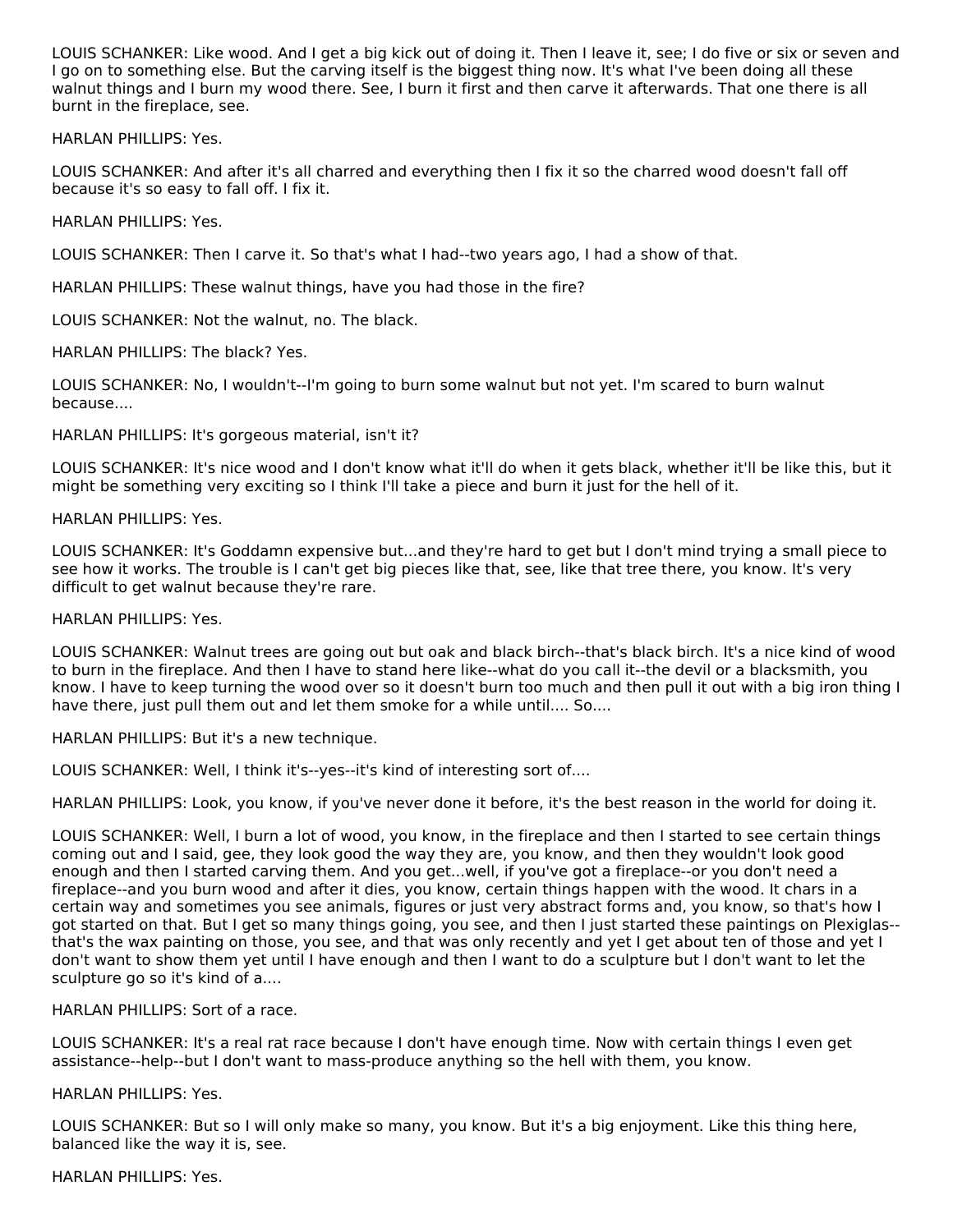LOUIS SCHANKER: Like wood. And I get a big kick out of doing it. Then I leave it, see; I do five or six or seven and I go on to something else. But the carving itself is the biggest thing now. It's what I've been doing all these walnut things and I burn my wood there. See, I burn it first and then carve it afterwards. That one there is all burnt in the fireplace, see.

HARLAN PHILLIPS: Yes.

LOUIS SCHANKER: And after it's all charred and everything then I fix it so the charred wood doesn't fall off because it's so easy to fall off. I fix it.

HARLAN PHILLIPS: Yes.

LOUIS SCHANKER: Then I carve it. So that's what I had--two years ago, I had a show of that.

HARLAN PHILLIPS: These walnut things, have you had those in the fire?

LOUIS SCHANKER: Not the walnut, no. The black.

HARLAN PHILLIPS: The black? Yes.

LOUIS SCHANKER: No, I wouldn't--I'm going to burn some walnut but not yet. I'm scared to burn walnut because....

HARLAN PHILLIPS: It's gorgeous material, isn't it?

LOUIS SCHANKER: It's nice wood and I don't know what it'll do when it gets black, whether it'll be like this, but it might be something very exciting so I think I'll take a piece and burn it just for the hell of it.

HARLAN PHILLIPS: Yes.

LOUIS SCHANKER: It's Goddamn expensive but...and they're hard to get but I don't mind trying a small piece to see how it works. The trouble is I can't get big pieces like that, see, like that tree there, you know. It's very difficult to get walnut because they're rare.

HARLAN PHILLIPS: Yes.

LOUIS SCHANKER: Walnut trees are going out but oak and black birch--that's black birch. It's a nice kind of wood to burn in the fireplace. And then I have to stand here like--what do you call it--the devil or a blacksmith, you know. I have to keep turning the wood over so it doesn't burn too much and then pull it out with a big iron thing I have there, just pull them out and let them smoke for a while until.... So....

HARLAN PHILLIPS: But it's a new technique.

LOUIS SCHANKER: Well, I think it's--yes--it's kind of interesting sort of....

HARLAN PHILLIPS: Look, you know, if you've never done it before, it's the best reason in the world for doing it.

LOUIS SCHANKER: Well, I burn a lot of wood, you know, in the fireplace and then I started to see certain things coming out and I said, gee, they look good the way they are, you know, and then they wouldn't look good enough and then I started carving them. And you get...well, if you've got a fireplace--or you don't need a fireplace--and you burn wood and after it dies, you know, certain things happen with the wood. It chars in a certain way and sometimes you see animals, figures or just very abstract forms and, you know, so that's how I got started on that. But I get so many things going, you see, and then I just started these paintings on Plexiglas--that's the wax painting on those, you see, and that was only recently and yet I get about ten of those and yet I don't want to show them yet until I have enough and then I want to do a sculpture but I don't want to let the sculpture go so it's kind of a....

HARLAN PHILLIPS: Sort of a race.

LOUIS SCHANKER: It's a real rat race because I don't have enough time. Now with certain things I even get assistance--help--but I don't want to mass-produce anything so the hell with them, you know.

HARLAN PHILLIPS: Yes.

LOUIS SCHANKER: But so I will only make so many, you know. But it's a big enjoyment. Like this thing here, balanced like the way it is, see.

HARLAN PHILLIPS: Yes.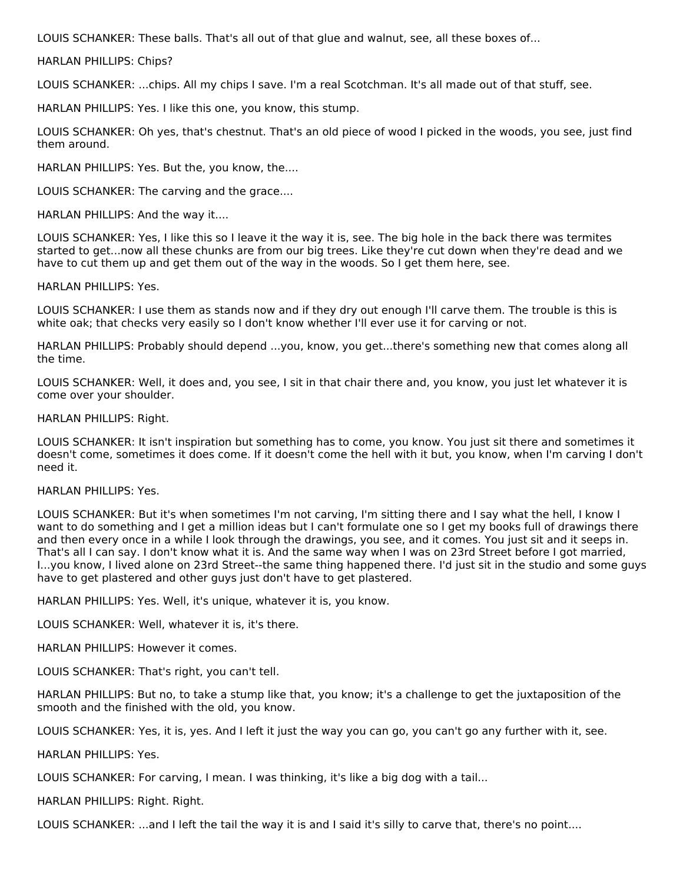LOUIS SCHANKER: These balls. That's all out of that glue and walnut, see, all these boxes of...

HARLAN PHILLIPS: Chips?

LOUIS SCHANKER: ...chips. All my chips I save. I'm a real Scotchman. It's all made out of that stuff, see.

HARLAN PHILLIPS: Yes. I like this one, you know, this stump.

LOUIS SCHANKER: Oh yes, that's chestnut. That's an old piece of wood I picked in the woods, you see, just find them around.

HARLAN PHILLIPS: Yes. But the, you know, the....

LOUIS SCHANKER: The carving and the grace....

HARLAN PHILLIPS: And the way it....

LOUIS SCHANKER: Yes, I like this so I leave it the way it is, see. The big hole in the back there was termites started to get...now all these chunks are from our big trees. Like they're cut down when they're dead and we have to cut them up and get them out of the way in the woods. So I get them here, see.

HARLAN PHILLIPS: Yes.

LOUIS SCHANKER: I use them as stands now and if they dry out enough I'll carve them. The trouble is this is white oak; that checks very easily so I don't know whether I'll ever use it for carving or not.

HARLAN PHILLIPS: Probably should depend ...you, know, you get...there's something new that comes along all the time.

LOUIS SCHANKER: Well, it does and, you see, I sit in that chair there and, you know, you just let whatever it is come over your shoulder.

HARLAN PHILLIPS: Right.

LOUIS SCHANKER: It isn't inspiration but something has to come, you know. You just sit there and sometimes it doesn't come, sometimes it does come. If it doesn't come the hell with it but, you know, when I'm carving I don't need it.

HARLAN PHILLIPS: Yes.

LOUIS SCHANKER: But it's when sometimes I'm not carving, I'm sitting there and I say what the hell, I know I want to do something and I get a million ideas but I can't formulate one so I get my books full of drawings there and then every once in a while I look through the drawings, you see, and it comes. You just sit and it seeps in. That's all I can say. I don't know what it is. And the same way when I was on 23rd Street before I got married, I...you know, I lived alone on 23rd Street--the same thing happened there. I'd just sit in the studio and some guys have to get plastered and other guys just don't have to get plastered.

HARLAN PHILLIPS: Yes. Well, it's unique, whatever it is, you know.

LOUIS SCHANKER: Well, whatever it is, it's there.

HARLAN PHILLIPS: However it comes.

LOUIS SCHANKER: That's right, you can't tell.

HARLAN PHILLIPS: But no, to take a stump like that, you know; it's a challenge to get the juxtaposition of the smooth and the finished with the old, you know.

LOUIS SCHANKER: Yes, it is, yes. And I left it just the way you can go, you can't go any further with it, see.

HARLAN PHILLIPS: Yes.

LOUIS SCHANKER: For carving, I mean. I was thinking, it's like a big dog with a tail...

HARLAN PHILLIPS: Right. Right.

LOUIS SCHANKER: ...and I left the tail the way it is and I said it's silly to carve that, there's no point....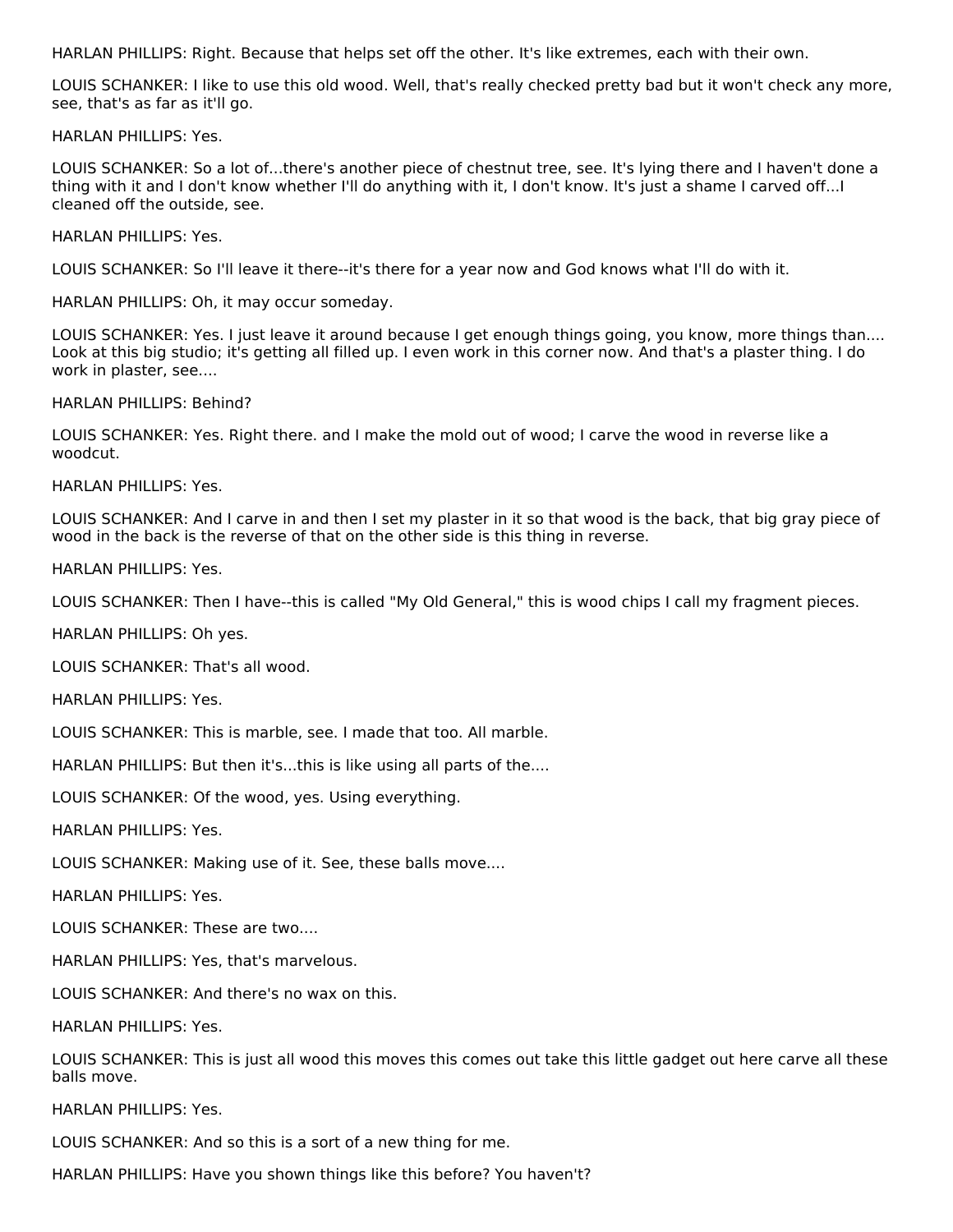HARLAN PHILLIPS: Right. Because that helps set off the other. It's like extremes, each with their own.

LOUIS SCHANKER: I like to use this old wood. Well, that's really checked pretty bad but it won't check any more, see, that's as far as it'll go.

HARLAN PHILLIPS: Yes.

LOUIS SCHANKER: So a lot of...there's another piece of chestnut tree, see. It's lying there and I haven't done a thing with it and I don't know whether I'll do anything with it, I don't know. It's just a shame I carved off...I cleaned off the outside, see.

HARLAN PHILLIPS: Yes.

LOUIS SCHANKER: So I'll leave it there--it's there for a year now and God knows what I'll do with it.

HARLAN PHILLIPS: Oh, it may occur someday.

LOUIS SCHANKER: Yes. I just leave it around because I get enough things going, you know, more things than.... Look at this big studio; it's getting all filled up. I even work in this corner now. And that's a plaster thing. I do work in plaster, see....

HARLAN PHILLIPS: Behind?

LOUIS SCHANKER: Yes. Right there. and I make the mold out of wood; I carve the wood in reverse like a woodcut.

HARLAN PHILLIPS: Yes.

LOUIS SCHANKER: And I carve in and then I set my plaster in it so that wood is the back, that big gray piece of wood in the back is the reverse of that on the other side is this thing in reverse.

HARLAN PHILLIPS: Yes.

LOUIS SCHANKER: Then I have--this is called "My Old General," this is wood chips I call my fragment pieces.

HARLAN PHILLIPS: Oh yes.

LOUIS SCHANKER: That's all wood.

HARLAN PHILLIPS: Yes.

LOUIS SCHANKER: This is marble, see. I made that too. All marble.

HARLAN PHILLIPS: But then it's...this is like using all parts of the....

LOUIS SCHANKER: Of the wood, yes. Using everything.

HARLAN PHILLIPS: Yes.

LOUIS SCHANKER: Making use of it. See, these balls move....

HARLAN PHILLIPS: Yes.

LOUIS SCHANKER: These are two....

HARLAN PHILLIPS: Yes, that's marvelous.

LOUIS SCHANKER: And there's no wax on this.

HARLAN PHILLIPS: Yes.

LOUIS SCHANKER: This is just all wood this moves this comes out take this little gadget out here carve all these balls move.

HARLAN PHILLIPS: Yes.

LOUIS SCHANKER: And so this is a sort of a new thing for me.

HARLAN PHILLIPS: Have you shown things like this before? You haven't?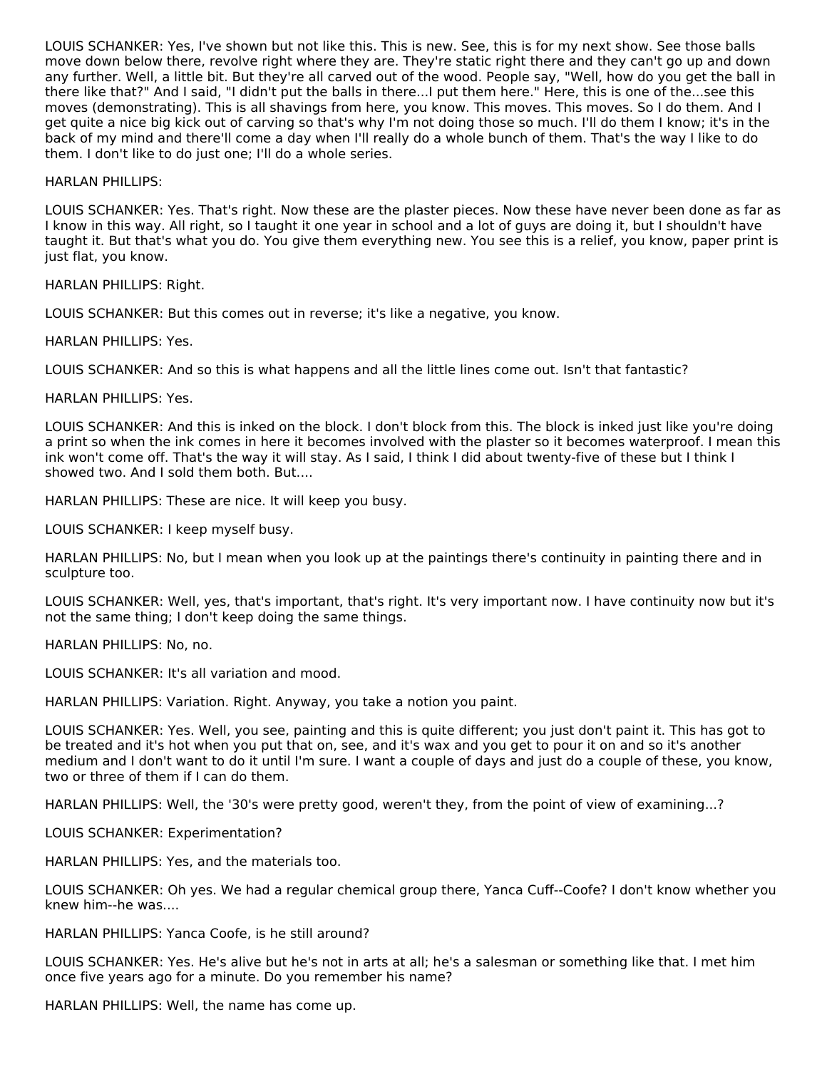LOUIS SCHANKER: Yes, I've shown but not like this. This is new. See, this is for my next show. See those balls move down below there, revolve right where they are. They're static right there and they can't go up and down any further. Well, a little bit. But they're all carved out of the wood. People say, "Well, how do you get the ball in there like that?" And I said, "I didn't put the balls in there...I put them here." Here, this is one of the...see this moves (demonstrating). This is all shavings from here, you know. This moves. This moves. So I do them. And I get quite a nice big kick out of carving so that's why I'm not doing those so much. I'll do them I know; it's in the back of my mind and there'll come a day when I'll really do a whole bunch of them. That's the way I like to do them. I don't like to do just one; I'll do a whole series.

HARLAN PHILLIPS:

LOUIS SCHANKER: Yes. That's right. Now these are the plaster pieces. Now these have never been done as far as I know in this way. All right, so I taught it one year in school and a lot of guys are doing it, but I shouldn't have taught it. But that's what you do. You give them everything new. You see this is a relief, you know, paper print is just flat, you know.

HARLAN PHILLIPS: Right.

LOUIS SCHANKER: But this comes out in reverse; it's like a negative, you know.

HARLAN PHILLIPS: Yes.

LOUIS SCHANKER: And so this is what happens and all the little lines come out. Isn't that fantastic?

HARLAN PHILLIPS: Yes.

LOUIS SCHANKER: And this is inked on the block. I don't block from this. The block is inked just like you're doing a print so when the ink comes in here it becomes involved with the plaster so it becomes waterproof. I mean this ink won't come off. That's the way it will stay. As I said, I think I did about twenty-five of these but I think I showed two. And I sold them both. But....

HARLAN PHILLIPS: These are nice. It will keep you busy.

LOUIS SCHANKER: I keep myself busy.

HARLAN PHILLIPS: No, but I mean when you look up at the paintings there's continuity in painting there and in sculpture too.

LOUIS SCHANKER: Well, yes, that's important, that's right. It's very important now. I have continuity now but it's not the same thing; I don't keep doing the same things.

HARLAN PHILLIPS: No, no.

LOUIS SCHANKER: It's all variation and mood.

HARLAN PHILLIPS: Variation. Right. Anyway, you take a notion you paint.

LOUIS SCHANKER: Yes. Well, you see, painting and this is quite different; you just don't paint it. This has got to be treated and it's hot when you put that on, see, and it's wax and you get to pour it on and so it's another medium and I don't want to do it until I'm sure. I want a couple of days and just do a couple of these, you know, two or three of them if I can do them.

HARLAN PHILLIPS: Well, the '30's were pretty good, weren't they, from the point of view of examining...?

LOUIS SCHANKER: Experimentation?

HARLAN PHILLIPS: Yes, and the materials too.

LOUIS SCHANKER: Oh yes. We had a regular chemical group there, Yanca Cuff--Coofe? I don't know whether you knew him--he was....

HARLAN PHILLIPS: Yanca Coofe, is he still around?

LOUIS SCHANKER: Yes. He's alive but he's not in arts at all; he's a salesman or something like that. I met him once five years ago for a minute. Do you remember his name?

HARLAN PHILLIPS: Well, the name has come up.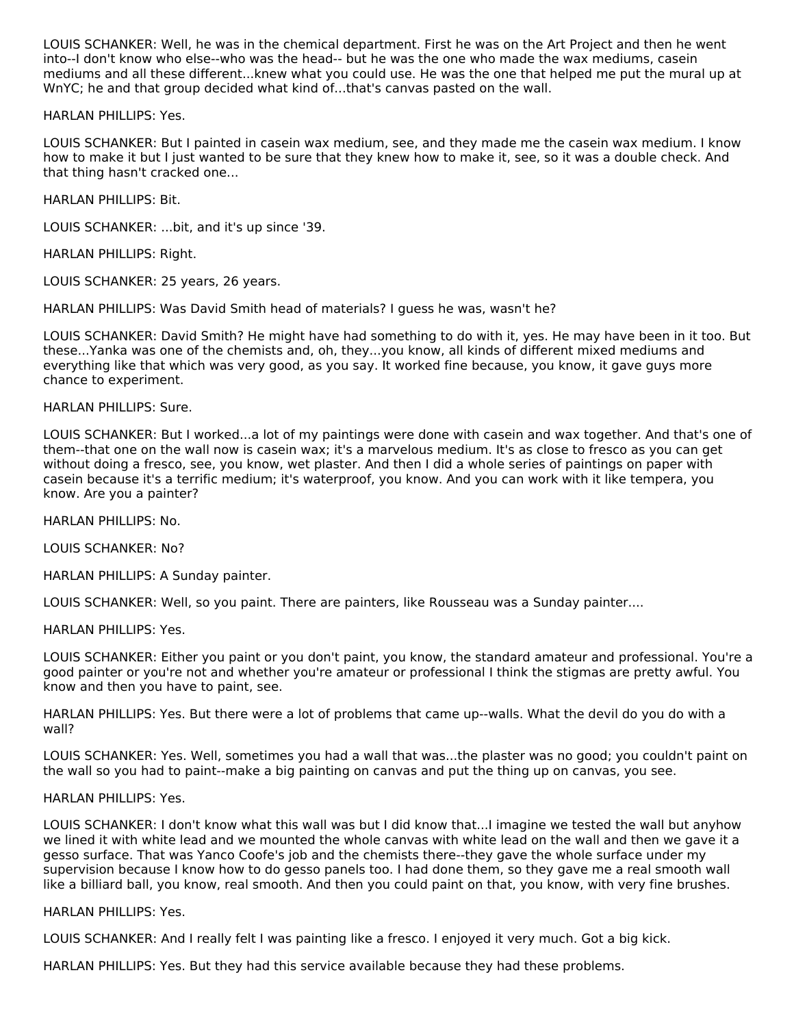LOUIS SCHANKER: Well, he was in the chemical department. First he was on the Art Project and then he went into--I don't know who else--who was the head-- but he was the one who made the wax mediums, casein mediums and all these different...knew what you could use. He was the one that helped me put the mural up at WnYC; he and that group decided what kind of...that's canvas pasted on the wall.

HARLAN PHILLIPS: Yes.

LOUIS SCHANKER: But I painted in casein wax medium, see, and they made me the casein wax medium. I know how to make it but I just wanted to be sure that they knew how to make it, see, so it was a double check. And that thing hasn't cracked one...

HARLAN PHILLIPS: Bit.

LOUIS SCHANKER: ...bit, and it's up since '39.

HARLAN PHILLIPS: Right.

LOUIS SCHANKER: 25 years, 26 years.

HARLAN PHILLIPS: Was David Smith head of materials? I guess he was, wasn't he?

LOUIS SCHANKER: David Smith? He might have had something to do with it, yes. He may have been in it too. But these...Yanka was one of the chemists and, oh, they...you know, all kinds of different mixed mediums and everything like that which was very good, as you say. It worked fine because, you know, it gave guys more chance to experiment.

HARLAN PHILLIPS: Sure.

LOUIS SCHANKER: But I worked...a lot of my paintings were done with casein and wax together. And that's one of them--that one on the wall now is casein wax; it's a marvelous medium. It's as close to fresco as you can get without doing a fresco, see, you know, wet plaster. And then I did a whole series of paintings on paper with casein because it's a terrific medium; it's waterproof, you know. And you can work with it like tempera, you know. Are you a painter?

HARLAN PHILLIPS: No.

LOUIS SCHANKER: No?

HARLAN PHILLIPS: A Sunday painter.

LOUIS SCHANKER: Well, so you paint. There are painters, like Rousseau was a Sunday painter....

HARLAN PHILLIPS: Yes.

LOUIS SCHANKER: Either you paint or you don't paint, you know, the standard amateur and professional. You're a good painter or you're not and whether you're amateur or professional I think the stigmas are pretty awful. You know and then you have to paint, see.

HARLAN PHILLIPS: Yes. But there were a lot of problems that came up--walls. What the devil do you do with a wall?

LOUIS SCHANKER: Yes. Well, sometimes you had a wall that was...the plaster was no good; you couldn't paint on the wall so you had to paint--make a big painting on canvas and put the thing up on canvas, you see.

HARLAN PHILLIPS: Yes.

LOUIS SCHANKER: I don't know what this wall was but I did know that...I imagine we tested the wall but anyhow we lined it with white lead and we mounted the whole canvas with white lead on the wall and then we gave it a gesso surface. That was Yanco Coofe's job and the chemists there--they gave the whole surface under my supervision because I know how to do gesso panels too. I had done them, so they gave me a real smooth wall like a billiard ball, you know, real smooth. And then you could paint on that, you know, with very fine brushes.

HARLAN PHILLIPS: Yes.

LOUIS SCHANKER: And I really felt I was painting like a fresco. I enjoyed it very much. Got a big kick.

HARLAN PHILLIPS: Yes. But they had this service available because they had these problems.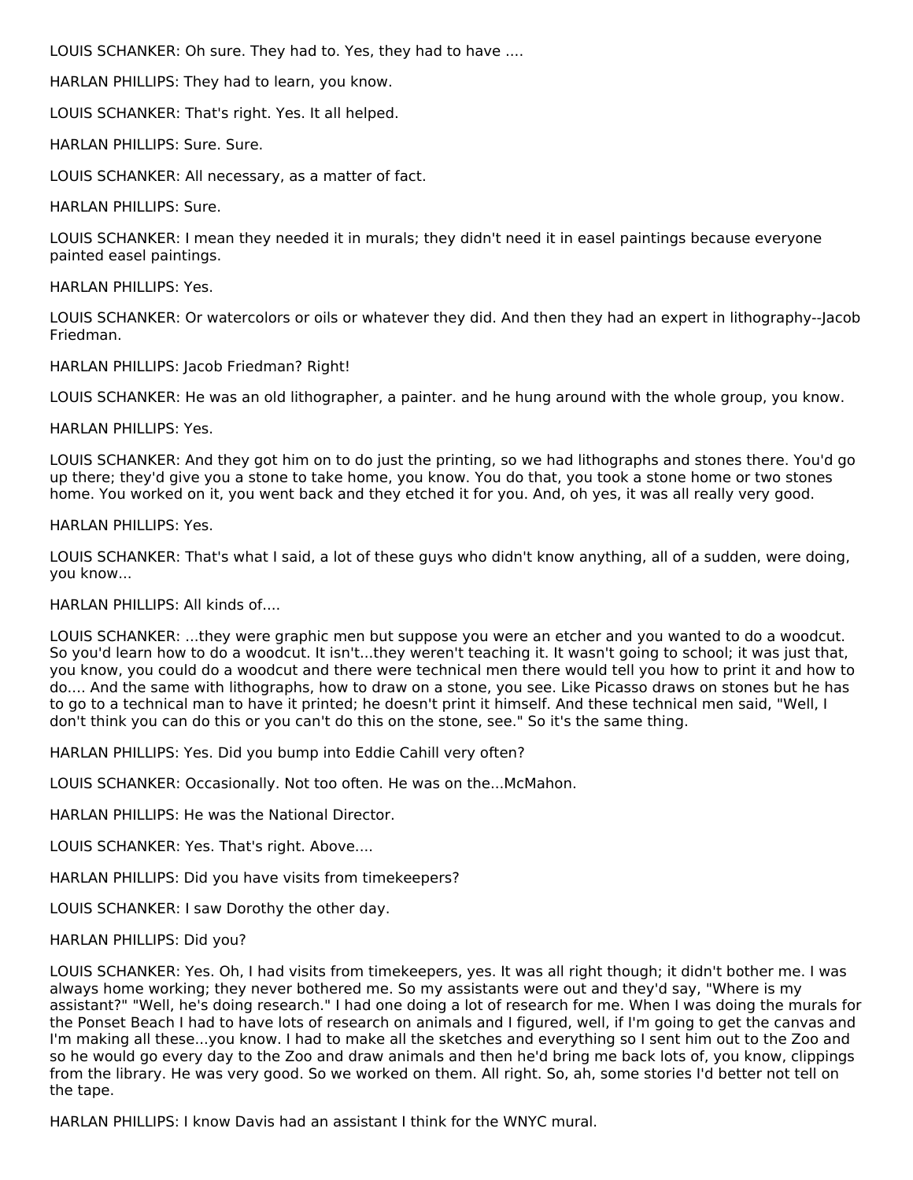LOUIS SCHANKER: Oh sure. They had to. Yes, they had to have ....

HARLAN PHILLIPS: They had to learn, you know.

LOUIS SCHANKER: That's right. Yes. It all helped.

HARLAN PHILLIPS: Sure. Sure.

LOUIS SCHANKER: All necessary, as a matter of fact.

HARLAN PHILLIPS: Sure.

LOUIS SCHANKER: I mean they needed it in murals; they didn't need it in easel paintings because everyone painted easel paintings.

HARLAN PHILLIPS: Yes.

LOUIS SCHANKER: Or watercolors or oils or whatever they did. And then they had an expert in lithography--Jacob Friedman.

HARLAN PHILLIPS: Jacob Friedman? Right!

LOUIS SCHANKER: He was an old lithographer, a painter. and he hung around with the whole group, you know.

HARLAN PHILLIPS: Yes.

LOUIS SCHANKER: And they got him on to do just the printing, so we had lithographs and stones there. You'd go up there; they'd give you a stone to take home, you know. You do that, you took a stone home or two stones home. You worked on it, you went back and they etched it for you. And, oh yes, it was all really very good.

HARLAN PHILLIPS: Yes.

LOUIS SCHANKER: That's what I said, a lot of these guys who didn't know anything, all of a sudden, were doing, you know...

HARLAN PHILLIPS: All kinds of....

LOUIS SCHANKER: ...they were graphic men but suppose you were an etcher and you wanted to do a woodcut. So you'd learn how to do a woodcut. It isn't...they weren't teaching it. It wasn't going to school; it was just that, you know, you could do a woodcut and there were technical men there would tell you how to print it and how to do.... And the same with lithographs, how to draw on a stone, you see. Like Picasso draws on stones but he has to go to a technical man to have it printed; he doesn't print it himself. And these technical men said, "Well, I don't think you can do this or you can't do this on the stone, see." So it's the same thing.

HARLAN PHILLIPS: Yes. Did you bump into Eddie Cahill very often?

LOUIS SCHANKER: Occasionally. Not too often. He was on the...McMahon.

HARLAN PHILLIPS: He was the National Director.

LOUIS SCHANKER: Yes. That's right. Above....

HARLAN PHILLIPS: Did you have visits from timekeepers?

LOUIS SCHANKER: I saw Dorothy the other day.

HARLAN PHILLIPS: Did you?

LOUIS SCHANKER: Yes. Oh, I had visits from timekeepers, yes. It was all right though; it didn't bother me. I was always home working; they never bothered me. So my assistants were out and they'd say, "Where is my assistant?" "Well, he's doing research." I had one doing a lot of research for me. When I was doing the murals for the Ponset Beach I had to have lots of research on animals and I figured, well, if I'm going to get the canvas and I'm making all these...you know. I had to make all the sketches and everything so I sent him out to the Zoo and so he would go every day to the Zoo and draw animals and then he'd bring me back lots of, you know, clippings from the library. He was very good. So we worked on them. All right. So, ah, some stories I'd better not tell on the tape.

HARLAN PHILLIPS: I know Davis had an assistant I think for the WNYC mural.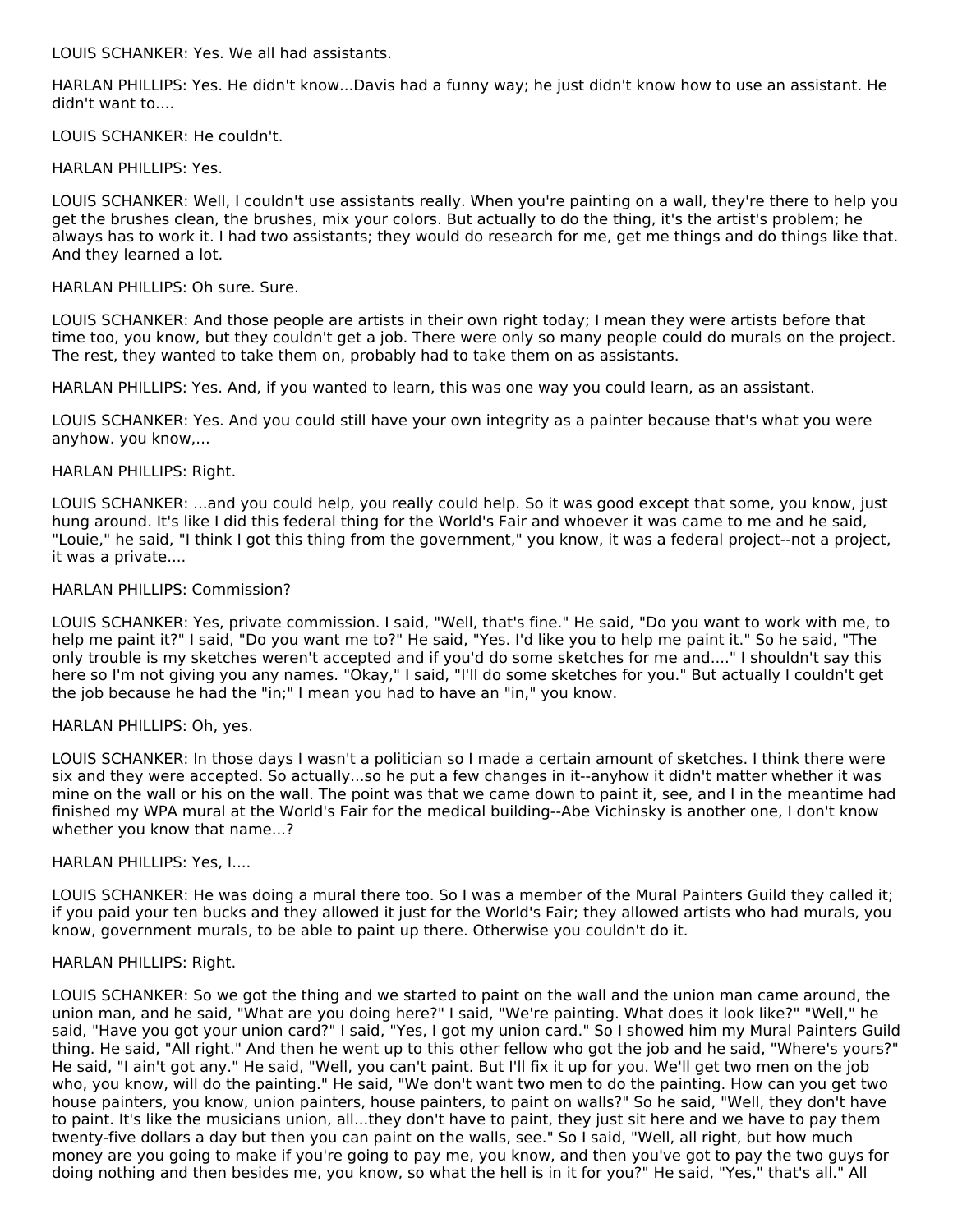LOUIS SCHANKER: Yes. We all had assistants.

HARLAN PHILLIPS: Yes. He didn't know...Davis had a funny way; he just didn't know how to use an assistant. He didn't want to....

LOUIS SCHANKER: He couldn't.

HARLAN PHILLIPS: Yes.

LOUIS SCHANKER: Well, I couldn't use assistants really. When you're painting on a wall, they're there to help you get the brushes clean, the brushes, mix your colors. But actually to do the thing, it's the artist's problem; he always has to work it. I had two assistants; they would do research for me, get me things and do things like that. And they learned a lot.

HARLAN PHILLIPS: Oh sure. Sure.

LOUIS SCHANKER: And those people are artists in their own right today; I mean they were artists before that time too, you know, but they couldn't get a job. There were only so many people could do murals on the project. The rest, they wanted to take them on, probably had to take them on as assistants.

HARLAN PHILLIPS: Yes. And, if you wanted to learn, this was one way you could learn, as an assistant.

LOUIS SCHANKER: Yes. And you could still have your own integrity as a painter because that's what you were anyhow. you know,...

HARLAN PHILLIPS: Right.

LOUIS SCHANKER: ...and you could help, you really could help. So it was good except that some, you know, just hung around. It's like I did this federal thing for the World's Fair and whoever it was came to me and he said, "Louie," he said, "I think I got this thing from the government," you know, it was a federal project--not a project, it was a private....

HARLAN PHILLIPS: Commission?

LOUIS SCHANKER: Yes, private commission. I said, "Well, that's fine." He said, "Do you want to work with me, to help me paint it?" I said, "Do you want me to?" He said, "Yes. I'd like you to help me paint it." So he said, "The only trouble is my sketches weren't accepted and if you'd do some sketches for me and...." I shouldn't say this here so I'm not giving you any names. "Okay," I said, "I'll do some sketches for you." But actually I couldn't get the job because he had the "in;" I mean you had to have an "in," you know.

HARLAN PHILLIPS: Oh, yes.

LOUIS SCHANKER: In those days I wasn't a politician so I made a certain amount of sketches. I think there were six and they were accepted. So actually...so he put a few changes in it--anyhow it didn't matter whether it was mine on the wall or his on the wall. The point was that we came down to paint it, see, and I in the meantime had finished my WPA mural at the World's Fair for the medical building--Abe Vichinsky is another one, I don't know whether you know that name...?

HARLAN PHILLIPS: Yes, I....

LOUIS SCHANKER: He was doing a mural there too. So I was a member of the Mural Painters Guild they called it; if you paid your ten bucks and they allowed it just for the World's Fair; they allowed artists who had murals, you know, government murals, to be able to paint up there. Otherwise you couldn't do it.

HARLAN PHILLIPS: Right.

LOUIS SCHANKER: So we got the thing and we started to paint on the wall and the union man came around, the union man, and he said, "What are you doing here?" I said, "We're painting. What does it look like?" "Well," he said, "Have you got your union card?" I said, "Yes, I got my union card." So I showed him my Mural Painters Guild thing. He said, "All right." And then he went up to this other fellow who got the job and he said, "Where's yours?" He said, "I ain't got any." He said, "Well, you can't paint. But I'll fix it up for you. We'll get two men on the job who, you know, will do the painting." He said, "We don't want two men to do the painting. How can you get two house painters, you know, union painters, house painters, to paint on walls?" So he said, "Well, they don't have to paint. It's like the musicians union, all...they don't have to paint, they just sit here and we have to pay them twenty-five dollars a day but then you can paint on the walls, see." So I said, "Well, all right, but how much money are you going to make if you're going to pay me, you know, and then you've got to pay the two guys for doing nothing and then besides me, you know, so what the hell is in it for you?" He said, "Yes," that's all." All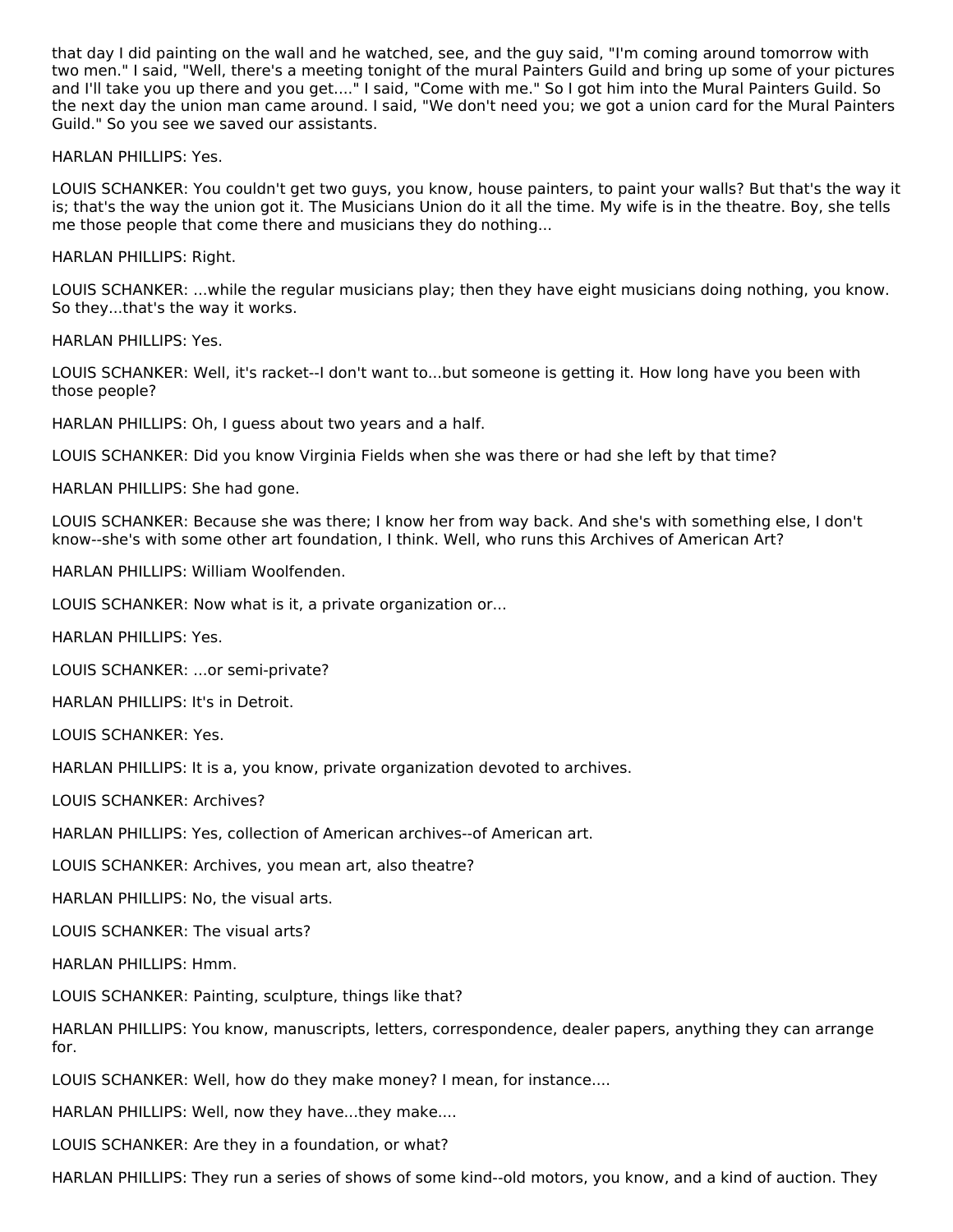that day I did painting on the wall and he watched, see, and the guy said, "I'm coming around tomorrow with two men." I said, "Well, there's a meeting tonight of the mural Painters Guild and bring up some of your pictures and I'll take you up there and you get...." I said, "Come with me." So I got him into the Mural Painters Guild. So the next day the union man came around. I said, "We don't need you; we got a union card for the Mural Painters Guild." So you see we saved our assistants.

HARLAN PHILLIPS: Yes.

LOUIS SCHANKER: You couldn't get two guys, you know, house painters, to paint your walls? But that's the way it is; that's the way the union got it. The Musicians Union do it all the time. My wife is in the theatre. Boy, she tells me those people that come there and musicians they do nothing...

HARLAN PHILLIPS: Right.

LOUIS SCHANKER: ...while the regular musicians play; then they have eight musicians doing nothing, you know. So they...that's the way it works.

HARLAN PHILLIPS: Yes.

LOUIS SCHANKER: Well, it's racket--I don't want to...but someone is getting it. How long have you been with those people?

HARLAN PHILLIPS: Oh, I guess about two years and a half.

LOUIS SCHANKER: Did you know Virginia Fields when she was there or had she left by that time?

HARLAN PHILLIPS: She had gone.

LOUIS SCHANKER: Because she was there; I know her from way back. And she's with something else, I don't know--she's with some other art foundation, I think. Well, who runs this Archives of American Art?

HARLAN PHILLIPS: William Woolfenden.

LOUIS SCHANKER: Now what is it, a private organization or...

HARLAN PHILLIPS: Yes.

LOUIS SCHANKER: ...or semi-private?

HARLAN PHILLIPS: It's in Detroit.

LOUIS SCHANKER: Yes.

HARLAN PHILLIPS: It is a, you know, private organization devoted to archives.

LOUIS SCHANKER: Archives?

HARLAN PHILLIPS: Yes, collection of American archives--of American art.

LOUIS SCHANKER: Archives, you mean art, also theatre?

HARLAN PHILLIPS: No, the visual arts.

LOUIS SCHANKER: The visual arts?

HARLAN PHILLIPS: Hmm.

LOUIS SCHANKER: Painting, sculpture, things like that?

HARLAN PHILLIPS: You know, manuscripts, letters, correspondence, dealer papers, anything they can arrange for.

LOUIS SCHANKER: Well, how do they make money? I mean, for instance....

HARLAN PHILLIPS: Well, now they have...they make....

LOUIS SCHANKER: Are they in a foundation, or what?

HARLAN PHILLIPS: They run a series of shows of some kind--old motors, you know, and a kind of auction. They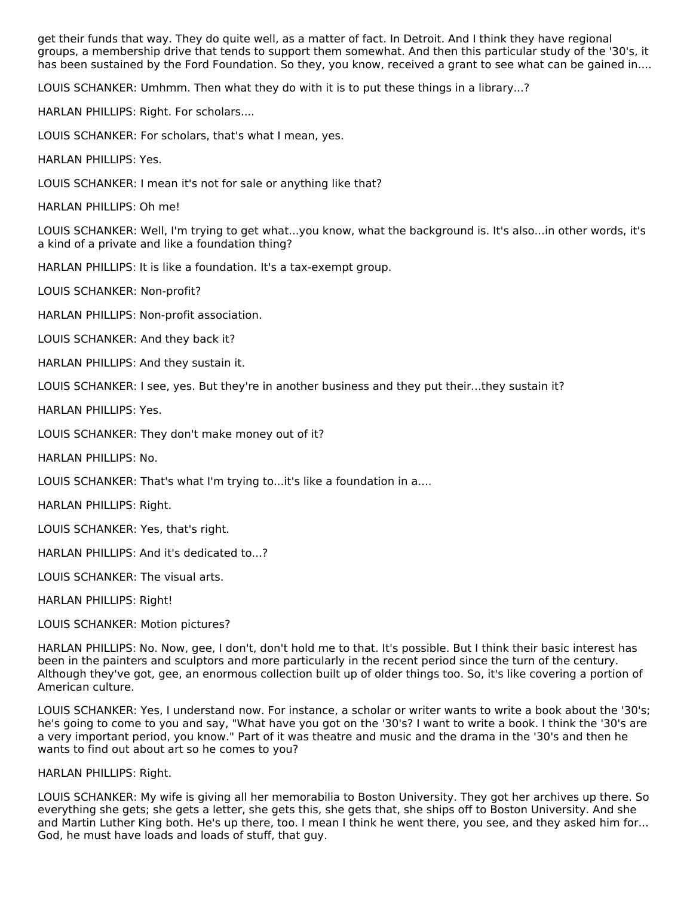get their funds that way. They do quite well, as a matter of fact. In Detroit. And I think they have regional groups, a membership drive that tends to support them somewhat. And then this particular study of the '30's, it has been sustained by the Ford Foundation. So they, you know, received a grant to see what can be gained in....

LOUIS SCHANKER: Umhmm. Then what they do with it is to put these things in a library...?

HARLAN PHILLIPS: Right. For scholars....

LOUIS SCHANKER: For scholars, that's what I mean, yes.

HARLAN PHILLIPS: Yes.

LOUIS SCHANKER: I mean it's not for sale or anything like that?

HARLAN PHILLIPS: Oh me!

LOUIS SCHANKER: Well, I'm trying to get what...you know, what the background is. It's also...in other words, it's a kind of a private and like a foundation thing?

HARLAN PHILLIPS: It is like a foundation. It's a tax-exempt group.

LOUIS SCHANKER: Non-profit?

HARLAN PHILLIPS: Non-profit association.

LOUIS SCHANKER: And they back it?

HARLAN PHILLIPS: And they sustain it.

LOUIS SCHANKER: I see, yes. But they're in another business and they put their...they sustain it?

HARLAN PHILLIPS: Yes.

LOUIS SCHANKER: They don't make money out of it?

HARLAN PHILLIPS: No.

LOUIS SCHANKER: That's what I'm trying to...it's like a foundation in a....

HARLAN PHILLIPS: Right.

LOUIS SCHANKER: Yes, that's right.

HARLAN PHILLIPS: And it's dedicated to...?

LOUIS SCHANKER: The visual arts.

HARLAN PHILLIPS: Right!

LOUIS SCHANKER: Motion pictures?

HARLAN PHILLIPS: No. Now, gee, I don't, don't hold me to that. It's possible. But I think their basic interest has been in the painters and sculptors and more particularly in the recent period since the turn of the century. Although they've got, gee, an enormous collection built up of older things too. So, it's like covering a portion of American culture.

LOUIS SCHANKER: Yes, I understand now. For instance, a scholar or writer wants to write a book about the '30's; he's going to come to you and say, "What have you got on the '30's? I want to write a book. I think the '30's are a very important period, you know." Part of it was theatre and music and the drama in the '30's and then he wants to find out about art so he comes to you?

HARLAN PHILLIPS: Right.

LOUIS SCHANKER: My wife is giving all her memorabilia to Boston University. They got her archives up there. So everything she gets; she gets a letter, she gets this, she gets that, she ships off to Boston University. And she and Martin Luther King both. He's up there, too. I mean I think he went there, you see, and they asked him for... God, he must have loads and loads of stuff, that guy.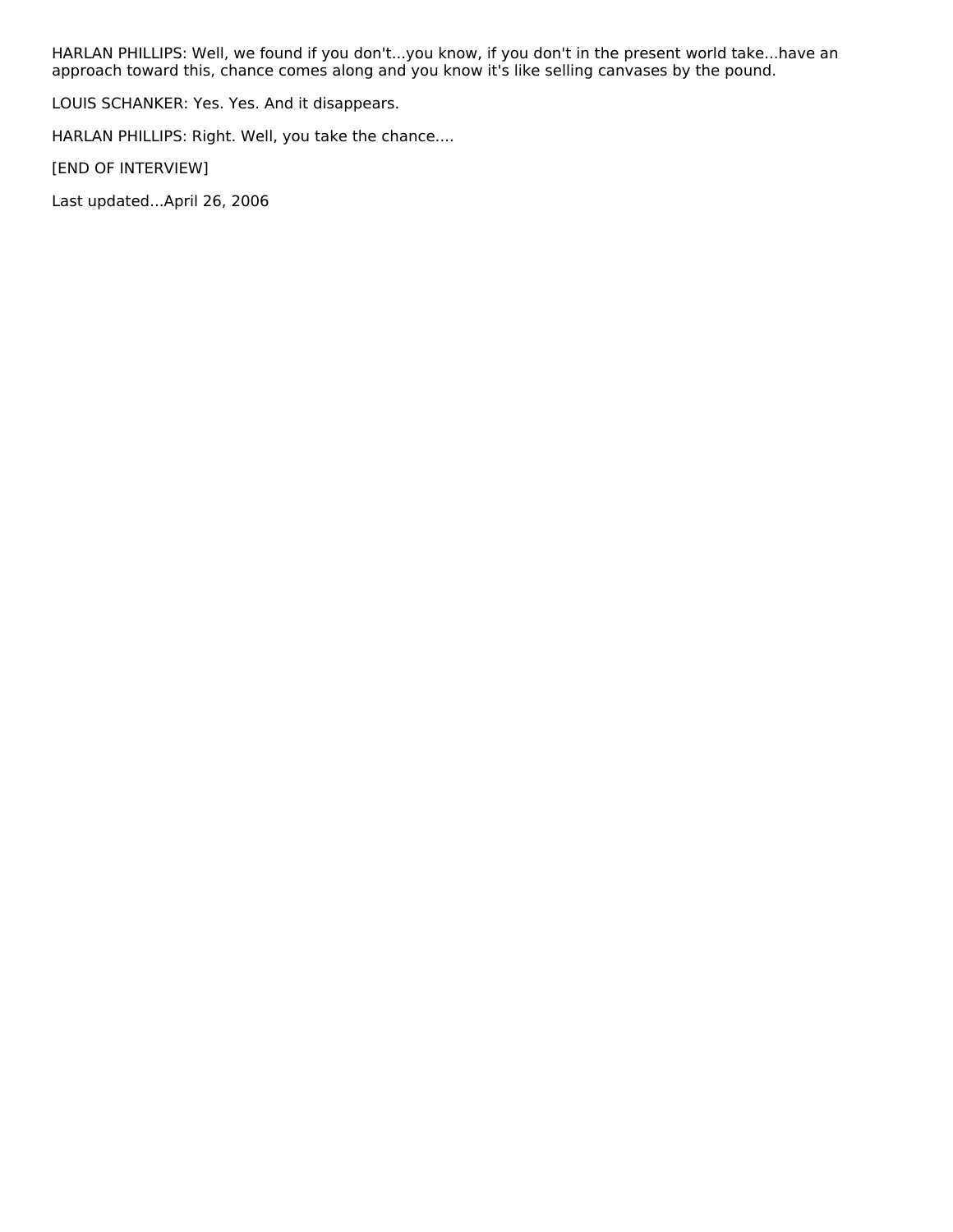HARLAN PHILLIPS: Well, we found if you don't...you know, if you don't in the present world take...have an approach toward this, chance comes along and you know it's like selling canvases by the pound.

LOUIS SCHANKER: Yes. Yes. And it disappears.

HARLAN PHILLIPS: Right. Well, you take the chance....

[END OF INTERVIEW]

Last updated...April 26, 2006